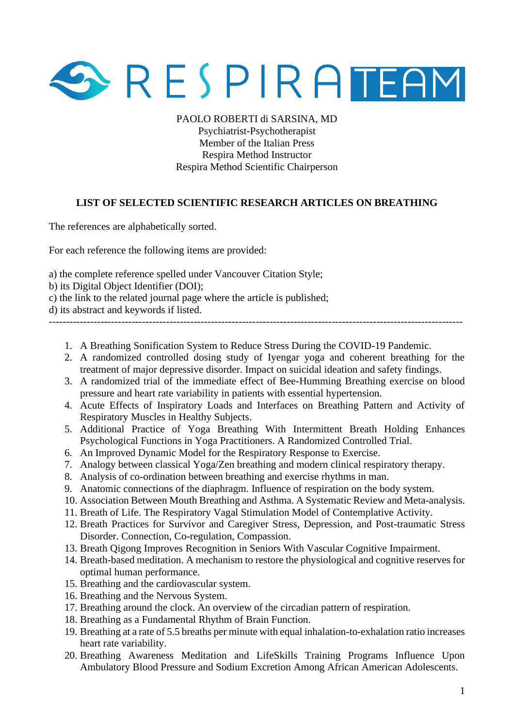# RESPIRA TEAM

PAOLO ROBERTI di SARSINA, MD  
Psychiatrist-Psychotherapist  
Member of the Italian Press  
Respira Method Instructor  
Respira Method Scientific Chairperson

## LIST OF SELECTED SCIENTIFIC RESEARCH ARTICLES ON BREATHING

The references are alphabetically sorted.

For each reference the following items are provided:

a) the complete reference spelled under Vancouver Citation Style;  
b) its Digital Object Identifier (DOI);  
c) the link to the related journal page where the article is published;  
d) its abstract and keywords if listed.

---

1. A Breathing Sonification System to Reduce Stress During the COVID-19 Pandemic.
2. A randomized controlled dosing study of Iyengar yoga and coherent breathing for the treatment of major depressive disorder. Impact on suicidal ideation and safety findings.
3. A randomized trial of the immediate effect of Bee-Humming Breathing exercise on blood pressure and heart rate variability in patients with essential hypertension.
4. Acute Effects of Inspiratory Loads and Interfaces on Breathing Pattern and Activity of Respiratory Muscles in Healthy Subjects.
5. Additional Practice of Yoga Breathing With Intermittent Breath Holding Enhances Psychological Functions in Yoga Practitioners. A Randomized Controlled Trial.
6. An Improved Dynamic Model for the Respiratory Response to Exercise.
7. Analogy between classical Yoga/Zen breathing and modern clinical respiratory therapy.
8. Analysis of co-ordination between breathing and exercise rhythms in man.
9. Anatomic connections of the diaphragm. Influence of respiration on the body system.
10. Association Between Mouth Breathing and Asthma. A Systematic Review and Meta-analysis.
11. Breath of Life. The Respiratory Vagal Stimulation Model of Contemplative Activity.
12. Breath Practices for Survivor and Caregiver Stress, Depression, and Post-traumatic Stress Disorder. Connection, Co-regulation, Compassion.
13. Breath Qigong Improves Recognition in Seniors With Vascular Cognitive Impairment.
14. Breath-based meditation. A mechanism to restore the physiological and cognitive reserves for optimal human performance.
15. Breathing and the cardiovascular system.
16. Breathing and the Nervous System.
17. Breathing around the clock. An overview of the circadian pattern of respiration.
18. Breathing as a Fundamental Rhythm of Brain Function.
19. Breathing at a rate of 5.5 breaths per minute with equal inhalation-to-exhalation ratio increases heart rate variability.
20. Breathing Awareness Meditation and LifeSkills Training Programs Influence Upon Ambulatory Blood Pressure and Sodium Excretion Among African American Adolescents.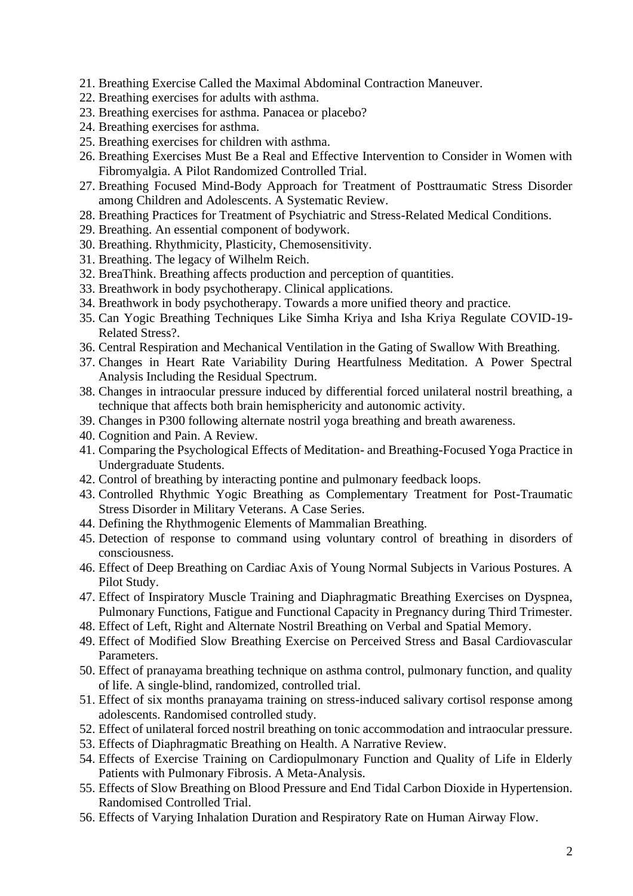21. Breathing Exercise Called the Maximal Abdominal Contraction Maneuver.
22. Breathing exercises for adults with asthma.
23. Breathing exercises for asthma. Panacea or placebo?
24. Breathing exercises for asthma.
25. Breathing exercises for children with asthma.
26. Breathing Exercises Must Be a Real and Effective Intervention to Consider in Women with Fibromyalgia. A Pilot Randomized Controlled Trial.
27. Breathing Focused Mind-Body Approach for Treatment of Posttraumatic Stress Disorder among Children and Adolescents. A Systematic Review.
28. Breathing Practices for Treatment of Psychiatric and Stress-Related Medical Conditions.
29. Breathing. An essential component of bodywork.
30. Breathing. Rhythmicity, Plasticity, Chemosensitivity.
31. Breathing. The legacy of Wilhelm Reich.
32. BreaThink. Breathing affects production and perception of quantities.
33. Breathwork in body psychotherapy. Clinical applications.
34. Breathwork in body psychotherapy. Towards a more unified theory and practice.
35. Can Yogic Breathing Techniques Like Simha Kriya and Isha Kriya Regulate COVID-19-Related Stress?.
36. Central Respiration and Mechanical Ventilation in the Gating of Swallow With Breathing.
37. Changes in Heart Rate Variability During Heartfulness Meditation. A Power Spectral Analysis Including the Residual Spectrum.
38. Changes in intraocular pressure induced by differential forced unilateral nostril breathing, a technique that affects both brain hemisphericity and autonomic activity.
39. Changes in P300 following alternate nostril yoga breathing and breath awareness.
40. Cognition and Pain. A Review.
41. Comparing the Psychological Effects of Meditation- and Breathing-Focused Yoga Practice in Undergraduate Students.
42. Control of breathing by interacting pontine and pulmonary feedback loops.
43. Controlled Rhythmic Yogic Breathing as Complementary Treatment for Post-Traumatic Stress Disorder in Military Veterans. A Case Series.
44. Defining the Rhythmogenic Elements of Mammalian Breathing.
45. Detection of response to command using voluntary control of breathing in disorders of consciousness.
46. Effect of Deep Breathing on Cardiac Axis of Young Normal Subjects in Various Postures. A Pilot Study.
47. Effect of Inspiratory Muscle Training and Diaphragmatic Breathing Exercises on Dyspnea, Pulmonary Functions, Fatigue and Functional Capacity in Pregnancy during Third Trimester.
48. Effect of Left, Right and Alternate Nostril Breathing on Verbal and Spatial Memory.
49. Effect of Modified Slow Breathing Exercise on Perceived Stress and Basal Cardiovascular Parameters.
50. Effect of pranayama breathing technique on asthma control, pulmonary function, and quality of life. A single-blind, randomized, controlled trial.
51. Effect of six months pranayama training on stress-induced salivary cortisol response among adolescents. Randomised controlled study.
52. Effect of unilateral forced nostril breathing on tonic accommodation and intraocular pressure.
53. Effects of Diaphragmatic Breathing on Health. A Narrative Review.
54. Effects of Exercise Training on Cardiopulmonary Function and Quality of Life in Elderly Patients with Pulmonary Fibrosis. A Meta-Analysis.
55. Effects of Slow Breathing on Blood Pressure and End Tidal Carbon Dioxide in Hypertension. Randomised Controlled Trial.
56. Effects of Varying Inhalation Duration and Respiratory Rate on Human Airway Flow.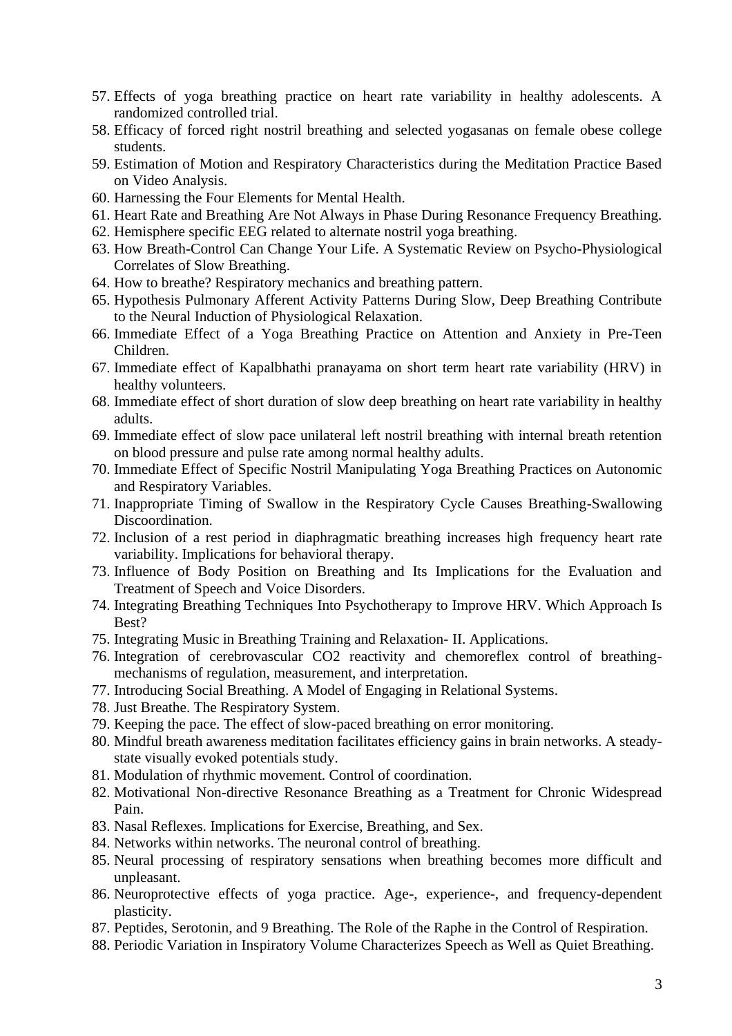57. Effects of yoga breathing practice on heart rate variability in healthy adolescents. A randomized controlled trial.
58. Efficacy of forced right nostril breathing and selected yogasanas on female obese college students.
59. Estimation of Motion and Respiratory Characteristics during the Meditation Practice Based on Video Analysis.
60. Harnessing the Four Elements for Mental Health.
61. Heart Rate and Breathing Are Not Always in Phase During Resonance Frequency Breathing.
62. Hemisphere specific EEG related to alternate nostril yoga breathing.
63. How Breath-Control Can Change Your Life. A Systematic Review on Psycho-Physiological Correlates of Slow Breathing.
64. How to breathe? Respiratory mechanics and breathing pattern.
65. Hypothesis Pulmonary Afferent Activity Patterns During Slow, Deep Breathing Contribute to the Neural Induction of Physiological Relaxation.
66. Immediate Effect of a Yoga Breathing Practice on Attention and Anxiety in Pre-Teen Children.
67. Immediate effect of Kapalbhathi pranayama on short term heart rate variability (HRV) in healthy volunteers.
68. Immediate effect of short duration of slow deep breathing on heart rate variability in healthy adults.
69. Immediate effect of slow pace unilateral left nostril breathing with internal breath retention on blood pressure and pulse rate among normal healthy adults.
70. Immediate Effect of Specific Nostril Manipulating Yoga Breathing Practices on Autonomic and Respiratory Variables.
71. Inappropriate Timing of Swallow in the Respiratory Cycle Causes Breathing-Swallowing Discoordination.
72. Inclusion of a rest period in diaphragmatic breathing increases high frequency heart rate variability. Implications for behavioral therapy.
73. Influence of Body Position on Breathing and Its Implications for the Evaluation and Treatment of Speech and Voice Disorders.
74. Integrating Breathing Techniques Into Psychotherapy to Improve HRV. Which Approach Is Best?
75. Integrating Music in Breathing Training and Relaxation- II. Applications.
76. Integration of cerebrovascular $CO_2$ reactivity and chemoreflex control of breathing-mechanisms of regulation, measurement, and interpretation.
77. Introducing Social Breathing. A Model of Engaging in Relational Systems.
78. Just Breathe. The Respiratory System.
79. Keeping the pace. The effect of slow-paced breathing on error monitoring.
80. Mindful breath awareness meditation facilitates efficiency gains in brain networks. A steady-state visually evoked potentials study.
81. Modulation of rhythmic movement. Control of coordination.
82. Motivational Non-directive Resonance Breathing as a Treatment for Chronic Widespread Pain.
83. Nasal Reflexes. Implications for Exercise, Breathing, and Sex.
84. Networks within networks. The neuronal control of breathing.
85. Neural processing of respiratory sensations when breathing becomes more difficult and unpleasant.
86. Neuroprotective effects of yoga practice. Age-, experience-, and frequency-dependent plasticity.
87. Peptides, Serotonin, and 9 Breathing. The Role of the Raphe in the Control of Respiration.
88. Periodic Variation in Inspiratory Volume Characterizes Speech as Well as Quiet Breathing.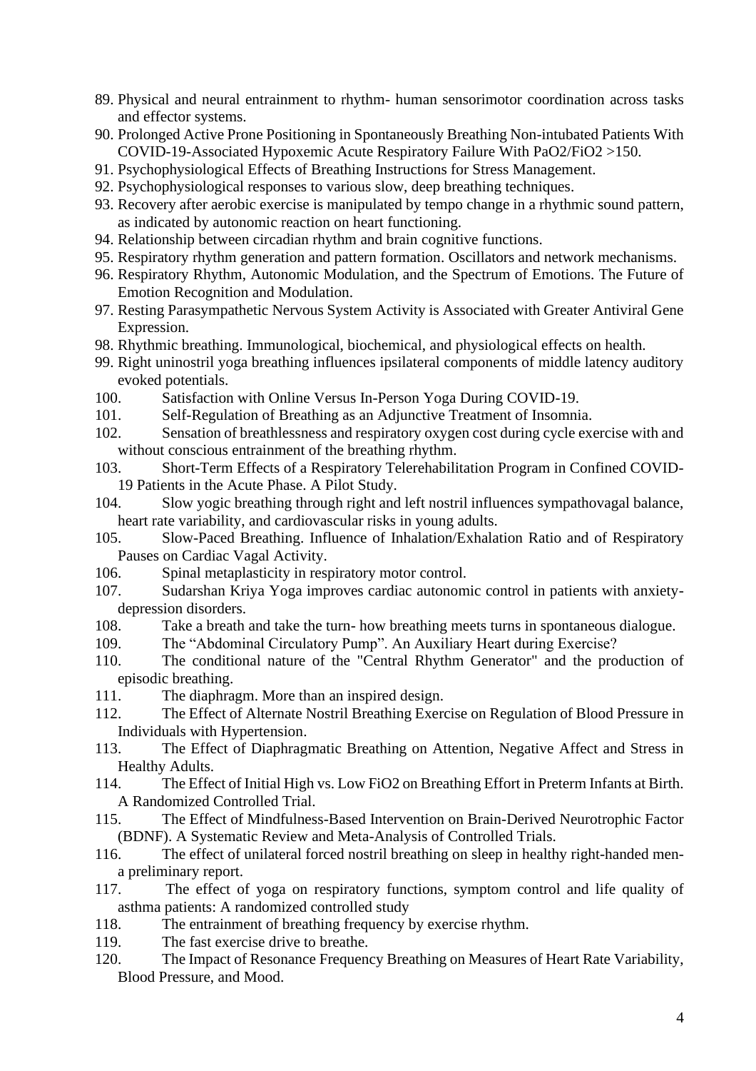89. Physical and neural entrainment to rhythm- human sensorimotor coordination across tasks and effector systems.
90. Prolonged Active Prone Positioning in Spontaneously Breathing Non-intubated Patients With COVID-19-Associated Hypoxemic Acute Respiratory Failure With PaO2/FiO2 >150.
91. Psychophysiological Effects of Breathing Instructions for Stress Management.
92. Psychophysiological responses to various slow, deep breathing techniques.
93. Recovery after aerobic exercise is manipulated by tempo change in a rhythmic sound pattern, as indicated by autonomic reaction on heart functioning.
94. Relationship between circadian rhythm and brain cognitive functions.
95. Respiratory rhythm generation and pattern formation. Oscillators and network mechanisms.
96. Respiratory Rhythm, Autonomic Modulation, and the Spectrum of Emotions. The Future of Emotion Recognition and Modulation.
97. Resting Parasympathetic Nervous System Activity is Associated with Greater Antiviral Gene Expression.
98. Rhythmic breathing. Immunological, biochemical, and physiological effects on health.
99. Right uninostril yoga breathing influences ipsilateral components of middle latency auditory evoked potentials.
100. Satisfaction with Online Versus In-Person Yoga During COVID-19.
101. Self-Regulation of Breathing as an Adjunctive Treatment of Insomnia.
102. Sensation of breathlessness and respiratory oxygen cost during cycle exercise with and without conscious entrainment of the breathing rhythm.
103. Short-Term Effects of a Respiratory Telerehabilitation Program in Confined COVID-19 Patients in the Acute Phase. A Pilot Study.
104. Slow yogic breathing through right and left nostril influences sympathovagal balance, heart rate variability, and cardiovascular risks in young adults.
105. Slow-Paced Breathing. Influence of Inhalation/Exhalation Ratio and of Respiratory Pauses on Cardiac Vagal Activity.
106. Spinal metaplasticity in respiratory motor control.
107. Sudarshan Kriya Yoga improves cardiac autonomic control in patients with anxiety-depression disorders.
108. Take a breath and take the turn- how breathing meets turns in spontaneous dialogue.
109. The “Abdominal Circulatory Pump”. An Auxiliary Heart during Exercise?
110. The conditional nature of the "Central Rhythm Generator" and the production of episodic breathing.
111. The diaphragm. More than an inspired design.
112. The Effect of Alternate Nostril Breathing Exercise on Regulation of Blood Pressure in Individuals with Hypertension.
113. The Effect of Diaphragmatic Breathing on Attention, Negative Affect and Stress in Healthy Adults.
114. The Effect of Initial High vs. Low FiO2 on Breathing Effort in Preterm Infants at Birth. A Randomized Controlled Trial.
115. The Effect of Mindfulness-Based Intervention on Brain-Derived Neurotrophic Factor (BDNF). A Systematic Review and Meta-Analysis of Controlled Trials.
116. The effect of unilateral forced nostril breathing on sleep in healthy right-handed men- a preliminary report.
117. The effect of yoga on respiratory functions, symptom control and life quality of asthma patients: A randomized controlled study
118. The entrainment of breathing frequency by exercise rhythm.
119. The fast exercise drive to breathe.
120. The Impact of Resonance Frequency Breathing on Measures of Heart Rate Variability, Blood Pressure, and Mood.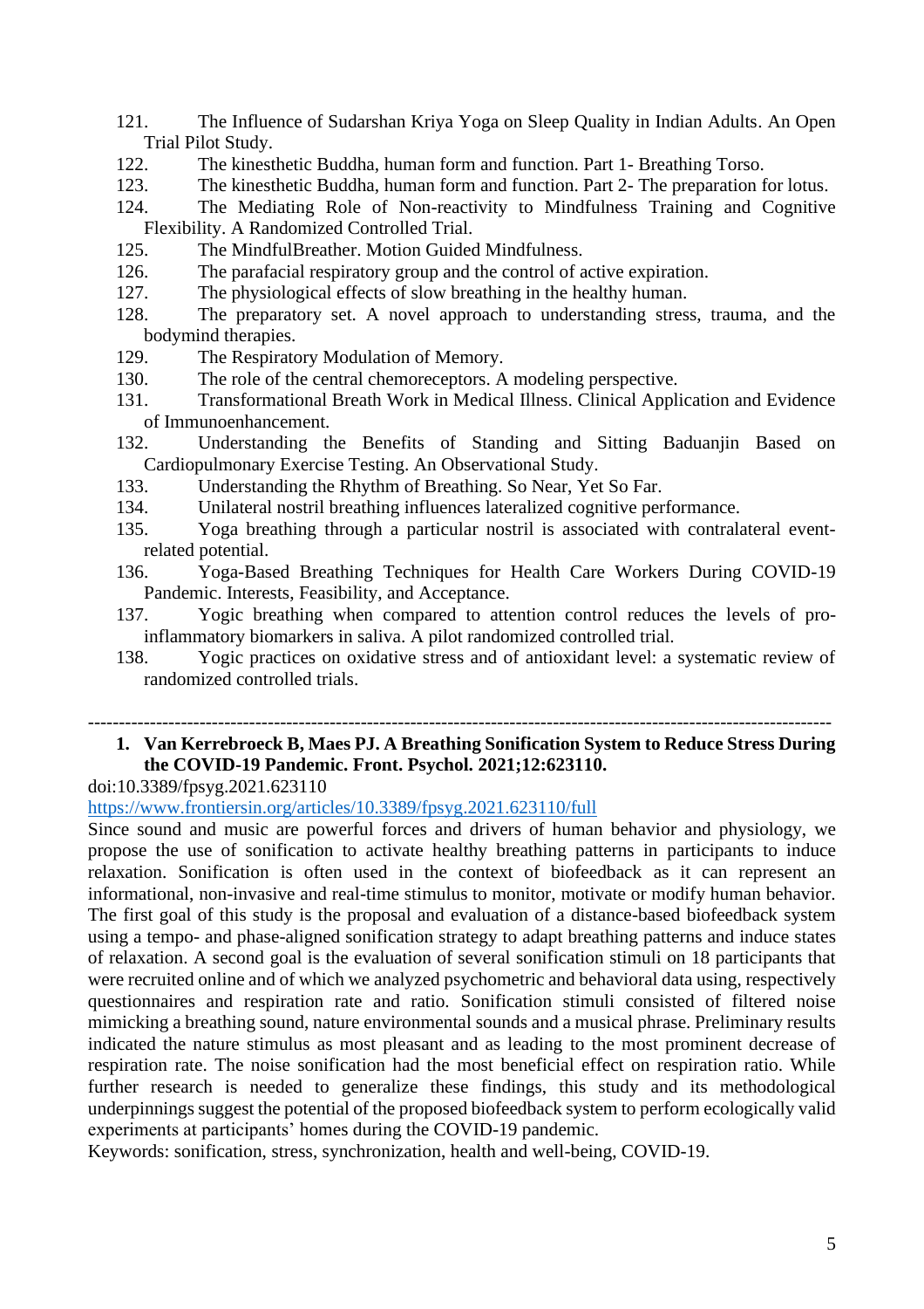121. The Influence of Sudarshan Kriya Yoga on Sleep Quality in Indian Adults. An Open Trial Pilot Study.
122. The kinesthetic Buddha, human form and function. Part 1- Breathing Torso.
123. The kinesthetic Buddha, human form and function. Part 2- The preparation for lotus.
124. The Mediating Role of Non-reactivity to Mindfulness Training and Cognitive Flexibility. A Randomized Controlled Trial.
125. The MindfulBreather. Motion Guided Mindfulness.
126. The parafacial respiratory group and the control of active expiration.
127. The physiological effects of slow breathing in the healthy human.
128. The preparatory set. A novel approach to understanding stress, trauma, and the bodymind therapies.
129. The Respiratory Modulation of Memory.
130. The role of the central chemoreceptors. A modeling perspective.
131. Transformational Breath Work in Medical Illness. Clinical Application and Evidence of Immunoenhancement.
132. Understanding the Benefits of Standing and Sitting Baduanjin Based on Cardiopulmonary Exercise Testing. An Observational Study.
133. Understanding the Rhythm of Breathing. So Near, Yet So Far.
134. Unilateral nostril breathing influences lateralized cognitive performance.
135. Yoga breathing through a particular nostril is associated with contralateral event-related potential.
136. Yoga-Based Breathing Techniques for Health Care Workers During COVID-19 Pandemic. Interests, Feasibility, and Acceptance.
137. Yogic breathing when compared to attention control reduces the levels of pro-inflammatory biomarkers in saliva. A pilot randomized controlled trial.
138. Yogic practices on oxidative stress and of antioxidant level: a systematic review of randomized controlled trials.

---

**1. Van Kerrebroeck B, Maes PJ. A Breathing Sonification System to Reduce Stress During the COVID-19 Pandemic. Front. Psychol. 2021;12:623110.**

doi:10.3389/fpsyg.2021.623110

https://www.frontiersin.org/articles/10.3389/fpsyg.2021.623110/full

Since sound and music are powerful forces and drivers of human behavior and physiology, we propose the use of sonification to activate healthy breathing patterns in participants to induce relaxation. Sonification is often used in the context of biofeedback as it can represent an informational, non-invasive and real-time stimulus to monitor, motivate or modify human behavior. The first goal of this study is the proposal and evaluation of a distance-based biofeedback system using a tempo- and phase-aligned sonification strategy to adapt breathing patterns and induce states of relaxation. A second goal is the evaluation of several sonification stimuli on 18 participants that were recruited online and of which we analyzed psychometric and behavioral data using, respectively questionnaires and respiration rate and ratio. Sonification stimuli consisted of filtered noise mimicking a breathing sound, nature environmental sounds and a musical phrase. Preliminary results indicated the nature stimulus as most pleasant and as leading to the most prominent decrease of respiration rate. The noise sonification had the most beneficial effect on respiration ratio. While further research is needed to generalize these findings, this study and its methodological underpinnings suggest the potential of the proposed biofeedback system to perform ecologically valid experiments at participants' homes during the COVID-19 pandemic.

Keywords: sonification, stress, synchronization, health and well-being, COVID-19.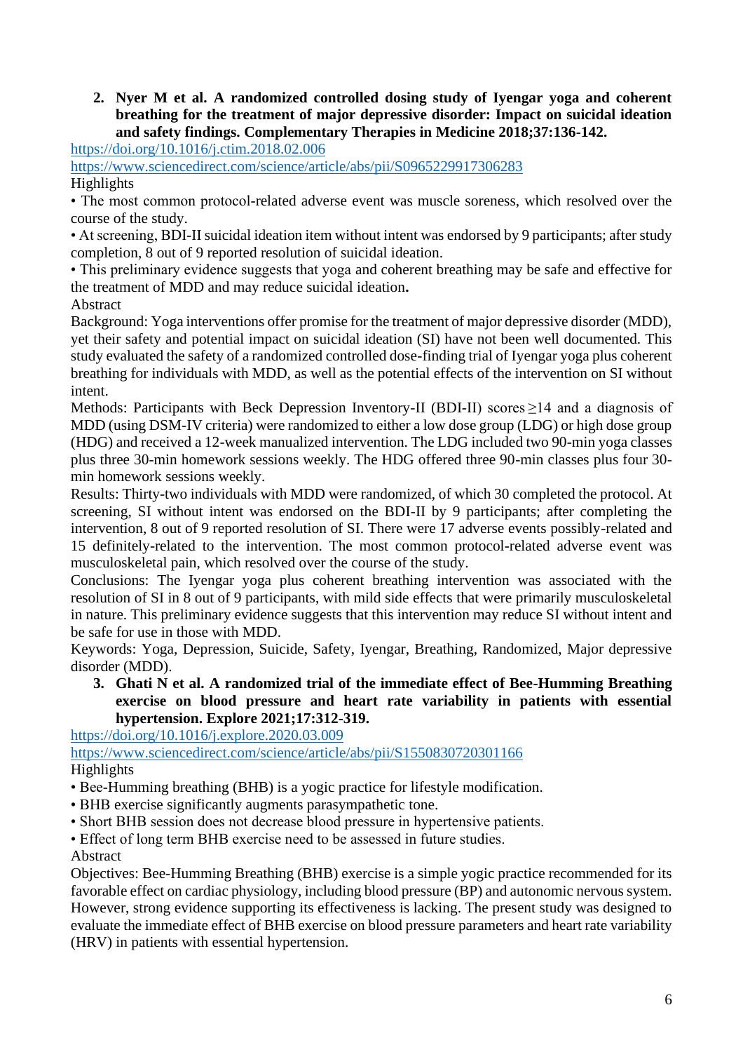2. **Nyer M et al. A randomized controlled dosing study of Iyengar yoga and coherent breathing for the treatment of major depressive disorder: Impact on suicidal ideation and safety findings. Complementary Therapies in Medicine 2018;37:136-142.**

https://doi.org/10.1016/j.ctim.2018.02.006

https://www.sciencedirect.com/science/article/abs/pii/S0965229917306283

Highlights

• The most common protocol-related adverse event was muscle soreness, which resolved over the course of the study.

• At screening, BDI-II suicidal ideation item without intent was endorsed by 9 participants; after study completion, 8 out of 9 reported resolution of suicidal ideation.

• This preliminary evidence suggests that yoga and coherent breathing may be safe and effective for the treatment of MDD and may reduce suicidal ideation**.**

Abstract

Background: Yoga interventions offer promise for the treatment of major depressive disorder (MDD), yet their safety and potential impact on suicidal ideation (SI) have not been well documented. This study evaluated the safety of a randomized controlled dose-finding trial of Iyengar yoga plus coherent breathing for individuals with MDD, as well as the potential effects of the intervention on SI without intent.

Methods: Participants with Beck Depression Inventory-II (BDI-II) scores ≥14 and a diagnosis of MDD (using DSM-IV criteria) were randomized to either a low dose group (LDG) or high dose group (HDG) and received a 12-week manualized intervention. The LDG included two 90-min yoga classes plus three 30-min homework sessions weekly. The HDG offered three 90-min classes plus four 30-min homework sessions weekly.

Results: Thirty-two individuals with MDD were randomized, of which 30 completed the protocol. At screening, SI without intent was endorsed on the BDI-II by 9 participants; after completing the intervention, 8 out of 9 reported resolution of SI. There were 17 adverse events possibly-related and 15 definitely-related to the intervention. The most common protocol-related adverse event was musculoskeletal pain, which resolved over the course of the study.

Conclusions: The Iyengar yoga plus coherent breathing intervention was associated with the resolution of SI in 8 out of 9 participants, with mild side effects that were primarily musculoskeletal in nature. This preliminary evidence suggests that this intervention may reduce SI without intent and be safe for use in those with MDD.

Keywords: Yoga, Depression, Suicide, Safety, Iyengar, Breathing, Randomized, Major depressive disorder (MDD).

3. **Ghati N et al. A randomized trial of the immediate effect of Bee-Humming Breathing exercise on blood pressure and heart rate variability in patients with essential hypertension. Explore 2021;17:312-319.**

https://doi.org/10.1016/j.explore.2020.03.009

https://www.sciencedirect.com/science/article/abs/pii/S1550830720301166

Highlights

• Bee-Humming breathing (BHB) is a yogic practice for lifestyle modification.

• BHB exercise significantly augments parasympathetic tone.

• Short BHB session does not decrease blood pressure in hypertensive patients.

• Effect of long term BHB exercise need to be assessed in future studies.

Abstract

Objectives: Bee-Humming Breathing (BHB) exercise is a simple yogic practice recommended for its favorable effect on cardiac physiology, including blood pressure (BP) and autonomic nervous system. However, strong evidence supporting its effectiveness is lacking. The present study was designed to evaluate the immediate effect of BHB exercise on blood pressure parameters and heart rate variability (HRV) in patients with essential hypertension.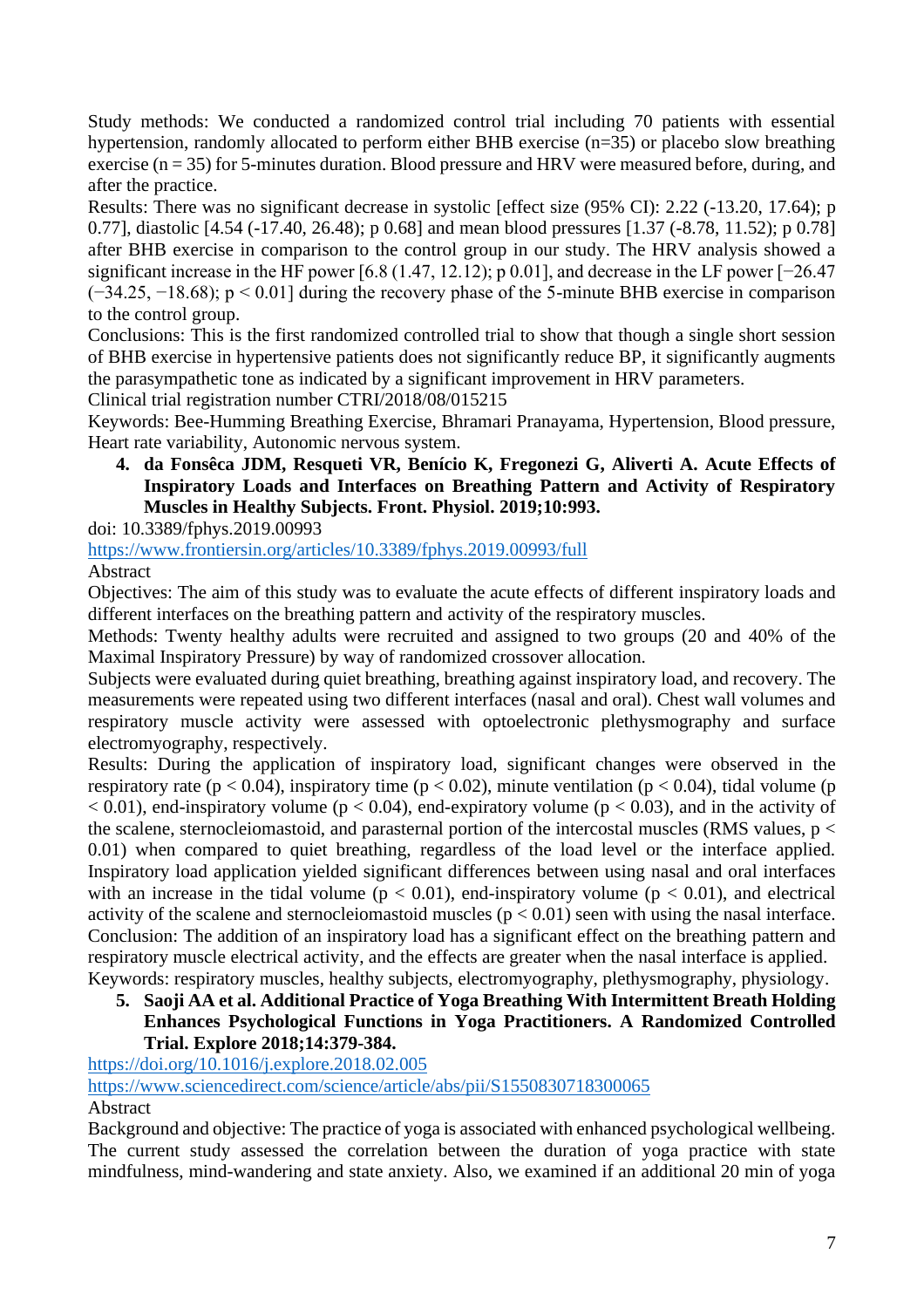Study methods: We conducted a randomized control trial including 70 patients with essential hypertension, randomly allocated to perform either BHB exercise (n=35) or placebo slow breathing exercise (n = 35) for 5-minutes duration. Blood pressure and HRV were measured before, during, and after the practice.

Results: There was no significant decrease in systolic [effect size (95% CI): 2.22 (-13.20, 17.64); p 0.77], diastolic [4.54 (-17.40, 26.48); p 0.68] and mean blood pressures [1.37 (-8.78, 11.52); p 0.78] after BHB exercise in comparison to the control group in our study. The HRV analysis showed a significant increase in the HF power [6.8 (1.47, 12.12); p 0.01], and decrease in the LF power [−26.47 (−34.25, −18.68); $p < 0.01$] during the recovery phase of the 5-minute BHB exercise in comparison to the control group.

Conclusions: This is the first randomized controlled trial to show that though a single short session of BHB exercise in hypertensive patients does not significantly reduce BP, it significantly augments the parasympathetic tone as indicated by a significant improvement in HRV parameters.

Clinical trial registration number CTRI/2018/08/015215

Keywords: Bee-Humming Breathing Exercise, Bhramari Pranayama, Hypertension, Blood pressure, Heart rate variability, Autonomic nervous system.

4. **da Fonsêca JDM, Resqueti VR, Benício K, Fregonezi G, Aliverti A. Acute Effects of Inspiratory Loads and Interfaces on Breathing Pattern and Activity of Respiratory Muscles in Healthy Subjects. Front. Physiol. 2019;10:993.**

doi: 10.3389/fphys.2019.00993

https://www.frontiersin.org/articles/10.3389/fphys.2019.00993/full

Abstract

Objectives: The aim of this study was to evaluate the acute effects of different inspiratory loads and different interfaces on the breathing pattern and activity of the respiratory muscles.

Methods: Twenty healthy adults were recruited and assigned to two groups (20 and 40% of the Maximal Inspiratory Pressure) by way of randomized crossover allocation.

Subjects were evaluated during quiet breathing, breathing against inspiratory load, and recovery. The measurements were repeated using two different interfaces (nasal and oral). Chest wall volumes and respiratory muscle activity were assessed with optoelectronic plethysmography and surface electromyography, respectively.

Results: During the application of inspiratory load, significant changes were observed in the respiratory rate ($p < 0.04$), inspiratory time ($p < 0.02$), minute ventilation ($p < 0.04$), tidal volume ($p < 0.01$), end-inspiratory volume ($p < 0.04$), end-expiratory volume ($p < 0.03$), and in the activity of the scalene, sternocleiomastoid, and parasternal portion of the intercostal muscles (RMS values, $p < 0.01$) when compared to quiet breathing, regardless of the load level or the interface applied. Inspiratory load application yielded significant differences between using nasal and oral interfaces with an increase in the tidal volume ($p < 0.01$), end-inspiratory volume ($p < 0.01$), and electrical activity of the scalene and sternocleiomastoid muscles ($p < 0.01$) seen with using the nasal interface.

Conclusion: The addition of an inspiratory load has a significant effect on the breathing pattern and respiratory muscle electrical activity, and the effects are greater when the nasal interface is applied.

Keywords: respiratory muscles, healthy subjects, electromyography, plethysmography, physiology.

5. **Saoji AA et al. Additional Practice of Yoga Breathing With Intermittent Breath Holding Enhances Psychological Functions in Yoga Practitioners. A Randomized Controlled Trial. Explore 2018;14:379-384.**

https://doi.org/10.1016/j.explore.2018.02.005

https://www.sciencedirect.com/science/article/abs/pii/S1550830718300065

Abstract

Background and objective: The practice of yoga is associated with enhanced psychological wellbeing. The current study assessed the correlation between the duration of yoga practice with state mindfulness, mind-wandering and state anxiety. Also, we examined if an additional 20 min of yoga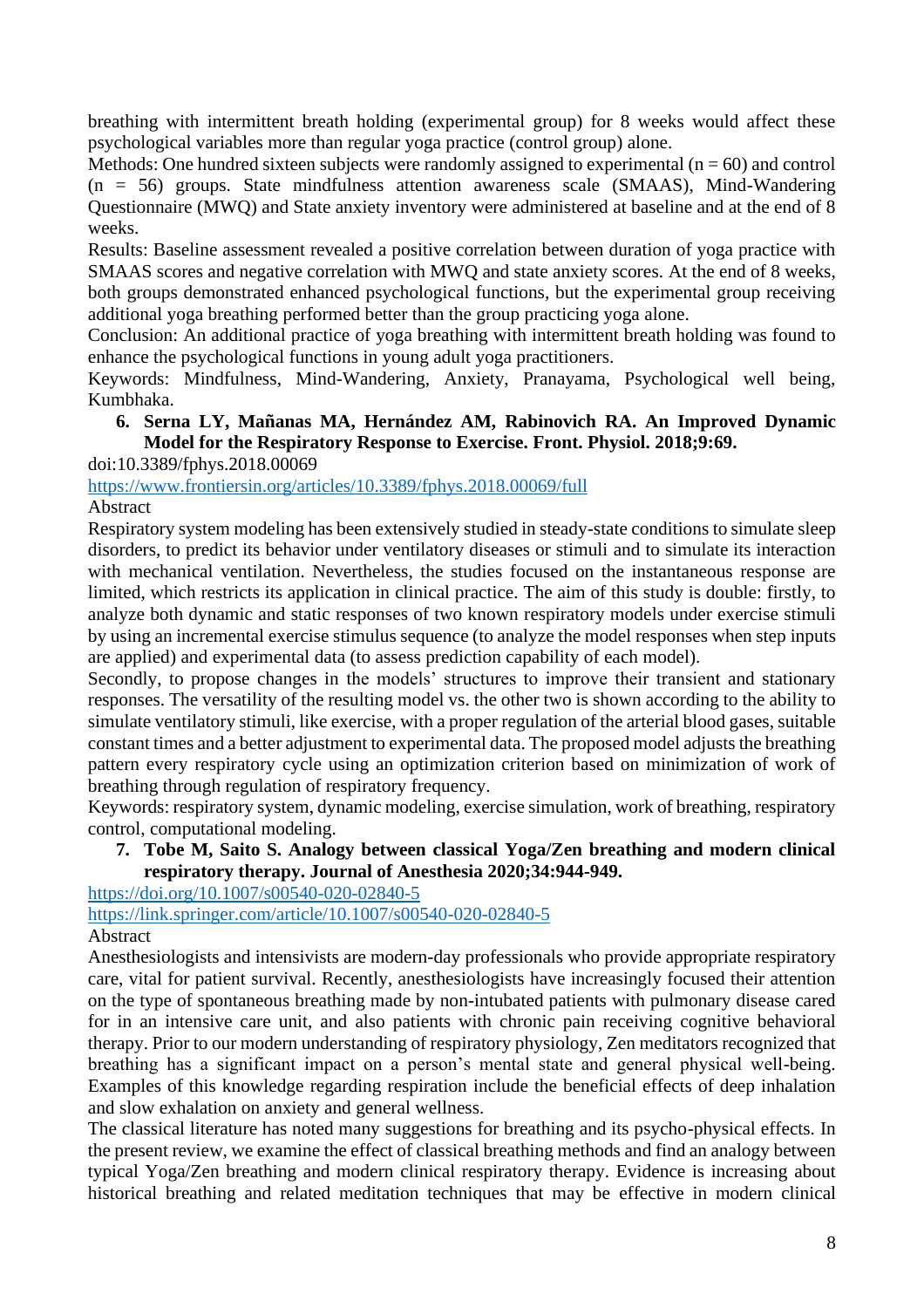breathing with intermittent breath holding (experimental group) for 8 weeks would affect these psychological variables more than regular yoga practice (control group) alone.
Methods: One hundred sixteen subjects were randomly assigned to experimental (n = 60) and control (n = 56) groups. State mindfulness attention awareness scale (SMAAS), Mind-Wandering Questionnaire (MWQ) and State anxiety inventory were administered at baseline and at the end of 8 weeks.
Results: Baseline assessment revealed a positive correlation between duration of yoga practice with SMAAS scores and negative correlation with MWQ and state anxiety scores. At the end of 8 weeks, both groups demonstrated enhanced psychological functions, but the experimental group receiving additional yoga breathing performed better than the group practicing yoga alone.
Conclusion: An additional practice of yoga breathing with intermittent breath holding was found to enhance the psychological functions in young adult yoga practitioners.
Keywords: Mindfulness, Mind-Wandering, Anxiety, Pranayama, Psychological well being, Kumbhaka.

6. **Serna LY, Mañanas MA, Hernández AM, Rabinovich RA. An Improved Dynamic Model for the Respiratory Response to Exercise. Front. Physiol. 2018;9:69.**

doi:10.3389/fphys.2018.00069
https://www.frontiersin.org/articles/10.3389/fphys.2018.00069/full
Abstract
Respiratory system modeling has been extensively studied in steady-state conditions to simulate sleep disorders, to predict its behavior under ventilatory diseases or stimuli and to simulate its interaction with mechanical ventilation. Nevertheless, the studies focused on the instantaneous response are limited, which restricts its application in clinical practice. The aim of this study is double: firstly, to analyze both dynamic and static responses of two known respiratory models under exercise stimuli by using an incremental exercise stimulus sequence (to analyze the model responses when step inputs are applied) and experimental data (to assess prediction capability of each model).
Secondly, to propose changes in the models' structures to improve their transient and stationary responses. The versatility of the resulting model vs. the other two is shown according to the ability to simulate ventilatory stimuli, like exercise, with a proper regulation of the arterial blood gases, suitable constant times and a better adjustment to experimental data. The proposed model adjusts the breathing pattern every respiratory cycle using an optimization criterion based on minimization of work of breathing through regulation of respiratory frequency.
Keywords: respiratory system, dynamic modeling, exercise simulation, work of breathing, respiratory control, computational modeling.

7. **Tobe M, Saito S. Analogy between classical Yoga/Zen breathing and modern clinical respiratory therapy. Journal of Anesthesia 2020;34:944-949.**

https://doi.org/10.1007/s00540-020-02840-5
https://link.springer.com/article/10.1007/s00540-020-02840-5
Abstract
Anesthesiologists and intensivists are modern-day professionals who provide appropriate respiratory care, vital for patient survival. Recently, anesthesiologists have increasingly focused their attention on the type of spontaneous breathing made by non-intubated patients with pulmonary disease cared for in an intensive care unit, and also patients with chronic pain receiving cognitive behavioral therapy. Prior to our modern understanding of respiratory physiology, Zen meditators recognized that breathing has a significant impact on a person's mental state and general physical well-being. Examples of this knowledge regarding respiration include the beneficial effects of deep inhalation and slow exhalation on anxiety and general wellness.
The classical literature has noted many suggestions for breathing and its psycho-physical effects. In the present review, we examine the effect of classical breathing methods and find an analogy between typical Yoga/Zen breathing and modern clinical respiratory therapy. Evidence is increasing about historical breathing and related meditation techniques that may be effective in modern clinical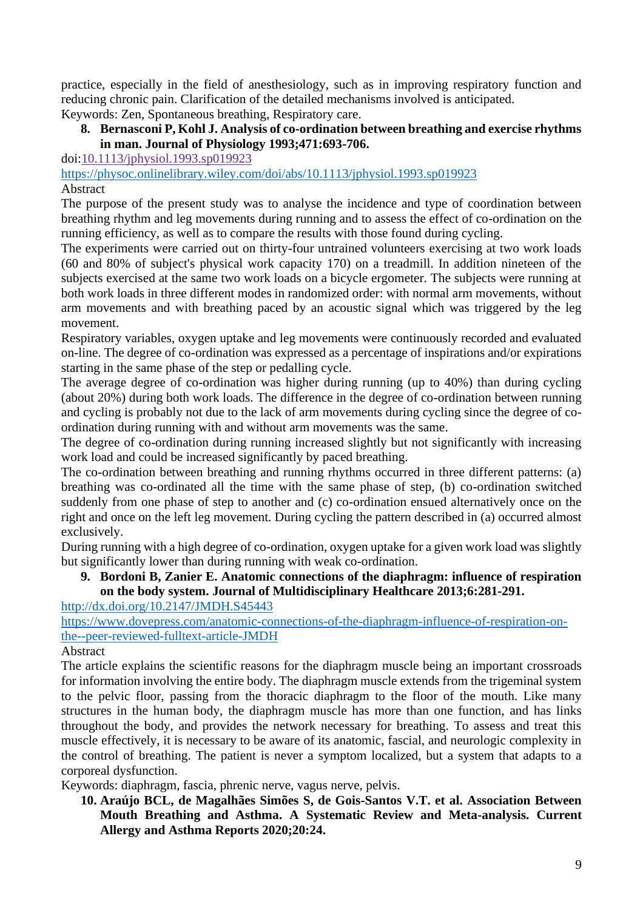practice, especially in the field of anesthesiology, such as in improving respiratory function and reducing chronic pain. Clarification of the detailed mechanisms involved is anticipated.
Keywords: Zen, Spontaneous breathing, Respiratory care.

8. **Bernasconi P, Kohl J. Analysis of co-ordination between breathing and exercise rhythms in man. Journal of Physiology 1993;471:693-706.**

doi:10.1113/jphysiol.1993.sp019923
https://physoc.onlinelibrary.wiley.com/doi/abs/10.1113/jphysiol.1993.sp019923
Abstract
The purpose of the present study was to analyse the incidence and type of coordination between breathing rhythm and leg movements during running and to assess the effect of co-ordination on the running efficiency, as well as to compare the results with those found during cycling.
The experiments were carried out on thirty-four untrained volunteers exercising at two work loads (60 and 80% of subject's physical work capacity 170) on a treadmill. In addition nineteen of the subjects exercised at the same two work loads on a bicycle ergometer. The subjects were running at both work loads in three different modes in randomized order: with normal arm movements, without arm movements and with breathing paced by an acoustic signal which was triggered by the leg movement.
Respiratory variables, oxygen uptake and leg movements were continuously recorded and evaluated on-line. The degree of co-ordination was expressed as a percentage of inspirations and/or expirations starting in the same phase of the step or pedalling cycle.
The average degree of co-ordination was higher during running (up to 40%) than during cycling (about 20%) during both work loads. The difference in the degree of co-ordination between running and cycling is probably not due to the lack of arm movements during cycling since the degree of co-ordination during running with and without arm movements was the same.
The degree of co-ordination during running increased slightly but not significantly with increasing work load and could be increased significantly by paced breathing.
The co-ordination between breathing and running rhythms occurred in three different patterns: (a) breathing was co-ordinated all the time with the same phase of step, (b) co-ordination switched suddenly from one phase of step to another and (c) co-ordination ensued alternatively once on the right and once on the left leg movement. During cycling the pattern described in (a) occurred almost exclusively.
During running with a high degree of co-ordination, oxygen uptake for a given work load was slightly but significantly lower than during running with weak co-ordination.

9. **Bordoni B, Zanier E. Anatomic connections of the diaphragm: influence of respiration on the body system. Journal of Multidisciplinary Healthcare 2013;6:281-291.**

http://dx.doi.org/10.2147/JMDH.S45443
https://www.dovepress.com/anatomic-connections-of-the-diaphragm-influence-of-respiration-on-the--peer-reviewed-fulltext-article-JMDH
Abstract
The article explains the scientific reasons for the diaphragm muscle being an important crossroads for information involving the entire body. The diaphragm muscle extends from the trigeminal system to the pelvic floor, passing from the thoracic diaphragm to the floor of the mouth. Like many structures in the human body, the diaphragm muscle has more than one function, and has links throughout the body, and provides the network necessary for breathing. To assess and treat this muscle effectively, it is necessary to be aware of its anatomic, fascial, and neurologic complexity in the control of breathing. The patient is never a symptom localized, but a system that adapts to a corporeal dysfunction.
Keywords: diaphragm, fascia, phrenic nerve, vagus nerve, pelvis.

10. **Araújo BCL, de Magalhães Simões S, de Gois-Santos V.T. et al. Association Between Mouth Breathing and Asthma. A Systematic Review and Meta-analysis. Current Allergy and Asthma Reports 2020;20:24.**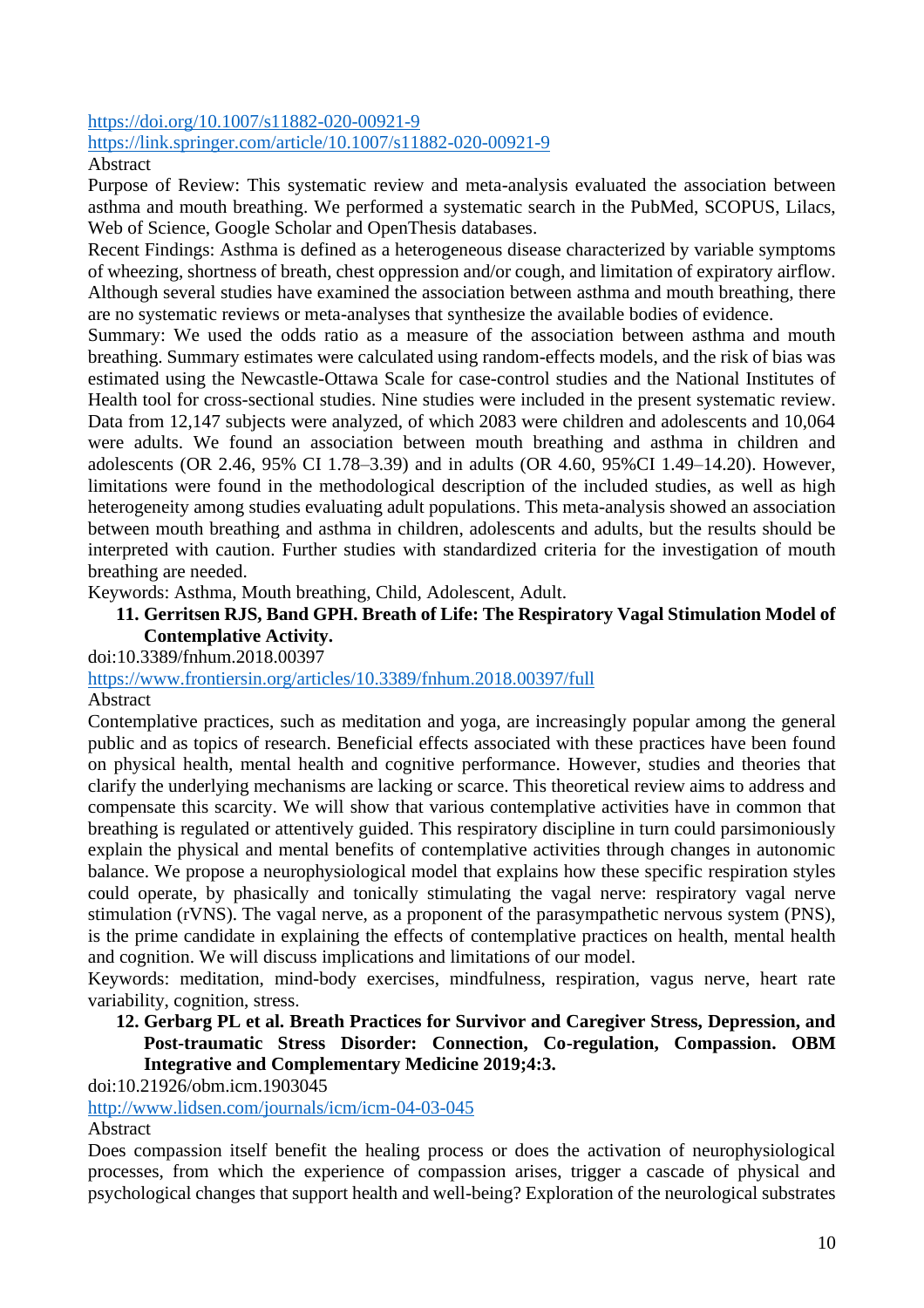https://doi.org/10.1007/s11882-020-00921-9
https://link.springer.com/article/10.1007/s11882-020-00921-9

Abstract

Purpose of Review: This systematic review and meta-analysis evaluated the association between asthma and mouth breathing. We performed a systematic search in the PubMed, SCOPUS, Lilacs, Web of Science, Google Scholar and OpenThesis databases.

Recent Findings: Asthma is defined as a heterogeneous disease characterized by variable symptoms of wheezing, shortness of breath, chest oppression and/or cough, and limitation of expiratory airflow. Although several studies have examined the association between asthma and mouth breathing, there are no systematic reviews or meta-analyses that synthesize the available bodies of evidence.

Summary: We used the odds ratio as a measure of the association between asthma and mouth breathing. Summary estimates were calculated using random-effects models, and the risk of bias was estimated using the Newcastle-Ottawa Scale for case-control studies and the National Institutes of Health tool for cross-sectional studies. Nine studies were included in the present systematic review. Data from 12,147 subjects were analyzed, of which 2083 were children and adolescents and 10,064 were adults. We found an association between mouth breathing and asthma in children and adolescents (OR 2.46, 95% CI 1.78–3.39) and in adults (OR 4.60, 95%CI 1.49–14.20). However, limitations were found in the methodological description of the included studies, as well as high heterogeneity among studies evaluating adult populations. This meta-analysis showed an association between mouth breathing and asthma in children, adolescents and adults, but the results should be interpreted with caution. Further studies with standardized criteria for the investigation of mouth breathing are needed.

Keywords: Asthma, Mouth breathing, Child, Adolescent, Adult.

11. **Gerritsen RJS, Band GPH. Breath of Life: The Respiratory Vagal Stimulation Model of Contemplative Activity.**

doi:10.3389/fnhum.2018.00397

https://www.frontiersin.org/articles/10.3389/fnhum.2018.00397/full

Abstract

Contemplative practices, such as meditation and yoga, are increasingly popular among the general public and as topics of research. Beneficial effects associated with these practices have been found on physical health, mental health and cognitive performance. However, studies and theories that clarify the underlying mechanisms are lacking or scarce. This theoretical review aims to address and compensate this scarcity. We will show that various contemplative activities have in common that breathing is regulated or attentively guided. This respiratory discipline in turn could parsimoniously explain the physical and mental benefits of contemplative activities through changes in autonomic balance. We propose a neurophysiological model that explains how these specific respiration styles could operate, by phasically and tonically stimulating the vagal nerve: respiratory vagal nerve stimulation (rVNS). The vagal nerve, as a proponent of the parasympathetic nervous system (PNS), is the prime candidate in explaining the effects of contemplative practices on health, mental health and cognition. We will discuss implications and limitations of our model.

Keywords: meditation, mind-body exercises, mindfulness, respiration, vagus nerve, heart rate variability, cognition, stress.

12. **Gerbarg PL et al. Breath Practices for Survivor and Caregiver Stress, Depression, and Post-traumatic Stress Disorder: Connection, Co-regulation, Compassion. OBM Integrative and Complementary Medicine 2019;4:3.**

doi:10.21926/obm.icm.1903045

http://www.lidsen.com/journals/icm/icm-04-03-045

Abstract

Does compassion itself benefit the healing process or does the activation of neurophysiological processes, from which the experience of compassion arises, trigger a cascade of physical and psychological changes that support health and well-being? Exploration of the neurological substrates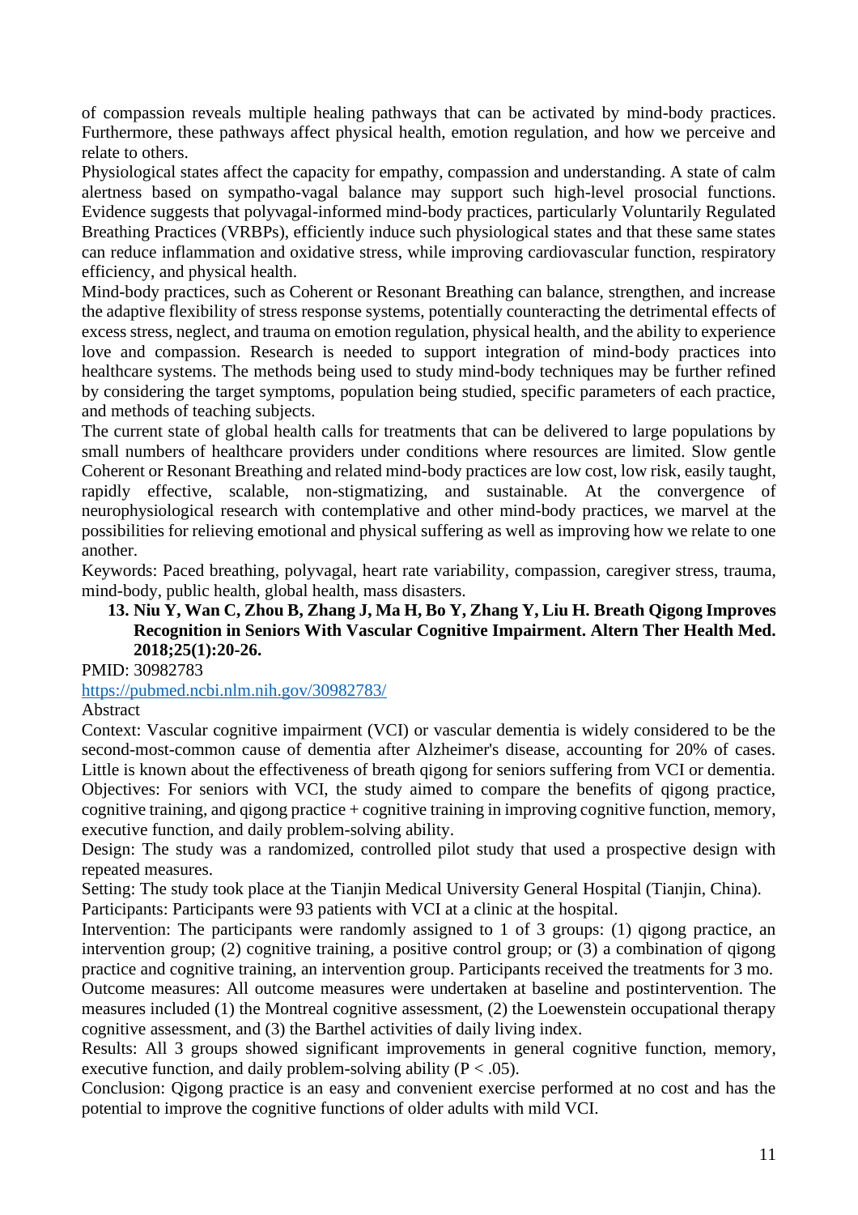of compassion reveals multiple healing pathways that can be activated by mind-body practices. Furthermore, these pathways affect physical health, emotion regulation, and how we perceive and relate to others.

Physiological states affect the capacity for empathy, compassion and understanding. A state of calm alertness based on sympatho-vagal balance may support such high-level prosocial functions. Evidence suggests that polyvagal-informed mind-body practices, particularly Voluntarily Regulated Breathing Practices (VRBPs), efficiently induce such physiological states and that these same states can reduce inflammation and oxidative stress, while improving cardiovascular function, respiratory efficiency, and physical health.

Mind-body practices, such as Coherent or Resonant Breathing can balance, strengthen, and increase the adaptive flexibility of stress response systems, potentially counteracting the detrimental effects of excess stress, neglect, and trauma on emotion regulation, physical health, and the ability to experience love and compassion. Research is needed to support integration of mind-body practices into healthcare systems. The methods being used to study mind-body techniques may be further refined by considering the target symptoms, population being studied, specific parameters of each practice, and methods of teaching subjects.

The current state of global health calls for treatments that can be delivered to large populations by small numbers of healthcare providers under conditions where resources are limited. Slow gentle Coherent or Resonant Breathing and related mind-body practices are low cost, low risk, easily taught, rapidly effective, scalable, non-stigmatizing, and sustainable. At the convergence of neurophysiological research with contemplative and other mind-body practices, we marvel at the possibilities for relieving emotional and physical suffering as well as improving how we relate to one another.

Keywords: Paced breathing, polyvagal, heart rate variability, compassion, caregiver stress, trauma, mind-body, public health, global health, mass disasters.

13. **Niu Y, Wan C, Zhou B, Zhang J, Ma H, Bo Y, Zhang Y, Liu H. Breath Qigong Improves Recognition in Seniors With Vascular Cognitive Impairment. Altern Ther Health Med. 2018;25(1):20-26.**

PMID: 30982783

https://pubmed.ncbi.nlm.nih.gov/30982783/

Abstract

Context: Vascular cognitive impairment (VCI) or vascular dementia is widely considered to be the second-most-common cause of dementia after Alzheimer's disease, accounting for 20% of cases. Little is known about the effectiveness of breath qigong for seniors suffering from VCI or dementia.

Objectives: For seniors with VCI, the study aimed to compare the benefits of qigong practice, cognitive training, and qigong practice + cognitive training in improving cognitive function, memory, executive function, and daily problem-solving ability.

Design: The study was a randomized, controlled pilot study that used a prospective design with repeated measures.

Setting: The study took place at the Tianjin Medical University General Hospital (Tianjin, China).

Participants: Participants were 93 patients with VCI at a clinic at the hospital.

Intervention: The participants were randomly assigned to 1 of 3 groups: (1) qigong practice, an intervention group; (2) cognitive training, a positive control group; or (3) a combination of qigong practice and cognitive training, an intervention group. Participants received the treatments for 3 mo.

Outcome measures: All outcome measures were undertaken at baseline and postintervention. The measures included (1) the Montreal cognitive assessment, (2) the Loewenstein occupational therapy cognitive assessment, and (3) the Barthel activities of daily living index.

Results: All 3 groups showed significant improvements in general cognitive function, memory, executive function, and daily problem-solving ability ($P < .05$).

Conclusion: Qigong practice is an easy and convenient exercise performed at no cost and has the potential to improve the cognitive functions of older adults with mild VCI.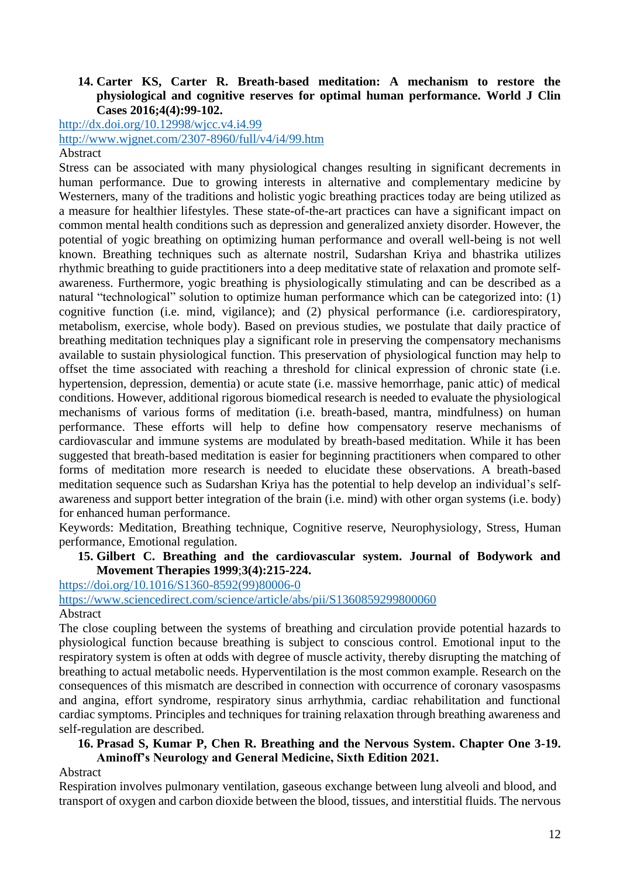**14. Carter KS, Carter R. Breath-based meditation: A mechanism to restore the physiological and cognitive reserves for optimal human performance. World J Clin Cases 2016;4(4):99-102.**

http://dx.doi.org/10.12998/wjcc.v4.i4.99

http://www.wjgnet.com/2307-8960/full/v4/i4/99.htm

Abstract

Stress can be associated with many physiological changes resulting in significant decrements in human performance. Due to growing interests in alternative and complementary medicine by Westerners, many of the traditions and holistic yogic breathing practices today are being utilized as a measure for healthier lifestyles. These state-of-the-art practices can have a significant impact on common mental health conditions such as depression and generalized anxiety disorder. However, the potential of yogic breathing on optimizing human performance and overall well-being is not well known. Breathing techniques such as alternate nostril, Sudarshan Kriya and bhastrika utilizes rhythmic breathing to guide practitioners into a deep meditative state of relaxation and promote self-awareness. Furthermore, yogic breathing is physiologically stimulating and can be described as a natural "technological" solution to optimize human performance which can be categorized into: (1) cognitive function (i.e. mind, vigilance); and (2) physical performance (i.e. cardiorespiratory, metabolism, exercise, whole body). Based on previous studies, we postulate that daily practice of breathing meditation techniques play a significant role in preserving the compensatory mechanisms available to sustain physiological function. This preservation of physiological function may help to offset the time associated with reaching a threshold for clinical expression of chronic state (i.e. hypertension, depression, dementia) or acute state (i.e. massive hemorrhage, panic attic) of medical conditions. However, additional rigorous biomedical research is needed to evaluate the physiological mechanisms of various forms of meditation (i.e. breath-based, mantra, mindfulness) on human performance. These efforts will help to define how compensatory reserve mechanisms of cardiovascular and immune systems are modulated by breath-based meditation. While it has been suggested that breath-based meditation is easier for beginning practitioners when compared to other forms of meditation more research is needed to elucidate these observations. A breath-based meditation sequence such as Sudarshan Kriya has the potential to help develop an individual's self-awareness and support better integration of the brain (i.e. mind) with other organ systems (i.e. body) for enhanced human performance.

Keywords: Meditation, Breathing technique, Cognitive reserve, Neurophysiology, Stress, Human performance, Emotional regulation.

**15. Gilbert C. Breathing and the cardiovascular system. Journal of Bodywork and Movement Therapies 1999;3(4):215-224.**

https://doi.org/10.1016/S1360-8592(99)80006-0

https://www.sciencedirect.com/science/article/abs/pii/S1360859299800060

Abstract

The close coupling between the systems of breathing and circulation provide potential hazards to physiological function because breathing is subject to conscious control. Emotional input to the respiratory system is often at odds with degree of muscle activity, thereby disrupting the matching of breathing to actual metabolic needs. Hyperventilation is the most common example. Research on the consequences of this mismatch are described in connection with occurrence of coronary vasospasms and angina, effort syndrome, respiratory sinus arrhythmia, cardiac rehabilitation and functional cardiac symptoms. Principles and techniques for training relaxation through breathing awareness and self-regulation are described.

**16. Prasad S, Kumar P, Chen R. Breathing and the Nervous System. Chapter One 3-19. Aminoff's Neurology and General Medicine, Sixth Edition 2021.**

Abstract

Respiration involves pulmonary ventilation, gaseous exchange between lung alveoli and blood, and transport of oxygen and carbon dioxide between the blood, tissues, and interstitial fluids. The nervous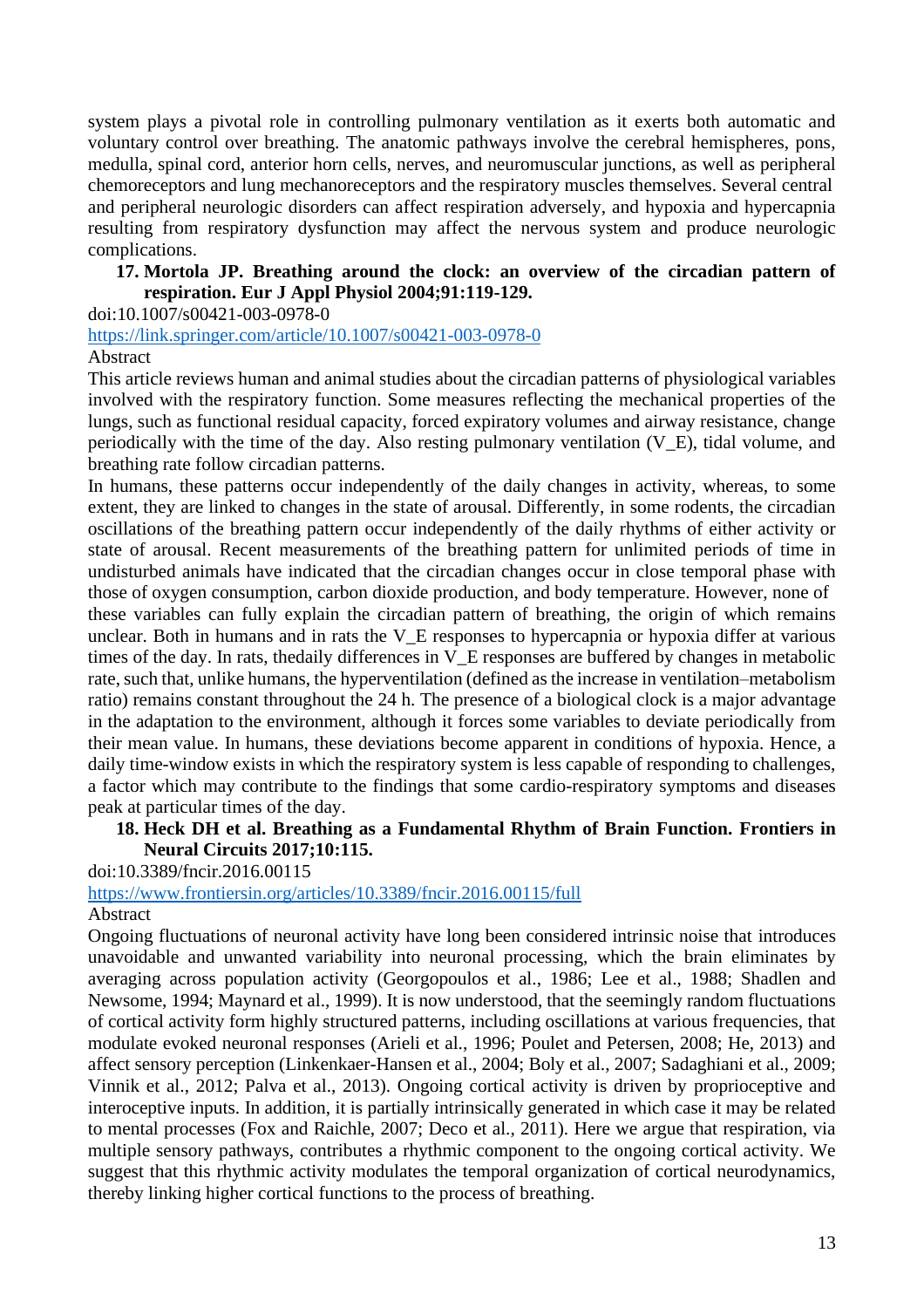system plays a pivotal role in controlling pulmonary ventilation as it exerts both automatic and voluntary control over breathing. The anatomic pathways involve the cerebral hemispheres, pons, medulla, spinal cord, anterior horn cells, nerves, and neuromuscular junctions, as well as peripheral chemoreceptors and lung mechanoreceptors and the respiratory muscles themselves. Several central and peripheral neurologic disorders can affect respiration adversely, and hypoxia and hypercapnia resulting from respiratory dysfunction may affect the nervous system and produce neurologic complications.

17. **Mortola JP. Breathing around the clock: an overview of the circadian pattern of respiration. Eur J Appl Physiol 2004;91:119-129.**

doi:10.1007/s00421-003-0978-0

https://link.springer.com/article/10.1007/s00421-003-0978-0

Abstract

This article reviews human and animal studies about the circadian patterns of physiological variables involved with the respiratory function. Some measures reflecting the mechanical properties of the lungs, such as functional residual capacity, forced expiratory volumes and airway resistance, change periodically with the time of the day. Also resting pulmonary ventilation (V_E), tidal volume, and breathing rate follow circadian patterns.

In humans, these patterns occur independently of the daily changes in activity, whereas, to some extent, they are linked to changes in the state of arousal. Differently, in some rodents, the circadian oscillations of the breathing pattern occur independently of the daily rhythms of either activity or state of arousal. Recent measurements of the breathing pattern for unlimited periods of time in undisturbed animals have indicated that the circadian changes occur in close temporal phase with those of oxygen consumption, carbon dioxide production, and body temperature. However, none of these variables can fully explain the circadian pattern of breathing, the origin of which remains unclear. Both in humans and in rats the V_E responses to hypercapnia or hypoxia differ at various times of the day. In rats, thedaily differences in V_E responses are buffered by changes in metabolic rate, such that, unlike humans, the hyperventilation (defined as the increase in ventilation–metabolism ratio) remains constant throughout the 24 h. The presence of a biological clock is a major advantage in the adaptation to the environment, although it forces some variables to deviate periodically from their mean value. In humans, these deviations become apparent in conditions of hypoxia. Hence, a daily time-window exists in which the respiratory system is less capable of responding to challenges, a factor which may contribute to the findings that some cardio-respiratory symptoms and diseases peak at particular times of the day.

18. **Heck DH et al. Breathing as a Fundamental Rhythm of Brain Function. Frontiers in Neural Circuits 2017;10:115.**

doi:10.3389/fncir.2016.00115

https://www.frontiersin.org/articles/10.3389/fncir.2016.00115/full

Abstract

Ongoing fluctuations of neuronal activity have long been considered intrinsic noise that introduces unavoidable and unwanted variability into neuronal processing, which the brain eliminates by averaging across population activity (Georgopoulos et al., 1986; Lee et al., 1988; Shadlen and Newsome, 1994; Maynard et al., 1999). It is now understood, that the seemingly random fluctuations of cortical activity form highly structured patterns, including oscillations at various frequencies, that modulate evoked neuronal responses (Arieli et al., 1996; Poulet and Petersen, 2008; He, 2013) and affect sensory perception (Linkenkaer-Hansen et al., 2004; Boly et al., 2007; Sadaghiani et al., 2009; Vinnik et al., 2012; Palva et al., 2013). Ongoing cortical activity is driven by proprioceptive and interoceptive inputs. In addition, it is partially intrinsically generated in which case it may be related to mental processes (Fox and Raichle, 2007; Deco et al., 2011). Here we argue that respiration, via multiple sensory pathways, contributes a rhythmic component to the ongoing cortical activity. We suggest that this rhythmic activity modulates the temporal organization of cortical neurodynamics, thereby linking higher cortical functions to the process of breathing.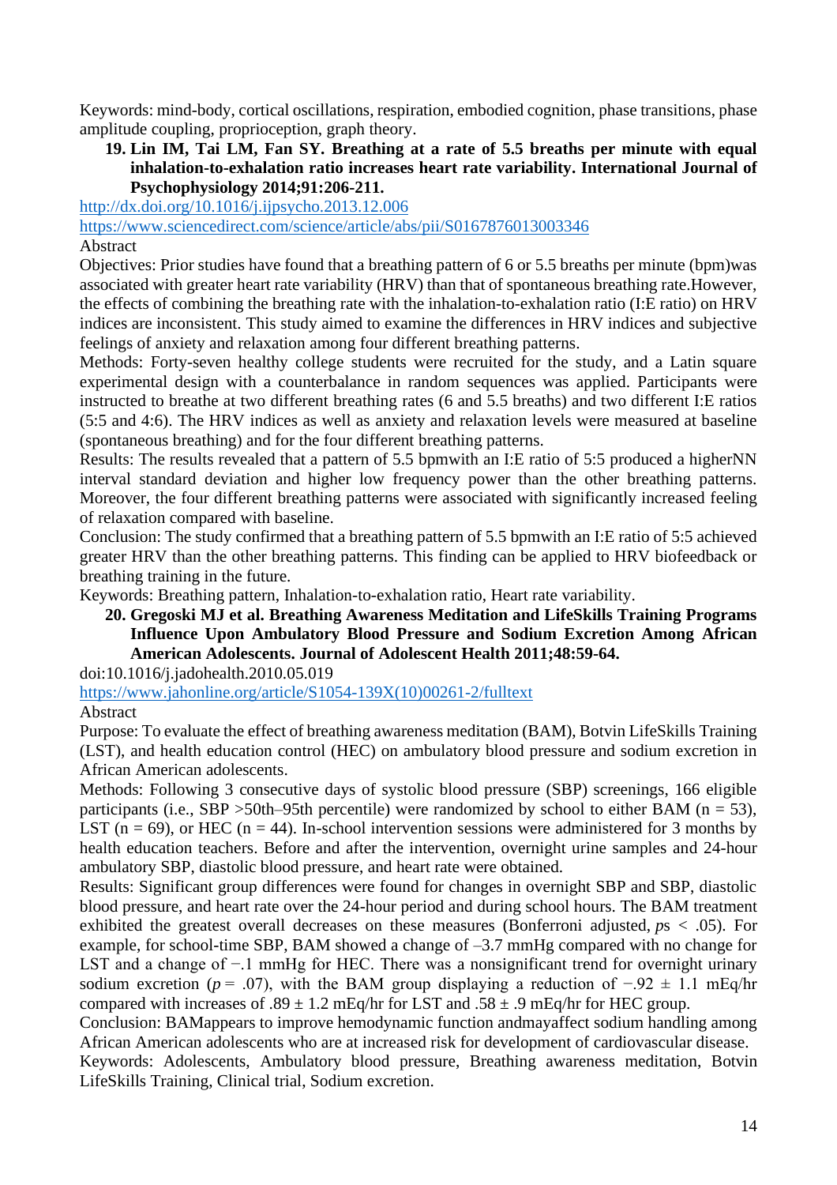Keywords: mind-body, cortical oscillations, respiration, embodied cognition, phase transitions, phase amplitude coupling, proprioception, graph theory.

19. **Lin IM, Tai LM, Fan SY. Breathing at a rate of 5.5 breaths per minute with equal inhalation-to-exhalation ratio increases heart rate variability. International Journal of Psychophysiology 2014;91:206-211.**

http://dx.doi.org/10.1016/j.ijpsycho.2013.12.006

https://www.sciencedirect.com/science/article/abs/pii/S0167876013003346

Abstract

Objectives: Prior studies have found that a breathing pattern of 6 or 5.5 breaths per minute (bpm)was associated with greater heart rate variability (HRV) than that of spontaneous breathing rate.However, the effects of combining the breathing rate with the inhalation-to-exhalation ratio (I:E ratio) on HRV indices are inconsistent. This study aimed to examine the differences in HRV indices and subjective feelings of anxiety and relaxation among four different breathing patterns.

Methods: Forty-seven healthy college students were recruited for the study, and a Latin square experimental design with a counterbalance in random sequences was applied. Participants were instructed to breathe at two different breathing rates (6 and 5.5 breaths) and two different I:E ratios (5:5 and 4:6). The HRV indices as well as anxiety and relaxation levels were measured at baseline (spontaneous breathing) and for the four different breathing patterns.

Results: The results revealed that a pattern of 5.5 bpmwith an I:E ratio of 5:5 produced a higherNN interval standard deviation and higher low frequency power than the other breathing patterns. Moreover, the four different breathing patterns were associated with significantly increased feeling of relaxation compared with baseline.

Conclusion: The study confirmed that a breathing pattern of 5.5 bpmwith an I:E ratio of 5:5 achieved greater HRV than the other breathing patterns. This finding can be applied to HRV biofeedback or breathing training in the future.

Keywords: Breathing pattern, Inhalation-to-exhalation ratio, Heart rate variability.

20. **Gregoski MJ et al. Breathing Awareness Meditation and LifeSkills Training Programs Influence Upon Ambulatory Blood Pressure and Sodium Excretion Among African American Adolescents. Journal of Adolescent Health 2011;48:59-64.**

doi:10.1016/j.jadohealth.2010.05.019

https://www.jahonline.org/article/S1054-139X(10)00261-2/fulltext

Abstract

Purpose: To evaluate the effect of breathing awareness meditation (BAM), Botvin LifeSkills Training (LST), and health education control (HEC) on ambulatory blood pressure and sodium excretion in African American adolescents.

Methods: Following 3 consecutive days of systolic blood pressure (SBP) screenings, 166 eligible participants (i.e., SBP >50th–95th percentile) were randomized by school to either BAM (n = 53), LST (n = 69), or HEC (n = 44). In-school intervention sessions were administered for 3 months by health education teachers. Before and after the intervention, overnight urine samples and 24-hour ambulatory SBP, diastolic blood pressure, and heart rate were obtained.

Results: Significant group differences were found for changes in overnight SBP and SBP, diastolic blood pressure, and heart rate over the 24-hour period and during school hours. The BAM treatment exhibited the greatest overall decreases on these measures (Bonferroni adjusted, *p*s < .05). For example, for school-time SBP, BAM showed a change of –3.7 mmHg compared with no change for LST and a change of −.1 mmHg for HEC. There was a nonsignificant trend for overnight urinary sodium excretion (*p* = .07), with the BAM group displaying a reduction of −.92 ± 1.1 mEq/hr compared with increases of .89 ± 1.2 mEq/hr for LST and .58 ± .9 mEq/hr for HEC group.

Conclusion: BAMappears to improve hemodynamic function andmayaffect sodium handling among African American adolescents who are at increased risk for development of cardiovascular disease.

Keywords: Adolescents, Ambulatory blood pressure, Breathing awareness meditation, Botvin LifeSkills Training, Clinical trial, Sodium excretion.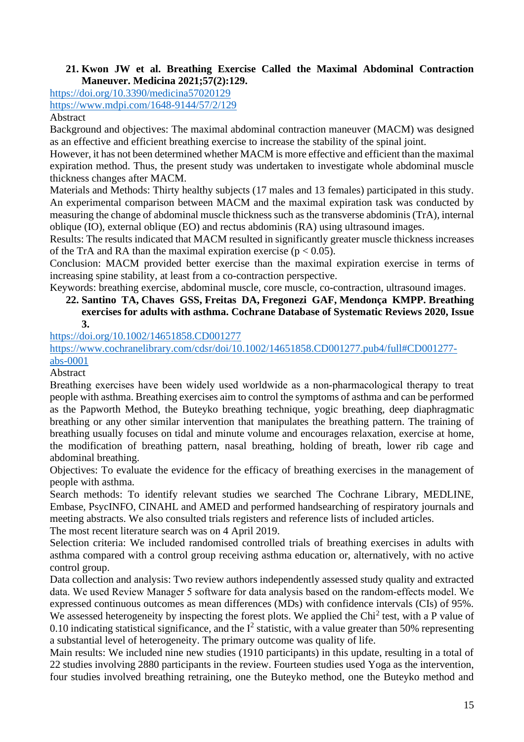21. **Kwon JW et al. Breathing Exercise Called the Maximal Abdominal Contraction Maneuver. Medicina 2021;57(2):129.**

https://doi.org/10.3390/medicina57020129
https://www.mdpi.com/1648-9144/57/2/129

Abstract

Background and objectives: The maximal abdominal contraction maneuver (MACM) was designed as an effective and efficient breathing exercise to increase the stability of the spinal joint.
However, it has not been determined whether MACM is more effective and efficient than the maximal expiration method. Thus, the present study was undertaken to investigate whole abdominal muscle thickness changes after MACM.
Materials and Methods: Thirty healthy subjects (17 males and 13 females) participated in this study. An experimental comparison between MACM and the maximal expiration task was conducted by measuring the change of abdominal muscle thickness such as the transverse abdominis (TrA), internal oblique (IO), external oblique (EO) and rectus abdominis (RA) using ultrasound images.
Results: The results indicated that MACM resulted in significantly greater muscle thickness increases of the TrA and RA than the maximal expiration exercise ($p < 0.05$).
Conclusion: MACM provided better exercise than the maximal expiration exercise in terms of increasing spine stability, at least from a co-contraction perspective.
Keywords: breathing exercise, abdominal muscle, core muscle, co-contraction, ultrasound images.

22. **Santino TA, Chaves GSS, Freitas DA, Fregonezi GAF, Mendonça KMPP. Breathing exercises for adults with asthma. Cochrane Database of Systematic Reviews 2020, Issue 3.**

https://doi.org/10.1002/14651858.CD001277
https://www.cochranelibrary.com/cdsr/doi/10.1002/14651858.CD001277.pub4/full#CD001277-abs-0001

Abstract

Breathing exercises have been widely used worldwide as a non-pharmacological therapy to treat people with asthma. Breathing exercises aim to control the symptoms of asthma and can be performed as the Papworth Method, the Buteyko breathing technique, yogic breathing, deep diaphragmatic breathing or any other similar intervention that manipulates the breathing pattern. The training of breathing usually focuses on tidal and minute volume and encourages relaxation, exercise at home, the modification of breathing pattern, nasal breathing, holding of breath, lower rib cage and abdominal breathing.
Objectives: To evaluate the evidence for the efficacy of breathing exercises in the management of people with asthma.
Search methods: To identify relevant studies we searched The Cochrane Library, MEDLINE, Embase, PsycINFO, CINAHL and AMED and performed handsearching of respiratory journals and meeting abstracts. We also consulted trials registers and reference lists of included articles.
The most recent literature search was on 4 April 2019.
Selection criteria: We included randomised controlled trials of breathing exercises in adults with asthma compared with a control group receiving asthma education or, alternatively, with no active control group.
Data collection and analysis: Two review authors independently assessed study quality and extracted data. We used Review Manager 5 software for data analysis based on the random-effects model. We expressed continuous outcomes as mean differences (MDs) with confidence intervals (CIs) of 95%. We assessed heterogeneity by inspecting the forest plots. We applied the $Chi^2$ test, with a P value of 0.10 indicating statistical significance, and the $I^2$ statistic, with a value greater than 50% representing a substantial level of heterogeneity. The primary outcome was quality of life.
Main results: We included nine new studies (1910 participants) in this update, resulting in a total of 22 studies involving 2880 participants in the review. Fourteen studies used Yoga as the intervention, four studies involved breathing retraining, one the Buteyko method, one the Buteyko method and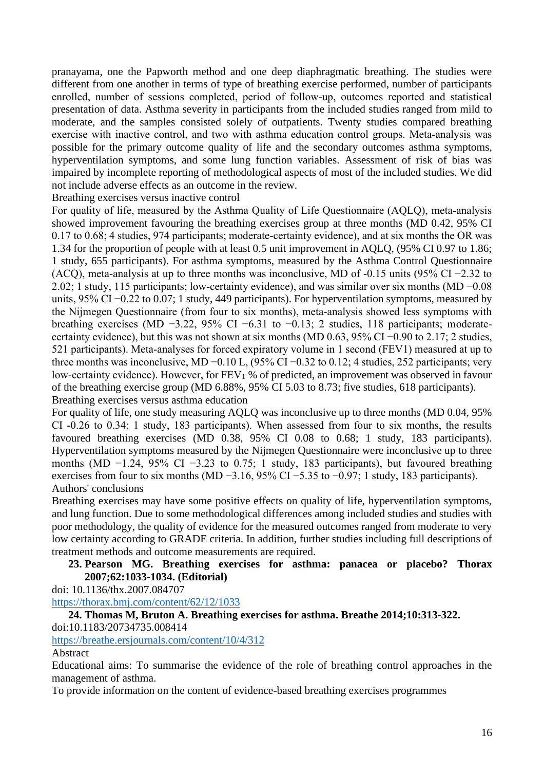pranayama, one the Papworth method and one deep diaphragmatic breathing. The studies were different from one another in terms of type of breathing exercise performed, number of participants enrolled, number of sessions completed, period of follow-up, outcomes reported and statistical presentation of data. Asthma severity in participants from the included studies ranged from mild to moderate, and the samples consisted solely of outpatients. Twenty studies compared breathing exercise with inactive control, and two with asthma education control groups. Meta-analysis was possible for the primary outcome quality of life and the secondary outcomes asthma symptoms, hyperventilation symptoms, and some lung function variables. Assessment of risk of bias was impaired by incomplete reporting of methodological aspects of most of the included studies. We did not include adverse effects as an outcome in the review.

Breathing exercises versus inactive control

For quality of life, measured by the Asthma Quality of Life Questionnaire (AQLQ), meta-analysis showed improvement favouring the breathing exercises group at three months (MD 0.42, 95% CI 0.17 to 0.68; 4 studies, 974 participants; moderate-certainty evidence), and at six months the OR was 1.34 for the proportion of people with at least 0.5 unit improvement in AQLQ, (95% CI 0.97 to 1.86; 1 study, 655 participants). For asthma symptoms, measured by the Asthma Control Questionnaire (ACQ), meta-analysis at up to three months was inconclusive, MD of -0.15 units (95% CI −2.32 to 2.02; 1 study, 115 participants; low-certainty evidence), and was similar over six months (MD −0.08 units, 95% CI −0.22 to 0.07; 1 study, 449 participants). For hyperventilation symptoms, measured by the Nijmegen Questionnaire (from four to six months), meta-analysis showed less symptoms with breathing exercises (MD −3.22, 95% CI −6.31 to −0.13; 2 studies, 118 participants; moderate-certainty evidence), but this was not shown at six months (MD 0.63, 95% CI −0.90 to 2.17; 2 studies, 521 participants). Meta-analyses for forced expiratory volume in 1 second (FEV1) measured at up to three months was inconclusive, MD −0.10 L, (95% CI −0.32 to 0.12; 4 studies, 252 participants; very low-certainty evidence). However, for $FEV_1$ % of predicted, an improvement was observed in favour of the breathing exercise group (MD 6.88%, 95% CI 5.03 to 8.73; five studies, 618 participants).

Breathing exercises versus asthma education

For quality of life, one study measuring AQLQ was inconclusive up to three months (MD 0.04, 95% CI -0.26 to 0.34; 1 study, 183 participants). When assessed from four to six months, the results favoured breathing exercises (MD 0.38, 95% CI 0.08 to 0.68; 1 study, 183 participants). Hyperventilation symptoms measured by the Nijmegen Questionnaire were inconclusive up to three months (MD −1.24, 95% CI −3.23 to 0.75; 1 study, 183 participants), but favoured breathing exercises from four to six months (MD −3.16, 95% CI −5.35 to −0.97; 1 study, 183 participants).

Authors' conclusions

Breathing exercises may have some positive effects on quality of life, hyperventilation symptoms, and lung function. Due to some methodological differences among included studies and studies with poor methodology, the quality of evidence for the measured outcomes ranged from moderate to very low certainty according to GRADE criteria. In addition, further studies including full descriptions of treatment methods and outcome measurements are required.

23. **Pearson MG. Breathing exercises for asthma: panacea or placebo? Thorax 2007;62:1033-1034. (Editorial)**

doi: 10.1136/thx.2007.084707

https://thorax.bmj.com/content/62/12/1033

24. **Thomas M, Bruton A. Breathing exercises for asthma. Breathe 2014;10:313-322.**

doi:10.1183/20734735.008414

https://breathe.ersjournals.com/content/10/4/312

Abstract

Educational aims: To summarise the evidence of the role of breathing control approaches in the management of asthma.

To provide information on the content of evidence-based breathing exercises programmes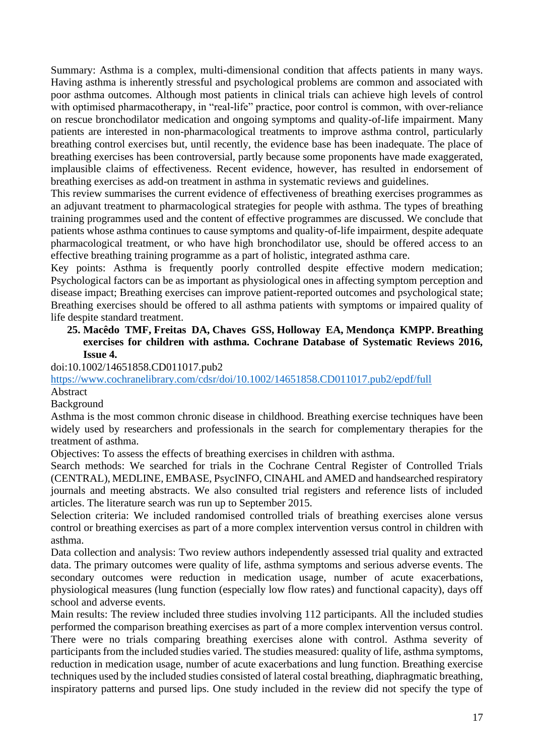Summary: Asthma is a complex, multi-dimensional condition that affects patients in many ways. Having asthma is inherently stressful and psychological problems are common and associated with poor asthma outcomes. Although most patients in clinical trials can achieve high levels of control with optimised pharmacotherapy, in "real-life" practice, poor control is common, with over-reliance on rescue bronchodilator medication and ongoing symptoms and quality-of-life impairment. Many patients are interested in non-pharmacological treatments to improve asthma control, particularly breathing control exercises but, until recently, the evidence base has been inadequate. The place of breathing exercises has been controversial, partly because some proponents have made exaggerated, implausible claims of effectiveness. Recent evidence, however, has resulted in endorsement of breathing exercises as add-on treatment in asthma in systematic reviews and guidelines.

This review summarises the current evidence of effectiveness of breathing exercises programmes as an adjuvant treatment to pharmacological strategies for people with asthma. The types of breathing training programmes used and the content of effective programmes are discussed. We conclude that patients whose asthma continues to cause symptoms and quality-of-life impairment, despite adequate pharmacological treatment, or who have high bronchodilator use, should be offered access to an effective breathing training programme as a part of holistic, integrated asthma care.

Key points: Asthma is frequently poorly controlled despite effective modern medication; Psychological factors can be as important as physiological ones in affecting symptom perception and disease impact; Breathing exercises can improve patient-reported outcomes and psychological state; Breathing exercises should be offered to all asthma patients with symptoms or impaired quality of life despite standard treatment.

25. **Macêdo TMF, Freitas DA, Chaves GSS, Holloway EA, Mendonça KMPP. Breathing exercises for children with asthma. Cochrane Database of Systematic Reviews 2016, Issue 4.**

doi:10.1002/14651858.CD011017.pub2

https://www.cochranelibrary.com/cdsr/doi/10.1002/14651858.CD011017.pub2/epdf/full

Abstract

Background

Asthma is the most common chronic disease in childhood. Breathing exercise techniques have been widely used by researchers and professionals in the search for complementary therapies for the treatment of asthma.

Objectives: To assess the effects of breathing exercises in children with asthma.

Search methods: We searched for trials in the Cochrane Central Register of Controlled Trials (CENTRAL), MEDLINE, EMBASE, PsycINFO, CINAHL and AMED and handsearched respiratory journals and meeting abstracts. We also consulted trial registers and reference lists of included articles. The literature search was run up to September 2015.

Selection criteria: We included randomised controlled trials of breathing exercises alone versus control or breathing exercises as part of a more complex intervention versus control in children with asthma.

Data collection and analysis: Two review authors independently assessed trial quality and extracted data. The primary outcomes were quality of life, asthma symptoms and serious adverse events. The secondary outcomes were reduction in medication usage, number of acute exacerbations, physiological measures (lung function (especially low flow rates) and functional capacity), days off school and adverse events.

Main results: The review included three studies involving 112 participants. All the included studies performed the comparison breathing exercises as part of a more complex intervention versus control. There were no trials comparing breathing exercises alone with control. Asthma severity of participants from the included studies varied. The studies measured: quality of life, asthma symptoms, reduction in medication usage, number of acute exacerbations and lung function. Breathing exercise techniques used by the included studies consisted of lateral costal breathing, diaphragmatic breathing, inspiratory patterns and pursed lips. One study included in the review did not specify the type of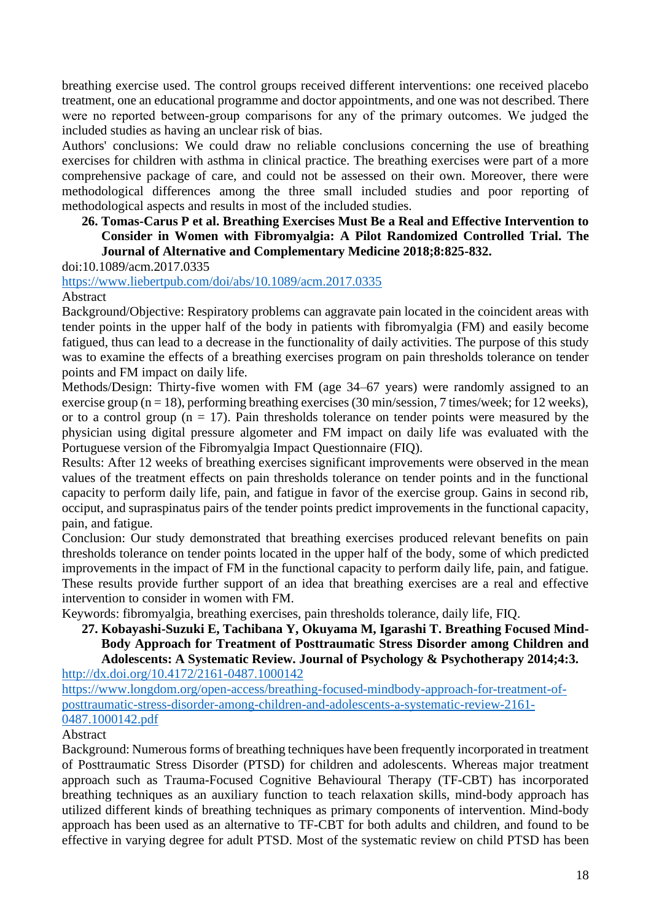breathing exercise used. The control groups received different interventions: one received placebo treatment, one an educational programme and doctor appointments, and one was not described. There were no reported between-group comparisons for any of the primary outcomes. We judged the included studies as having an unclear risk of bias.

Authors' conclusions: We could draw no reliable conclusions concerning the use of breathing exercises for children with asthma in clinical practice. The breathing exercises were part of a more comprehensive package of care, and could not be assessed on their own. Moreover, there were methodological differences among the three small included studies and poor reporting of methodological aspects and results in most of the included studies.

26. **Tomas-Carus P et al. Breathing Exercises Must Be a Real and Effective Intervention to Consider in Women with Fibromyalgia: A Pilot Randomized Controlled Trial. The Journal of Alternative and Complementary Medicine 2018;8:825-832.**

doi:10.1089/acm.2017.0335

https://www.liebertpub.com/doi/abs/10.1089/acm.2017.0335

Abstract

Background/Objective: Respiratory problems can aggravate pain located in the coincident areas with tender points in the upper half of the body in patients with fibromyalgia (FM) and easily become fatigued, thus can lead to a decrease in the functionality of daily activities. The purpose of this study was to examine the effects of a breathing exercises program on pain thresholds tolerance on tender points and FM impact on daily life.

Methods/Design: Thirty-five women with FM (age 34–67 years) were randomly assigned to an exercise group (n = 18), performing breathing exercises (30 min/session, 7 times/week; for 12 weeks), or to a control group (n = 17). Pain thresholds tolerance on tender points were measured by the physician using digital pressure algometer and FM impact on daily life was evaluated with the Portuguese version of the Fibromyalgia Impact Questionnaire (FIQ).

Results: After 12 weeks of breathing exercises significant improvements were observed in the mean values of the treatment effects on pain thresholds tolerance on tender points and in the functional capacity to perform daily life, pain, and fatigue in favor of the exercise group. Gains in second rib, occiput, and supraspinatus pairs of the tender points predict improvements in the functional capacity, pain, and fatigue.

Conclusion: Our study demonstrated that breathing exercises produced relevant benefits on pain thresholds tolerance on tender points located in the upper half of the body, some of which predicted improvements in the impact of FM in the functional capacity to perform daily life, pain, and fatigue. These results provide further support of an idea that breathing exercises are a real and effective intervention to consider in women with FM.

Keywords: fibromyalgia, breathing exercises, pain thresholds tolerance, daily life, FIQ.

27. **Kobayashi-Suzuki E, Tachibana Y, Okuyama M, Igarashi T. Breathing Focused Mind-Body Approach for Treatment of Posttraumatic Stress Disorder among Children and Adolescents: A Systematic Review. Journal of Psychology & Psychotherapy 2014;4:3.**

http://dx.doi.org/10.4172/2161-0487.1000142

https://www.longdom.org/open-access/breathing-focused-mindbody-approach-for-treatment-of-posttraumatic-stress-disorder-among-children-and-adolescents-a-systematic-review-2161-0487.1000142.pdf

Abstract

Background: Numerous forms of breathing techniques have been frequently incorporated in treatment of Posttraumatic Stress Disorder (PTSD) for children and adolescents. Whereas major treatment approach such as Trauma-Focused Cognitive Behavioural Therapy (TF-CBT) has incorporated breathing techniques as an auxiliary function to teach relaxation skills, mind-body approach has utilized different kinds of breathing techniques as primary components of intervention. Mind-body approach has been used as an alternative to TF-CBT for both adults and children, and found to be effective in varying degree for adult PTSD. Most of the systematic review on child PTSD has been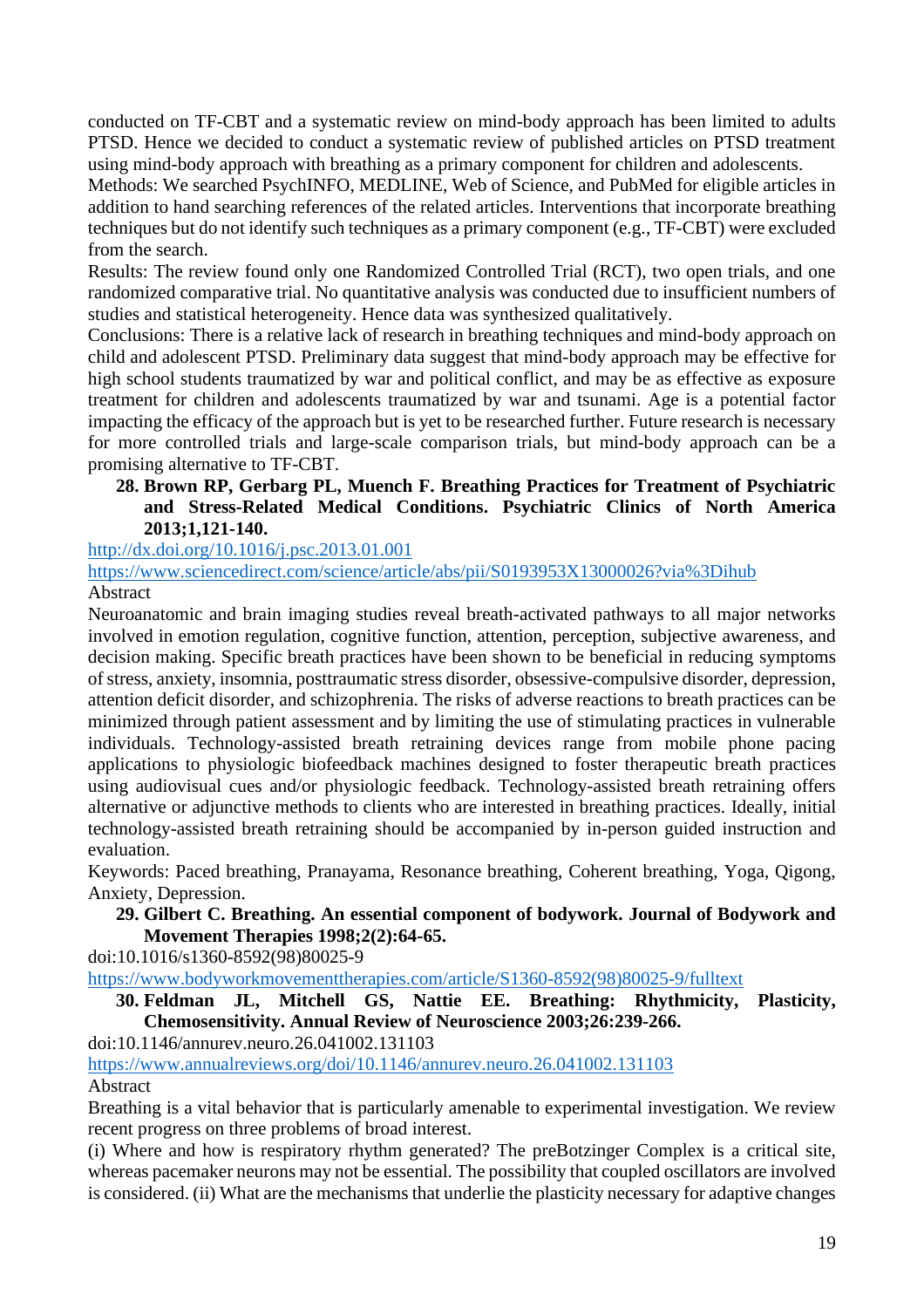conducted on TF-CBT and a systematic review on mind-body approach has been limited to adults PTSD. Hence we decided to conduct a systematic review of published articles on PTSD treatment using mind-body approach with breathing as a primary component for children and adolescents.
Methods: We searched PsychINFO, MEDLINE, Web of Science, and PubMed for eligible articles in addition to hand searching references of the related articles. Interventions that incorporate breathing techniques but do not identify such techniques as a primary component (e.g., TF-CBT) were excluded from the search.
Results: The review found only one Randomized Controlled Trial (RCT), two open trials, and one randomized comparative trial. No quantitative analysis was conducted due to insufficient numbers of studies and statistical heterogeneity. Hence data was synthesized qualitatively.
Conclusions: There is a relative lack of research in breathing techniques and mind-body approach on child and adolescent PTSD. Preliminary data suggest that mind-body approach may be effective for high school students traumatized by war and political conflict, and may be as effective as exposure treatment for children and adolescents traumatized by war and tsunami. Age is a potential factor impacting the efficacy of the approach but is yet to be researched further. Future research is necessary for more controlled trials and large-scale comparison trials, but mind-body approach can be a promising alternative to TF-CBT.

28. **Brown RP, Gerbarg PL, Muench F. Breathing Practices for Treatment of Psychiatric and Stress-Related Medical Conditions. Psychiatric Clinics of North America 2013;1,121-140.**

http://dx.doi.org/10.1016/j.psc.2013.01.001
https://www.sciencedirect.com/science/article/abs/pii/S0193953X13000026?via%3Dihub
Abstract
Neuroanatomic and brain imaging studies reveal breath-activated pathways to all major networks involved in emotion regulation, cognitive function, attention, perception, subjective awareness, and decision making. Specific breath practices have been shown to be beneficial in reducing symptoms of stress, anxiety, insomnia, posttraumatic stress disorder, obsessive-compulsive disorder, depression, attention deficit disorder, and schizophrenia. The risks of adverse reactions to breath practices can be minimized through patient assessment and by limiting the use of stimulating practices in vulnerable individuals. Technology-assisted breath retraining devices range from mobile phone pacing applications to physiologic biofeedback machines designed to foster therapeutic breath practices using audiovisual cues and/or physiologic feedback. Technology-assisted breath retraining offers alternative or adjunctive methods to clients who are interested in breathing practices. Ideally, initial technology-assisted breath retraining should be accompanied by in-person guided instruction and evaluation.
Keywords: Paced breathing, Pranayama, Resonance breathing, Coherent breathing, Yoga, Qigong, Anxiety, Depression.

29. **Gilbert C. Breathing. An essential component of bodywork. Journal of Bodywork and Movement Therapies 1998;2(2):64-65.**

doi:10.1016/s1360-8592(98)80025-9
https://www.bodyworkmovementtherapies.com/article/S1360-8592(98)80025-9/fulltext

30. **Feldman JL, Mitchell GS, Nattie EE. Breathing: Rhythmicity, Plasticity, Chemosensitivity. Annual Review of Neuroscience 2003;26:239-266.**

doi:10.1146/annurev.neuro.26.041002.131103
https://www.annualreviews.org/doi/10.1146/annurev.neuro.26.041002.131103
Abstract
Breathing is a vital behavior that is particularly amenable to experimental investigation. We review recent progress on three problems of broad interest.
(i) Where and how is respiratory rhythm generated? The preBotzinger Complex is a critical site, whereas pacemaker neurons may not be essential. The possibility that coupled oscillators are involved is considered. (ii) What are the mechanisms that underlie the plasticity necessary for adaptive changes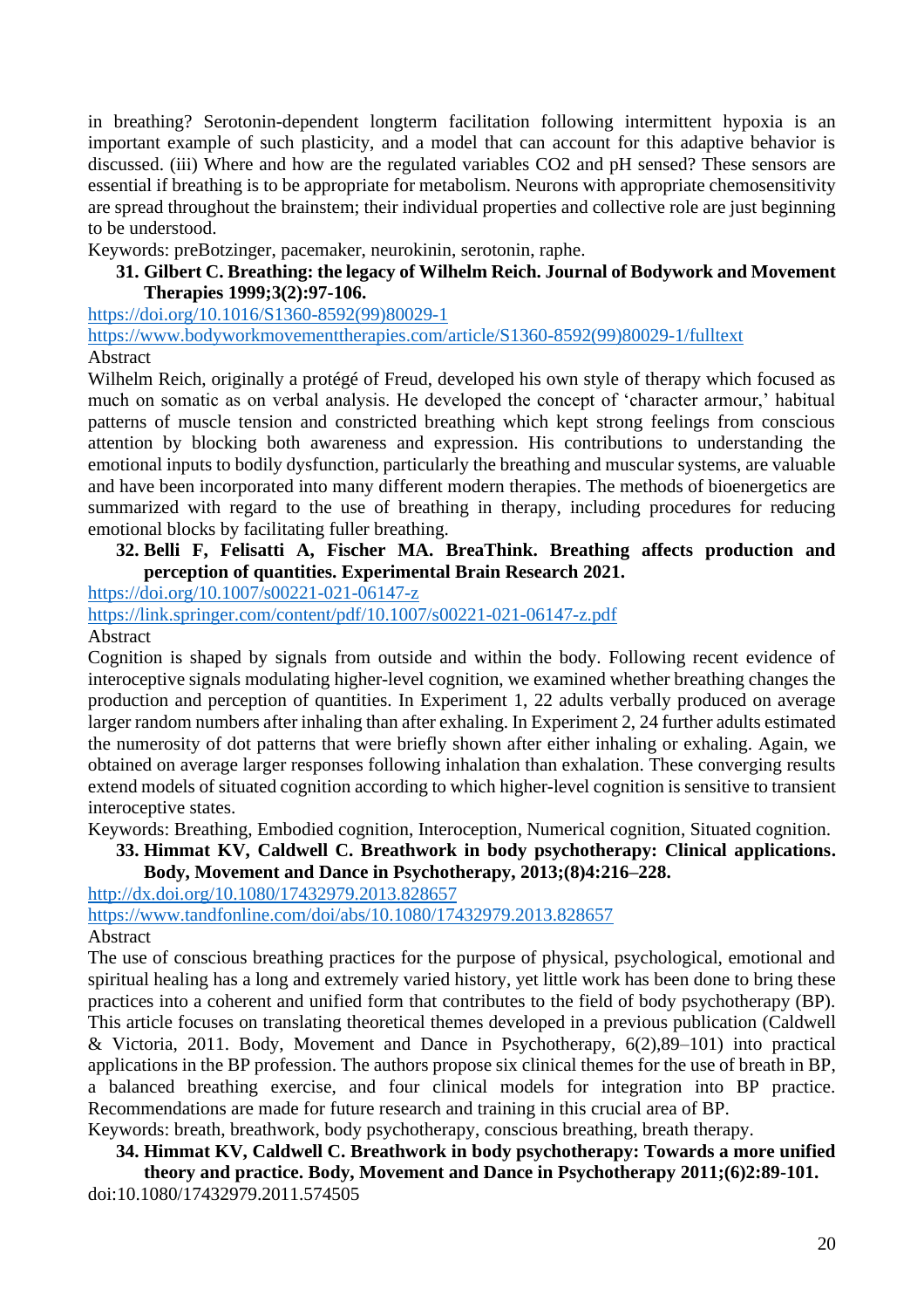in breathing? Serotonin-dependent longterm facilitation following intermittent hypoxia is an important example of such plasticity, and a model that can account for this adaptive behavior is discussed. (iii) Where and how are the regulated variables $CO_2$ and pH sensed? These sensors are essential if breathing is to be appropriate for metabolism. Neurons with appropriate chemosensitivity are spread throughout the brainstem; their individual properties and collective role are just beginning to be understood.

Keywords: preBotzinger, pacemaker, neurokinin, serotonin, raphe.

31. **Gilbert C. Breathing: the legacy of Wilhelm Reich. Journal of Bodywork and Movement Therapies 1999;3(2):97-106.**

https://doi.org/10.1016/S1360-8592(99)80029-1

https://www.bodyworkmovementtherapies.com/article/S1360-8592(99)80029-1/fulltext

Abstract

Wilhelm Reich, originally a protégé of Freud, developed his own style of therapy which focused as much on somatic as on verbal analysis. He developed the concept of 'character armour,' habitual patterns of muscle tension and constricted breathing which kept strong feelings from conscious attention by blocking both awareness and expression. His contributions to understanding the emotional inputs to bodily dysfunction, particularly the breathing and muscular systems, are valuable and have been incorporated into many different modern therapies. The methods of bioenergetics are summarized with regard to the use of breathing in therapy, including procedures for reducing emotional blocks by facilitating fuller breathing.

32. **Belli F, Felisatti A, Fischer MA. BreaThink. Breathing affects production and perception of quantities. Experimental Brain Research 2021.**

https://doi.org/10.1007/s00221-021-06147-z

https://link.springer.com/content/pdf/10.1007/s00221-021-06147-z.pdf

Abstract

Cognition is shaped by signals from outside and within the body. Following recent evidence of interoceptive signals modulating higher-level cognition, we examined whether breathing changes the production and perception of quantities. In Experiment 1, 22 adults verbally produced on average larger random numbers after inhaling than after exhaling. In Experiment 2, 24 further adults estimated the numerosity of dot patterns that were briefly shown after either inhaling or exhaling. Again, we obtained on average larger responses following inhalation than exhalation. These converging results extend models of situated cognition according to which higher-level cognition is sensitive to transient interoceptive states.

Keywords: Breathing, Embodied cognition, Interoception, Numerical cognition, Situated cognition.

33. **Himmat KV, Caldwell C. Breathwork in body psychotherapy: Clinical applications. Body, Movement and Dance in Psychotherapy, 2013;(8)4:216–228.**

http://dx.doi.org/10.1080/17432979.2013.828657

https://www.tandfonline.com/doi/abs/10.1080/17432979.2013.828657

Abstract

The use of conscious breathing practices for the purpose of physical, psychological, emotional and spiritual healing has a long and extremely varied history, yet little work has been done to bring these practices into a coherent and unified form that contributes to the field of body psychotherapy (BP). This article focuses on translating theoretical themes developed in a previous publication (Caldwell & Victoria, 2011. Body, Movement and Dance in Psychotherapy, 6(2),89–101) into practical applications in the BP profession. The authors propose six clinical themes for the use of breath in BP, a balanced breathing exercise, and four clinical models for integration into BP practice. Recommendations are made for future research and training in this crucial area of BP.

Keywords: breath, breathwork, body psychotherapy, conscious breathing, breath therapy.

34. **Himmat KV, Caldwell C. Breathwork in body psychotherapy: Towards a more unified theory and practice. Body, Movement and Dance in Psychotherapy 2011;(6)2:89-101.**

doi:10.1080/17432979.2011.574505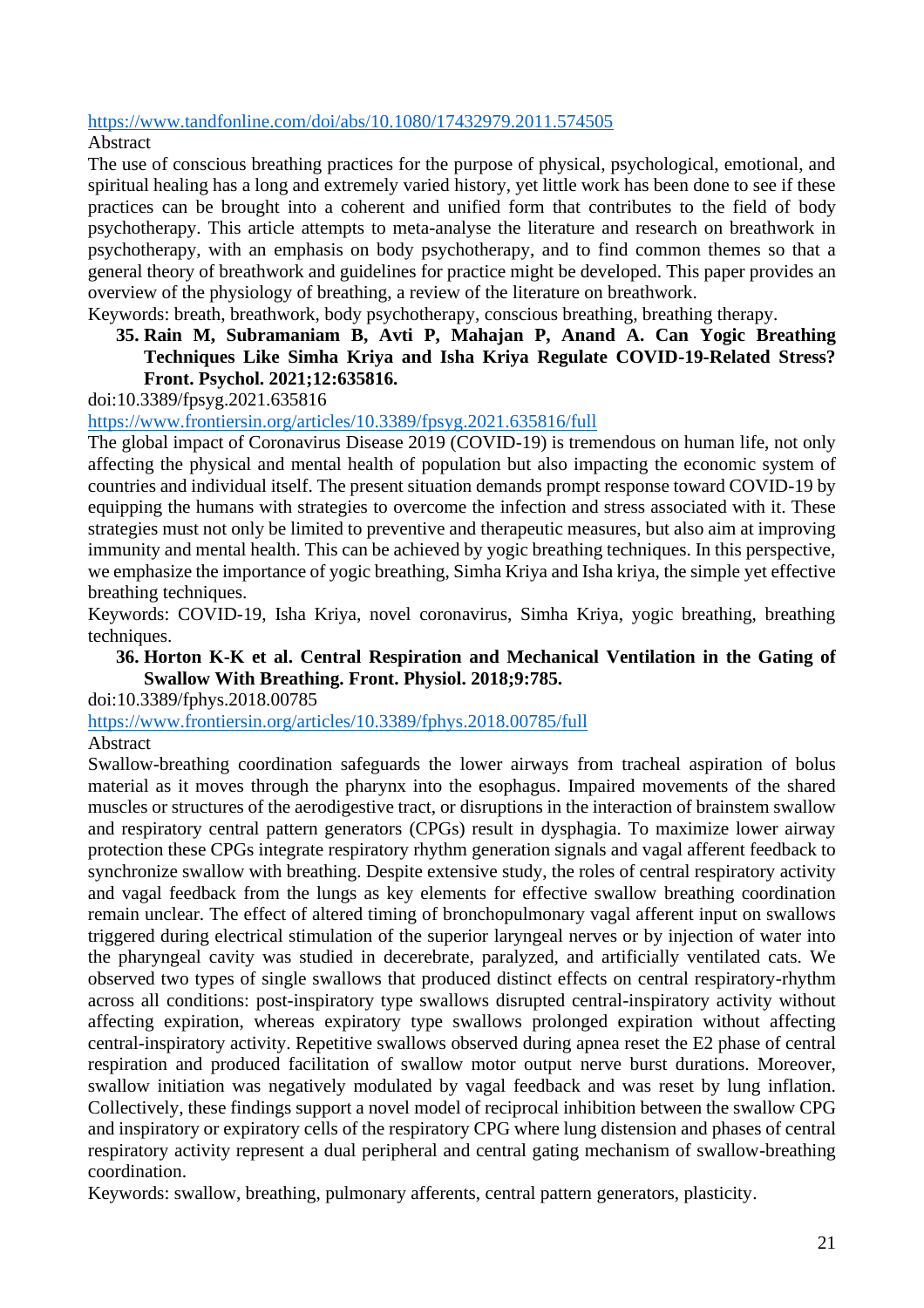https://www.tandfonline.com/doi/abs/10.1080/17432979.2011.574505

Abstract

The use of conscious breathing practices for the purpose of physical, psychological, emotional, and spiritual healing has a long and extremely varied history, yet little work has been done to see if these practices can be brought into a coherent and unified form that contributes to the field of body psychotherapy. This article attempts to meta-analyse the literature and research on breathwork in psychotherapy, with an emphasis on body psychotherapy, and to find common themes so that a general theory of breathwork and guidelines for practice might be developed. This paper provides an overview of the physiology of breathing, a review of the literature on breathwork.

Keywords: breath, breathwork, body psychotherapy, conscious breathing, breathing therapy.

35. **Rain M, Subramaniam B, Avti P, Mahajan P, Anand A. Can Yogic Breathing Techniques Like Simha Kriya and Isha Kriya Regulate COVID-19-Related Stress? Front. Psychol. 2021;12:635816.**

doi:10.3389/fpsyg.2021.635816

https://www.frontiersin.org/articles/10.3389/fpsyg.2021.635816/full

The global impact of Coronavirus Disease 2019 (COVID-19) is tremendous on human life, not only affecting the physical and mental health of population but also impacting the economic system of countries and individual itself. The present situation demands prompt response toward COVID-19 by equipping the humans with strategies to overcome the infection and stress associated with it. These strategies must not only be limited to preventive and therapeutic measures, but also aim at improving immunity and mental health. This can be achieved by yogic breathing techniques. In this perspective, we emphasize the importance of yogic breathing, Simha Kriya and Isha kriya, the simple yet effective breathing techniques.

Keywords: COVID-19, Isha Kriya, novel coronavirus, Simha Kriya, yogic breathing, breathing techniques.

36. **Horton K-K et al. Central Respiration and Mechanical Ventilation in the Gating of Swallow With Breathing. Front. Physiol. 2018;9:785.**

doi:10.3389/fphys.2018.00785

https://www.frontiersin.org/articles/10.3389/fphys.2018.00785/full

Abstract

Swallow-breathing coordination safeguards the lower airways from tracheal aspiration of bolus material as it moves through the pharynx into the esophagus. Impaired movements of the shared muscles or structures of the aerodigestive tract, or disruptions in the interaction of brainstem swallow and respiratory central pattern generators (CPGs) result in dysphagia. To maximize lower airway protection these CPGs integrate respiratory rhythm generation signals and vagal afferent feedback to synchronize swallow with breathing. Despite extensive study, the roles of central respiratory activity and vagal feedback from the lungs as key elements for effective swallow breathing coordination remain unclear. The effect of altered timing of bronchopulmonary vagal afferent input on swallows triggered during electrical stimulation of the superior laryngeal nerves or by injection of water into the pharyngeal cavity was studied in decerebrate, paralyzed, and artificially ventilated cats. We observed two types of single swallows that produced distinct effects on central respiratory-rhythm across all conditions: post-inspiratory type swallows disrupted central-inspiratory activity without affecting expiration, whereas expiratory type swallows prolonged expiration without affecting central-inspiratory activity. Repetitive swallows observed during apnea reset the E2 phase of central respiration and produced facilitation of swallow motor output nerve burst durations. Moreover, swallow initiation was negatively modulated by vagal feedback and was reset by lung inflation. Collectively, these findings support a novel model of reciprocal inhibition between the swallow CPG and inspiratory or expiratory cells of the respiratory CPG where lung distension and phases of central respiratory activity represent a dual peripheral and central gating mechanism of swallow-breathing coordination.

Keywords: swallow, breathing, pulmonary afferents, central pattern generators, plasticity.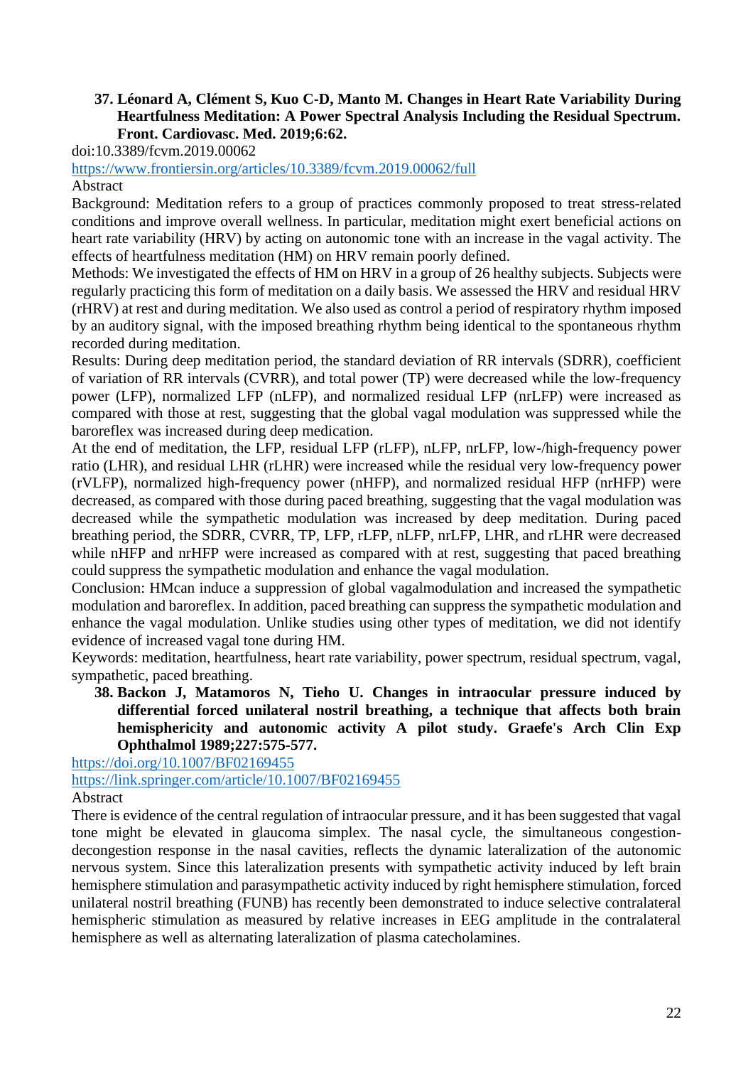37. **Léonard A, Clément S, Kuo C-D, Manto M. Changes in Heart Rate Variability During Heartfulness Meditation: A Power Spectral Analysis Including the Residual Spectrum. Front. Cardiovasc. Med. 2019;6:62.**

doi:10.3389/fcvm.2019.00062

https://www.frontiersin.org/articles/10.3389/fcvm.2019.00062/full

Abstract

Background: Meditation refers to a group of practices commonly proposed to treat stress-related conditions and improve overall wellness. In particular, meditation might exert beneficial actions on heart rate variability (HRV) by acting on autonomic tone with an increase in the vagal activity. The effects of heartfulness meditation (HM) on HRV remain poorly defined.

Methods: We investigated the effects of HM on HRV in a group of 26 healthy subjects. Subjects were regularly practicing this form of meditation on a daily basis. We assessed the HRV and residual HRV (rHRV) at rest and during meditation. We also used as control a period of respiratory rhythm imposed by an auditory signal, with the imposed breathing rhythm being identical to the spontaneous rhythm recorded during meditation.

Results: During deep meditation period, the standard deviation of RR intervals (SDRR), coefficient of variation of RR intervals (CVRR), and total power (TP) were decreased while the low-frequency power (LFP), normalized LFP (nLFP), and normalized residual LFP (nrLFP) were increased as compared with those at rest, suggesting that the global vagal modulation was suppressed while the baroreflex was increased during deep medication.

At the end of meditation, the LFP, residual LFP (rLFP), nLFP, nrLFP, low-/high-frequency power ratio (LHR), and residual LHR (rLHR) were increased while the residual very low-frequency power (rVLFP), normalized high-frequency power (nHFP), and normalized residual HFP (nrHFP) were decreased, as compared with those during paced breathing, suggesting that the vagal modulation was decreased while the sympathetic modulation was increased by deep meditation. During paced breathing period, the SDRR, CVRR, TP, LFP, rLFP, nLFP, nrLFP, LHR, and rLHR were decreased while nHFP and nrHFP were increased as compared with at rest, suggesting that paced breathing could suppress the sympathetic modulation and enhance the vagal modulation.

Conclusion: HMcan induce a suppression of global vagalmodulation and increased the sympathetic modulation and baroreflex. In addition, paced breathing can suppress the sympathetic modulation and enhance the vagal modulation. Unlike studies using other types of meditation, we did not identify evidence of increased vagal tone during HM.

Keywords: meditation, heartfulness, heart rate variability, power spectrum, residual spectrum, vagal, sympathetic, paced breathing.

38. **Backon J, Matamoros N, Tieho U. Changes in intraocular pressure induced by differential forced unilateral nostril breathing, a technique that affects both brain hemisphericity and autonomic activity A pilot study. Graefe's Arch Clin Exp Ophthalmol 1989;227:575-577.**

https://doi.org/10.1007/BF02169455

https://link.springer.com/article/10.1007/BF02169455

Abstract

There is evidence of the central regulation of intraocular pressure, and it has been suggested that vagal tone might be elevated in glaucoma simplex. The nasal cycle, the simultaneous congestion-decongestion response in the nasal cavities, reflects the dynamic lateralization of the autonomic nervous system. Since this lateralization presents with sympathetic activity induced by left brain hemisphere stimulation and parasympathetic activity induced by right hemisphere stimulation, forced unilateral nostril breathing (FUNB) has recently been demonstrated to induce selective contralateral hemispheric stimulation as measured by relative increases in EEG amplitude in the contralateral hemisphere as well as alternating lateralization of plasma catecholamines.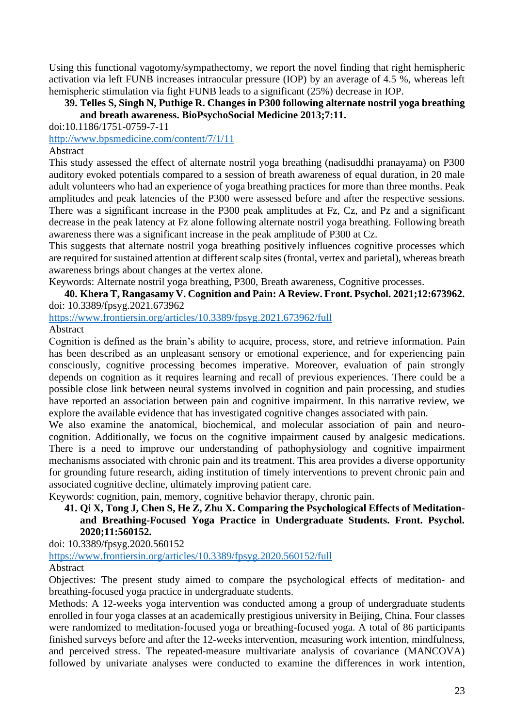Using this functional vagotomy/sympathectomy, we report the novel finding that right hemispheric activation via left FUNB increases intraocular pressure (IOP) by an average of 4.5 %, whereas left hemispheric stimulation via fight FUNB leads to a significant (25%) decrease in IOP.

**39. Telles S, Singh N, Puthige R. Changes in P300 following alternate nostril yoga breathing and breath awareness. BioPsychoSocial Medicine 2013;7:11.**

doi:10.1186/1751-0759-7-11

http://www.bpsmedicine.com/content/7/1/11

Abstract

This study assessed the effect of alternate nostril yoga breathing (nadisuddhi pranayama) on P300 auditory evoked potentials compared to a session of breath awareness of equal duration, in 20 male adult volunteers who had an experience of yoga breathing practices for more than three months. Peak amplitudes and peak latencies of the P300 were assessed before and after the respective sessions. There was a significant increase in the P300 peak amplitudes at Fz, Cz, and Pz and a significant decrease in the peak latency at Fz alone following alternate nostril yoga breathing. Following breath awareness there was a significant increase in the peak amplitude of P300 at Cz.

This suggests that alternate nostril yoga breathing positively influences cognitive processes which are required for sustained attention at different scalp sites (frontal, vertex and parietal), whereas breath awareness brings about changes at the vertex alone.

Keywords: Alternate nostril yoga breathing, P300, Breath awareness, Cognitive processes.

**40. Khera T, Rangasamy V. Cognition and Pain: A Review. Front. Psychol. 2021;12:673962.**

doi: 10.3389/fpsyg.2021.673962

https://www.frontiersin.org/articles/10.3389/fpsyg.2021.673962/full

Abstract

Cognition is defined as the brain's ability to acquire, process, store, and retrieve information. Pain has been described as an unpleasant sensory or emotional experience, and for experiencing pain consciously, cognitive processing becomes imperative. Moreover, evaluation of pain strongly depends on cognition as it requires learning and recall of previous experiences. There could be a possible close link between neural systems involved in cognition and pain processing, and studies have reported an association between pain and cognitive impairment. In this narrative review, we explore the available evidence that has investigated cognitive changes associated with pain.

We also examine the anatomical, biochemical, and molecular association of pain and neuro-cognition. Additionally, we focus on the cognitive impairment caused by analgesic medications. There is a need to improve our understanding of pathophysiology and cognitive impairment mechanisms associated with chronic pain and its treatment. This area provides a diverse opportunity for grounding future research, aiding institution of timely interventions to prevent chronic pain and associated cognitive decline, ultimately improving patient care.

Keywords: cognition, pain, memory, cognitive behavior therapy, chronic pain.

**41. Qi X, Tong J, Chen S, He Z, Zhu X. Comparing the Psychological Effects of Meditation- and Breathing-Focused Yoga Practice in Undergraduate Students. Front. Psychol. 2020;11:560152.**

doi: 10.3389/fpsyg.2020.560152

https://www.frontiersin.org/articles/10.3389/fpsyg.2020.560152/full

Abstract

Objectives: The present study aimed to compare the psychological effects of meditation- and breathing-focused yoga practice in undergraduate students.

Methods: A 12-weeks yoga intervention was conducted among a group of undergraduate students enrolled in four yoga classes at an academically prestigious university in Beijing, China. Four classes were randomized to meditation-focused yoga or breathing-focused yoga. A total of 86 participants finished surveys before and after the 12-weeks intervention, measuring work intention, mindfulness, and perceived stress. The repeated-measure multivariate analysis of covariance (MANCOVA) followed by univariate analyses were conducted to examine the differences in work intention,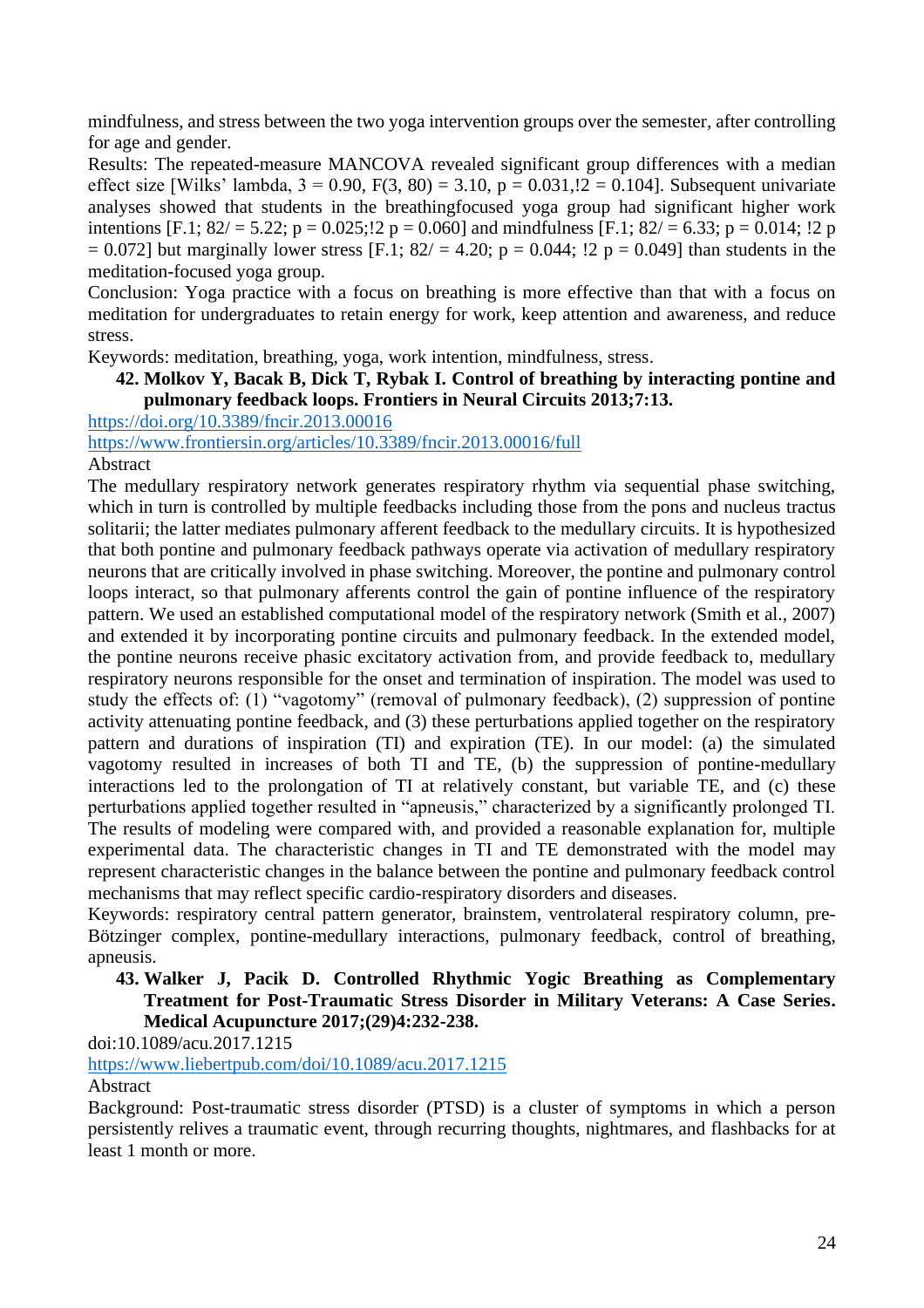mindfulness, and stress between the two yoga intervention groups over the semester, after controlling for age and gender.

Results: The repeated-measure MANCOVA revealed significant group differences with a median effect size [Wilks' lambda, 3 = 0.90, F(3, 80) = 3.10, p = 0.031,!2 = 0.104]. Subsequent univariate analyses showed that students in the breathingfocused yoga group had significant higher work intentions [F.1; 82/ = 5.22; p = 0.025;!2 p = 0.060] and mindfulness [F.1; 82/ = 6.33; p = 0.014; !2 p = 0.072] but marginally lower stress [F.1; 82/ = 4.20; p = 0.044; !2 p = 0.049] than students in the meditation-focused yoga group.

Conclusion: Yoga practice with a focus on breathing is more effective than that with a focus on meditation for undergraduates to retain energy for work, keep attention and awareness, and reduce stress.

Keywords: meditation, breathing, yoga, work intention, mindfulness, stress.

**42. Molkov Y, Bacak B, Dick T, Rybak I. Control of breathing by interacting pontine and pulmonary feedback loops. Frontiers in Neural Circuits 2013;7:13.**

https://doi.org/10.3389/fncir.2013.00016

https://www.frontiersin.org/articles/10.3389/fncir.2013.00016/full

Abstract

The medullary respiratory network generates respiratory rhythm via sequential phase switching, which in turn is controlled by multiple feedbacks including those from the pons and nucleus tractus solitarii; the latter mediates pulmonary afferent feedback to the medullary circuits. It is hypothesized that both pontine and pulmonary feedback pathways operate via activation of medullary respiratory neurons that are critically involved in phase switching. Moreover, the pontine and pulmonary control loops interact, so that pulmonary afferents control the gain of pontine influence of the respiratory pattern. We used an established computational model of the respiratory network (Smith et al., 2007) and extended it by incorporating pontine circuits and pulmonary feedback. In the extended model, the pontine neurons receive phasic excitatory activation from, and provide feedback to, medullary respiratory neurons responsible for the onset and termination of inspiration. The model was used to study the effects of: (1) "vagotomy" (removal of pulmonary feedback), (2) suppression of pontine activity attenuating pontine feedback, and (3) these perturbations applied together on the respiratory pattern and durations of inspiration (TI) and expiration (TE). In our model: (a) the simulated vagotomy resulted in increases of both TI and TE, (b) the suppression of pontine-medullary interactions led to the prolongation of TI at relatively constant, but variable TE, and (c) these perturbations applied together resulted in "apneusis," characterized by a significantly prolonged TI. The results of modeling were compared with, and provided a reasonable explanation for, multiple experimental data. The characteristic changes in TI and TE demonstrated with the model may represent characteristic changes in the balance between the pontine and pulmonary feedback control mechanisms that may reflect specific cardio-respiratory disorders and diseases.

Keywords: respiratory central pattern generator, brainstem, ventrolateral respiratory column, pre-Bötzinger complex, pontine-medullary interactions, pulmonary feedback, control of breathing, apneusis.

**43. Walker J, Pacik D. Controlled Rhythmic Yogic Breathing as Complementary Treatment for Post-Traumatic Stress Disorder in Military Veterans: A Case Series. Medical Acupuncture 2017;(29)4:232-238.**

doi:10.1089/acu.2017.1215

https://www.liebertpub.com/doi/10.1089/acu.2017.1215

Abstract

Background: Post-traumatic stress disorder (PTSD) is a cluster of symptoms in which a person persistently relives a traumatic event, through recurring thoughts, nightmares, and flashbacks for at least 1 month or more.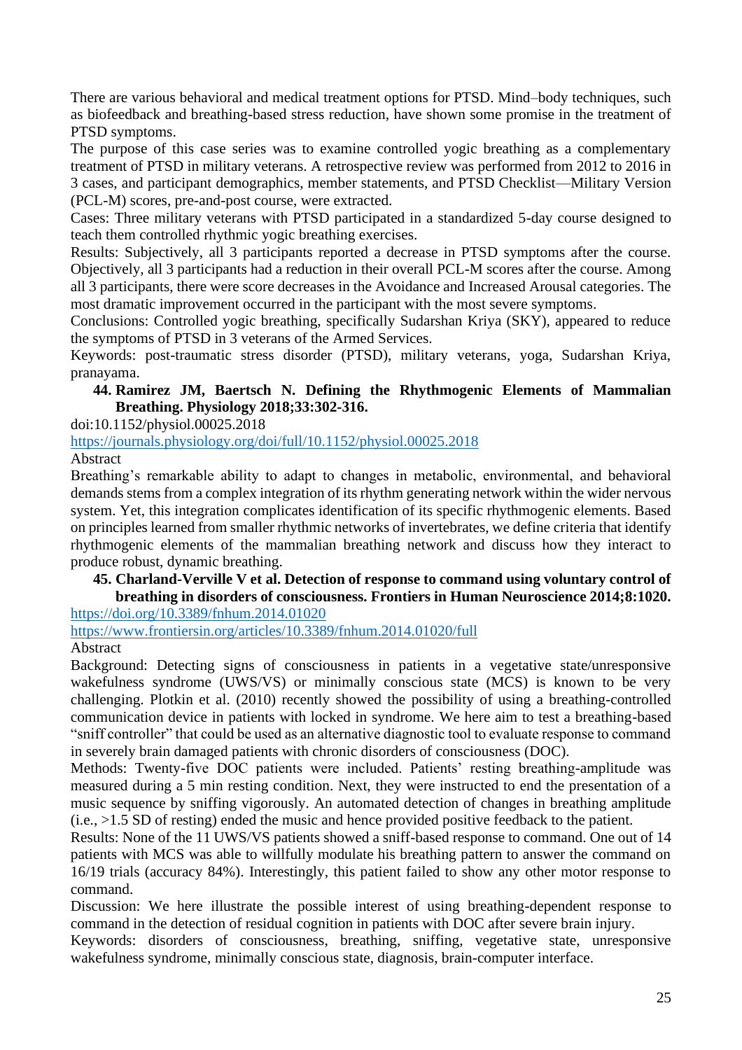There are various behavioral and medical treatment options for PTSD. Mind–body techniques, such as biofeedback and breathing-based stress reduction, have shown some promise in the treatment of PTSD symptoms.

The purpose of this case series was to examine controlled yogic breathing as a complementary treatment of PTSD in military veterans. A retrospective review was performed from 2012 to 2016 in 3 cases, and participant demographics, member statements, and PTSD Checklist—Military Version (PCL-M) scores, pre-and-post course, were extracted.

Cases: Three military veterans with PTSD participated in a standardized 5-day course designed to teach them controlled rhythmic yogic breathing exercises.

Results: Subjectively, all 3 participants reported a decrease in PTSD symptoms after the course. Objectively, all 3 participants had a reduction in their overall PCL-M scores after the course. Among all 3 participants, there were score decreases in the Avoidance and Increased Arousal categories. The most dramatic improvement occurred in the participant with the most severe symptoms.

Conclusions: Controlled yogic breathing, specifically Sudarshan Kriya (SKY), appeared to reduce the symptoms of PTSD in 3 veterans of the Armed Services.

Keywords: post-traumatic stress disorder (PTSD), military veterans, yoga, Sudarshan Kriya, pranayama.

44. **Ramirez JM, Baertsch N. Defining the Rhythmogenic Elements of Mammalian Breathing. Physiology 2018;33:302-316.**

doi:10.1152/physiol.00025.2018

https://journals.physiology.org/doi/full/10.1152/physiol.00025.2018

Abstract

Breathing's remarkable ability to adapt to changes in metabolic, environmental, and behavioral demands stems from a complex integration of its rhythm generating network within the wider nervous system. Yet, this integration complicates identification of its specific rhythmogenic elements. Based on principles learned from smaller rhythmic networks of invertebrates, we define criteria that identify rhythmogenic elements of the mammalian breathing network and discuss how they interact to produce robust, dynamic breathing.

45. **Charland-Verville V et al. Detection of response to command using voluntary control of breathing in disorders of consciousness. Frontiers in Human Neuroscience 2014;8:1020.**

https://doi.org/10.3389/fnhum.2014.01020

https://www.frontiersin.org/articles/10.3389/fnhum.2014.01020/full

Abstract

Background: Detecting signs of consciousness in patients in a vegetative state/unresponsive wakefulness syndrome (UWS/VS) or minimally conscious state (MCS) is known to be very challenging. Plotkin et al. (2010) recently showed the possibility of using a breathing-controlled communication device in patients with locked in syndrome. We here aim to test a breathing-based "sniff controller" that could be used as an alternative diagnostic tool to evaluate response to command in severely brain damaged patients with chronic disorders of consciousness (DOC).

Methods: Twenty-five DOC patients were included. Patients' resting breathing-amplitude was measured during a 5 min resting condition. Next, they were instructed to end the presentation of a music sequence by sniffing vigorously. An automated detection of changes in breathing amplitude (i.e., >1.5 SD of resting) ended the music and hence provided positive feedback to the patient.

Results: None of the 11 UWS/VS patients showed a sniff-based response to command. One out of 14 patients with MCS was able to willfully modulate his breathing pattern to answer the command on 16/19 trials (accuracy 84%). Interestingly, this patient failed to show any other motor response to command.

Discussion: We here illustrate the possible interest of using breathing-dependent response to command in the detection of residual cognition in patients with DOC after severe brain injury.

Keywords: disorders of consciousness, breathing, sniffing, vegetative state, unresponsive wakefulness syndrome, minimally conscious state, diagnosis, brain-computer interface.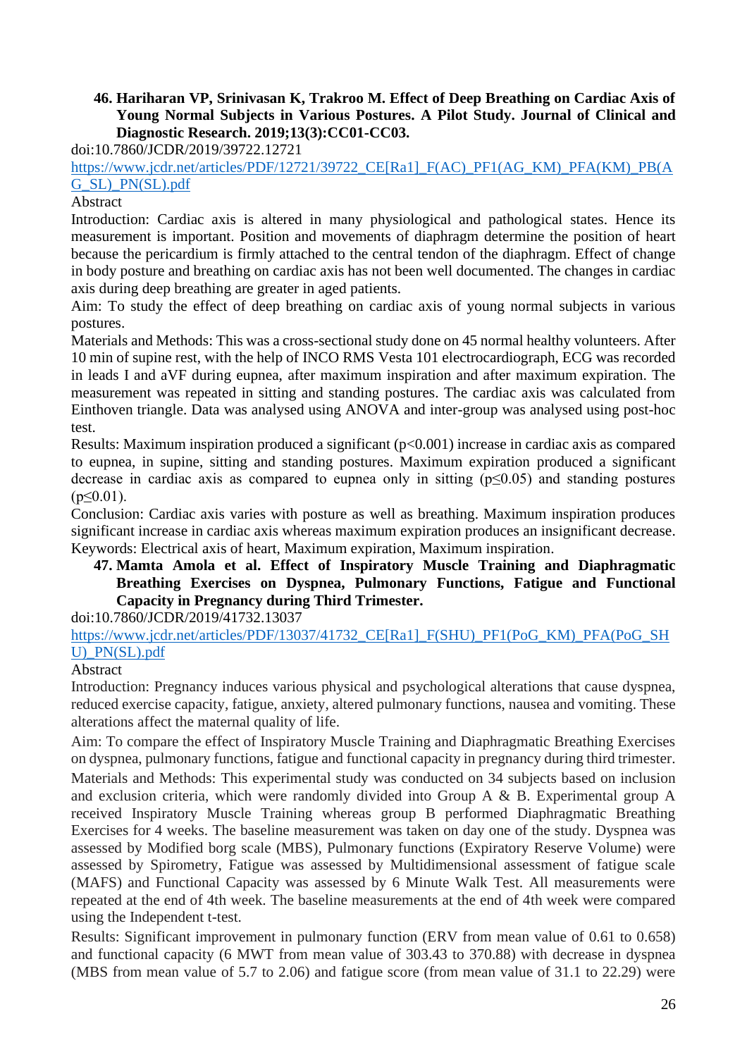46. **Hariharan VP, Srinivasan K, Trakroo M. Effect of Deep Breathing on Cardiac Axis of Young Normal Subjects in Various Postures. A Pilot Study. Journal of Clinical and Diagnostic Research. 2019;13(3):CC01-CC03.**

doi:10.7860/JCDR/2019/39722.12721

https://www.jcdr.net/articles/PDF/12721/39722_CE[Ra1]_F(AC)_PF1(AG_KM)_PFA(KM)_PB(AG_SL)_PN(SL).pdf

Abstract

Introduction: Cardiac axis is altered in many physiological and pathological states. Hence its measurement is important. Position and movements of diaphragm determine the position of heart because the pericardium is firmly attached to the central tendon of the diaphragm. Effect of change in body posture and breathing on cardiac axis has not been well documented. The changes in cardiac axis during deep breathing are greater in aged patients.

Aim: To study the effect of deep breathing on cardiac axis of young normal subjects in various postures.

Materials and Methods: This was a cross-sectional study done on 45 normal healthy volunteers. After 10 min of supine rest, with the help of INCO RMS Vesta 101 electrocardiograph, ECG was recorded in leads I and aVF during eupnea, after maximum inspiration and after maximum expiration. The measurement was repeated in sitting and standing postures. The cardiac axis was calculated from Einthoven triangle. Data was analysed using ANOVA and inter-group was analysed using post-hoc test.

Results: Maximum inspiration produced a significant ($p<0.001$) increase in cardiac axis as compared to eupnea, in supine, sitting and standing postures. Maximum expiration produced a significant decrease in cardiac axis as compared to eupnea only in sitting ($p\leq0.05$) and standing postures ($p\leq0.01$).

Conclusion: Cardiac axis varies with posture as well as breathing. Maximum inspiration produces significant increase in cardiac axis whereas maximum expiration produces an insignificant decrease.

Keywords: Electrical axis of heart, Maximum expiration, Maximum inspiration.

47. **Mamta Amola et al. Effect of Inspiratory Muscle Training and Diaphragmatic Breathing Exercises on Dyspnea, Pulmonary Functions, Fatigue and Functional Capacity in Pregnancy during Third Trimester.**

doi:10.7860/JCDR/2019/41732.13037

https://www.jcdr.net/articles/PDF/13037/41732_CE[Ra1]_F(SHU)_PF1(PoG_KM)_PFA(PoG_SHU)_PN(SL).pdf

Abstract

Introduction: Pregnancy induces various physical and psychological alterations that cause dyspnea, reduced exercise capacity, fatigue, anxiety, altered pulmonary functions, nausea and vomiting. These alterations affect the maternal quality of life.

Aim: To compare the effect of Inspiratory Muscle Training and Diaphragmatic Breathing Exercises on dyspnea, pulmonary functions, fatigue and functional capacity in pregnancy during third trimester.

Materials and Methods: This experimental study was conducted on 34 subjects based on inclusion and exclusion criteria, which were randomly divided into Group A & B. Experimental group A received Inspiratory Muscle Training whereas group B performed Diaphragmatic Breathing Exercises for 4 weeks. The baseline measurement was taken on day one of the study. Dyspnea was assessed by Modified borg scale (MBS), Pulmonary functions (Expiratory Reserve Volume) were assessed by Spirometry, Fatigue was assessed by Multidimensional assessment of fatigue scale (MAFS) and Functional Capacity was assessed by 6 Minute Walk Test. All measurements were repeated at the end of 4th week. The baseline measurements at the end of 4th week were compared using the Independent t-test.

Results: Significant improvement in pulmonary function (ERV from mean value of 0.61 to 0.658) and functional capacity (6 MWT from mean value of 303.43 to 370.88) with decrease in dyspnea (MBS from mean value of 5.7 to 2.06) and fatigue score (from mean value of 31.1 to 22.29) were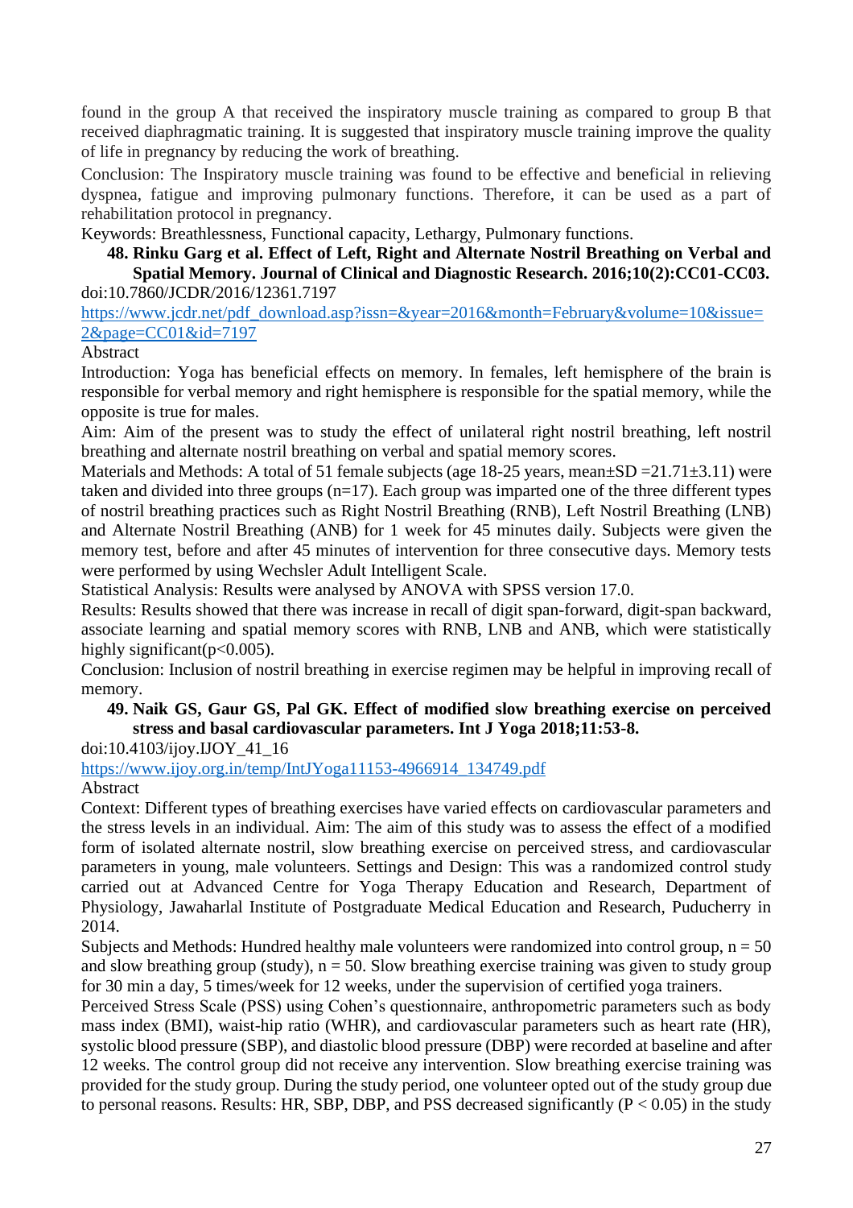found in the group A that received the inspiratory muscle training as compared to group B that received diaphragmatic training. It is suggested that inspiratory muscle training improve the quality of life in pregnancy by reducing the work of breathing.

Conclusion: The Inspiratory muscle training was found to be effective and beneficial in relieving dyspnea, fatigue and improving pulmonary functions. Therefore, it can be used as a part of rehabilitation protocol in pregnancy.

Keywords: Breathlessness, Functional capacity, Lethargy, Pulmonary functions.

48. **Rinku Garg et al. Effect of Left, Right and Alternate Nostril Breathing on Verbal and Spatial Memory. Journal of Clinical and Diagnostic Research. 2016;10(2):CC01-CC03.**

doi:10.7860/JCDR/2016/12361.7197

https://www.jcdr.net/pdf_download.asp?issn=&year=2016&month=February&volume=10&issue=2&page=CC01&id=7197

Abstract

Introduction: Yoga has beneficial effects on memory. In females, left hemisphere of the brain is responsible for verbal memory and right hemisphere is responsible for the spatial memory, while the opposite is true for males.

Aim: Aim of the present was to study the effect of unilateral right nostril breathing, left nostril breathing and alternate nostril breathing on verbal and spatial memory scores.

Materials and Methods: A total of 51 female subjects (age 18-25 years, mean±SD =21.71±3.11) were taken and divided into three groups (n=17). Each group was imparted one of the three different types of nostril breathing practices such as Right Nostril Breathing (RNB), Left Nostril Breathing (LNB) and Alternate Nostril Breathing (ANB) for 1 week for 45 minutes daily. Subjects were given the memory test, before and after 45 minutes of intervention for three consecutive days. Memory tests were performed by using Wechsler Adult Intelligent Scale.

Statistical Analysis: Results were analysed by ANOVA with SPSS version 17.0.

Results: Results showed that there was increase in recall of digit span-forward, digit-span backward, associate learning and spatial memory scores with RNB, LNB and ANB, which were statistically highly significant($p<0.005$).

Conclusion: Inclusion of nostril breathing in exercise regimen may be helpful in improving recall of memory.

49. **Naik GS, Gaur GS, Pal GK. Effect of modified slow breathing exercise on perceived stress and basal cardiovascular parameters. Int J Yoga 2018;11:53-8.**

doi:10.4103/ijoy.IJOY_41_16

https://www.ijoy.org.in/temp/IntJYoga11153-4966914_134749.pdf

Abstract

Context: Different types of breathing exercises have varied effects on cardiovascular parameters and the stress levels in an individual. Aim: The aim of this study was to assess the effect of a modified form of isolated alternate nostril, slow breathing exercise on perceived stress, and cardiovascular parameters in young, male volunteers. Settings and Design: This was a randomized control study carried out at Advanced Centre for Yoga Therapy Education and Research, Department of Physiology, Jawaharlal Institute of Postgraduate Medical Education and Research, Puducherry in 2014.

Subjects and Methods: Hundred healthy male volunteers were randomized into control group, $n = 50$ and slow breathing group (study), $n = 50$. Slow breathing exercise training was given to study group for 30 min a day, 5 times/week for 12 weeks, under the supervision of certified yoga trainers.

Perceived Stress Scale (PSS) using Cohen's questionnaire, anthropometric parameters such as body mass index (BMI), waist-hip ratio (WHR), and cardiovascular parameters such as heart rate (HR), systolic blood pressure (SBP), and diastolic blood pressure (DBP) were recorded at baseline and after 12 weeks. The control group did not receive any intervention. Slow breathing exercise training was provided for the study group. During the study period, one volunteer opted out of the study group due to personal reasons. Results: HR, SBP, DBP, and PSS decreased significantly ($P < 0.05$) in the study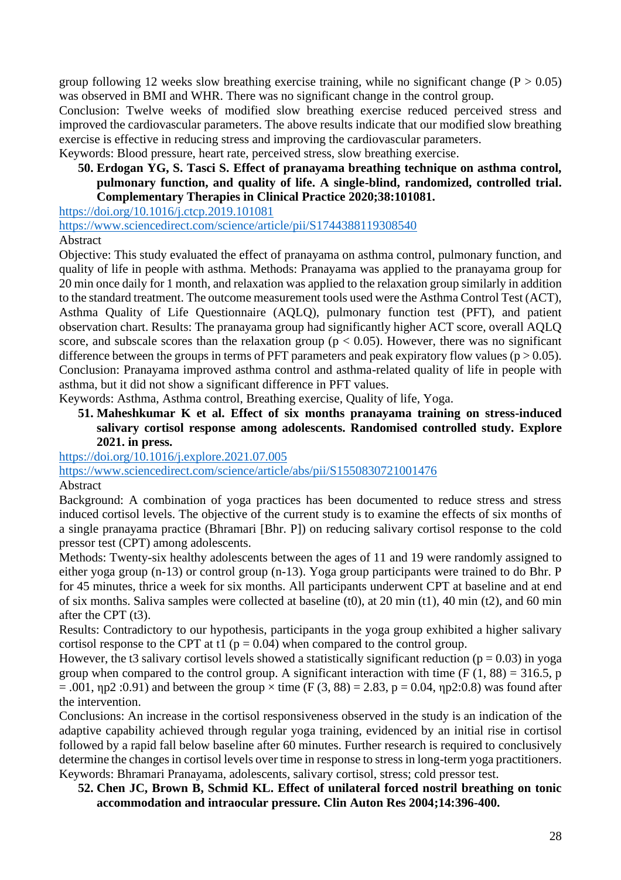group following 12 weeks slow breathing exercise training, while no significant change ($P > 0.05$) was observed in BMI and WHR. There was no significant change in the control group.
Conclusion: Twelve weeks of modified slow breathing exercise reduced perceived stress and improved the cardiovascular parameters. The above results indicate that our modified slow breathing exercise is effective in reducing stress and improving the cardiovascular parameters.
Keywords: Blood pressure, heart rate, perceived stress, slow breathing exercise.

50. **Erdogan YG, S. Tasci S. Effect of pranayama breathing technique on asthma control, pulmonary function, and quality of life. A single-blind, randomized, controlled trial. Complementary Therapies in Clinical Practice 2020;38:101081.**

https://doi.org/10.1016/j.ctcp.2019.101081
https://www.sciencedirect.com/science/article/pii/S1744388119308540
Abstract
Objective: This study evaluated the effect of pranayama on asthma control, pulmonary function, and quality of life in people with asthma. Methods: Pranayama was applied to the pranayama group for 20 min once daily for 1 month, and relaxation was applied to the relaxation group similarly in addition to the standard treatment. The outcome measurement tools used were the Asthma Control Test (ACT), Asthma Quality of Life Questionnaire (AQLQ), pulmonary function test (PFT), and patient observation chart. Results: The pranayama group had significantly higher ACT score, overall AQLQ score, and subscale scores than the relaxation group ($p < 0.05$). However, there was no significant difference between the groups in terms of PFT parameters and peak expiratory flow values ($p > 0.05$). Conclusion: Pranayama improved asthma control and asthma-related quality of life in people with asthma, but it did not show a significant difference in PFT values.
Keywords: Asthma, Asthma control, Breathing exercise, Quality of life, Yoga.

51. **Maheshkumar K et al. Effect of six months pranayama training on stress-induced salivary cortisol response among adolescents. Randomised controlled study. Explore 2021. in press.**

https://doi.org/10.1016/j.explore.2021.07.005
https://www.sciencedirect.com/science/article/abs/pii/S1550830721001476
Abstract
Background: A combination of yoga practices has been documented to reduce stress and stress induced cortisol levels. The objective of the current study is to examine the effects of six months of a single pranayama practice (Bhramari [Bhr. P]) on reducing salivary cortisol response to the cold pressor test (CPT) among adolescents.
Methods: Twenty-six healthy adolescents between the ages of 11 and 19 were randomly assigned to either yoga group (n-13) or control group (n-13). Yoga group participants were trained to do Bhr. P for 45 minutes, thrice a week for six months. All participants underwent CPT at baseline and at end of six months. Saliva samples were collected at baseline (t0), at 20 min (t1), 40 min (t2), and 60 min after the CPT (t3).
Results: Contradictory to our hypothesis, participants in the yoga group exhibited a higher salivary cortisol response to the CPT at t1 ($p = 0.04$) when compared to the control group.
However, the t3 salivary cortisol levels showed a statistically significant reduction ($p = 0.03$) in yoga group when compared to the control group. A significant interaction with time ($F (1, 88) = 316.5$, $p = .001$, ηp2 :0.91) and between the group × time ($F (3, 88) = 2.83$, $p = 0.04$, ηp2:0.8) was found after the intervention.
Conclusions: An increase in the cortisol responsiveness observed in the study is an indication of the adaptive capability achieved through regular yoga training, evidenced by an initial rise in cortisol followed by a rapid fall below baseline after 60 minutes. Further research is required to conclusively determine the changes in cortisol levels over time in response to stress in long-term yoga practitioners.
Keywords: Bhramari Pranayama, adolescents, salivary cortisol, stress; cold pressor test.

52. **Chen JC, Brown B, Schmid KL. Effect of unilateral forced nostril breathing on tonic accommodation and intraocular pressure. Clin Auton Res 2004;14:396-400.**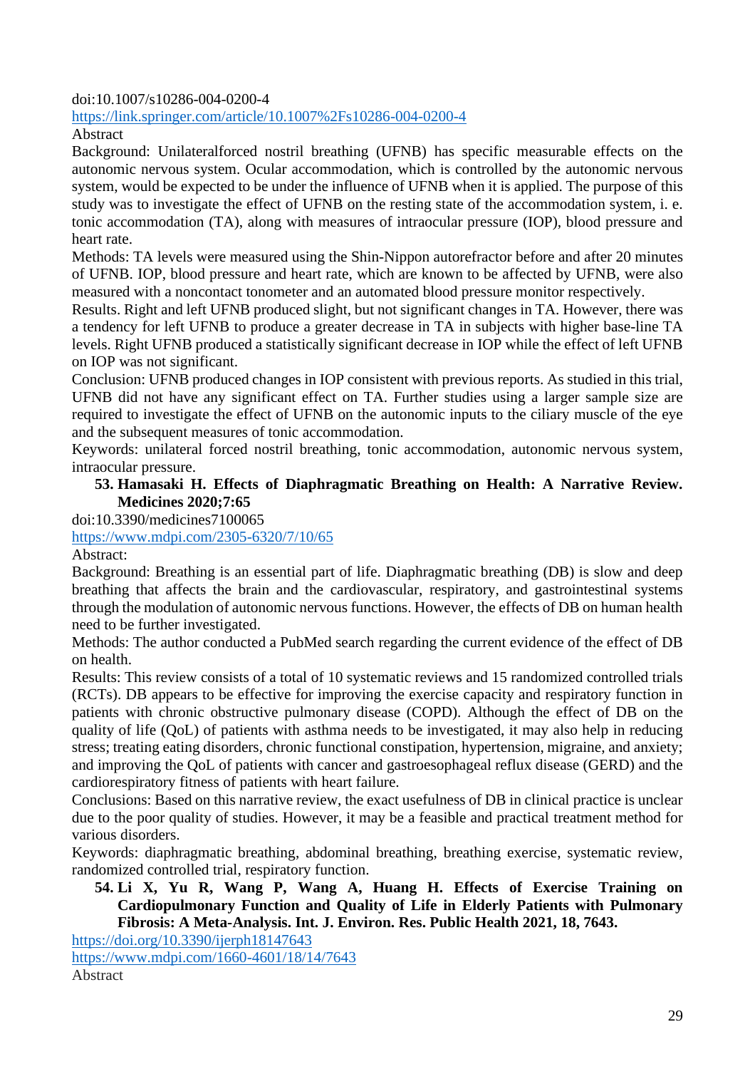doi:10.1007/s10286-004-0200-4

https://link.springer.com/article/10.1007%2Fs10286-004-0200-4

Abstract

Background: Unilateralforced nostril breathing (UFNB) has specific measurable effects on the autonomic nervous system. Ocular accommodation, which is controlled by the autonomic nervous system, would be expected to be under the influence of UFNB when it is applied. The purpose of this study was to investigate the effect of UFNB on the resting state of the accommodation system, i. e. tonic accommodation (TA), along with measures of intraocular pressure (IOP), blood pressure and heart rate.

Methods: TA levels were measured using the Shin-Nippon autorefractor before and after 20 minutes of UFNB. IOP, blood pressure and heart rate, which are known to be affected by UFNB, were also measured with a noncontact tonometer and an automated blood pressure monitor respectively.

Results. Right and left UFNB produced slight, but not significant changes in TA. However, there was a tendency for left UFNB to produce a greater decrease in TA in subjects with higher base-line TA levels. Right UFNB produced a statistically significant decrease in IOP while the effect of left UFNB on IOP was not significant.

Conclusion: UFNB produced changes in IOP consistent with previous reports. As studied in this trial, UFNB did not have any significant effect on TA. Further studies using a larger sample size are required to investigate the effect of UFNB on the autonomic inputs to the ciliary muscle of the eye and the subsequent measures of tonic accommodation.

Keywords: unilateral forced nostril breathing, tonic accommodation, autonomic nervous system, intraocular pressure.

53. **Hamasaki H. Effects of Diaphragmatic Breathing on Health: A Narrative Review. Medicines 2020;7:65**

doi:10.3390/medicines7100065

https://www.mdpi.com/2305-6320/7/10/65

Abstract:

Background: Breathing is an essential part of life. Diaphragmatic breathing (DB) is slow and deep breathing that affects the brain and the cardiovascular, respiratory, and gastrointestinal systems through the modulation of autonomic nervous functions. However, the effects of DB on human health need to be further investigated.

Methods: The author conducted a PubMed search regarding the current evidence of the effect of DB on health.

Results: This review consists of a total of 10 systematic reviews and 15 randomized controlled trials (RCTs). DB appears to be effective for improving the exercise capacity and respiratory function in patients with chronic obstructive pulmonary disease (COPD). Although the effect of DB on the quality of life (QoL) of patients with asthma needs to be investigated, it may also help in reducing stress; treating eating disorders, chronic functional constipation, hypertension, migraine, and anxiety; and improving the QoL of patients with cancer and gastroesophageal reflux disease (GERD) and the cardiorespiratory fitness of patients with heart failure.

Conclusions: Based on this narrative review, the exact usefulness of DB in clinical practice is unclear due to the poor quality of studies. However, it may be a feasible and practical treatment method for various disorders.

Keywords: diaphragmatic breathing, abdominal breathing, breathing exercise, systematic review, randomized controlled trial, respiratory function.

54. **Li X, Yu R, Wang P, Wang A, Huang H. Effects of Exercise Training on Cardiopulmonary Function and Quality of Life in Elderly Patients with Pulmonary Fibrosis: A Meta-Analysis. Int. J. Environ. Res. Public Health 2021, 18, 7643.**

https://doi.org/10.3390/ijerph18147643

https://www.mdpi.com/1660-4601/18/14/7643

Abstract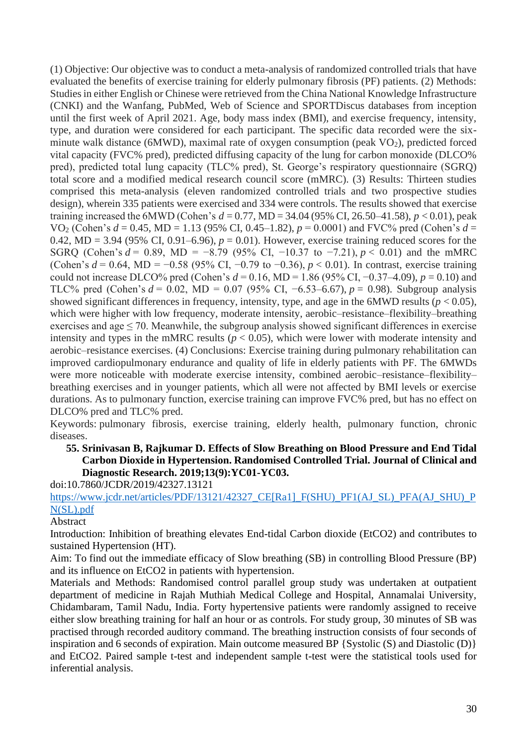(1) Objective: Our objective was to conduct a meta-analysis of randomized controlled trials that have evaluated the benefits of exercise training for elderly pulmonary fibrosis (PF) patients. (2) Methods: Studies in either English or Chinese were retrieved from the China National Knowledge Infrastructure (CNKI) and the Wanfang, PubMed, Web of Science and SPORTDiscus databases from inception until the first week of April 2021. Age, body mass index (BMI), and exercise frequency, intensity, type, and duration were considered for each participant. The specific data recorded were the six-minute walk distance (6MWD), maximal rate of oxygen consumption (peak $VO_2$), predicted forced vital capacity (FVC% pred), predicted diffusing capacity of the lung for carbon monoxide (DLCO% pred), predicted total lung capacity (TLC% pred), St. George's respiratory questionnaire (SGRQ) total score and a modified medical research council score (mMRC). (3) Results: Thirteen studies comprised this meta-analysis (eleven randomized controlled trials and two prospective studies design), wherein 335 patients were exercised and 334 were controls. The results showed that exercise training increased the 6MWD (Cohen's $d = 0.77$, MD = 34.04 (95% CI, 26.50–41.58), $p < 0.01$), peak $VO_2$ (Cohen's $d = 0.45$, MD = 1.13 (95% CI, 0.45–1.82), $p = 0.0001$) and FVC% pred (Cohen's $d = 0.42$, MD = 3.94 (95% CI, 0.91–6.96), $p = 0.01$). However, exercise training reduced scores for the SGRQ (Cohen's $d = 0.89$, MD = −8.79 (95% CI, −10.37 to −7.21), $p < 0.01$) and the mMRC (Cohen's $d = 0.64$, MD = −0.58 (95% CI, −0.79 to −0.36), $p < 0.01$). In contrast, exercise training could not increase DLCO% pred (Cohen's $d = 0.16$, MD = 1.86 (95% CI, −0.37–4.09), $p = 0.10$) and TLC% pred (Cohen's $d = 0.02$, MD = 0.07 (95% CI, −6.53–6.67), $p = 0.98$). Subgroup analysis showed significant differences in frequency, intensity, type, and age in the 6MWD results ($p < 0.05$), which were higher with low frequency, moderate intensity, aerobic–resistance–flexibility–breathing exercises and age ≤ 70. Meanwhile, the subgroup analysis showed significant differences in exercise intensity and types in the mMRC results ($p < 0.05$), which were lower with moderate intensity and aerobic–resistance exercises. (4) Conclusions: Exercise training during pulmonary rehabilitation can improved cardiopulmonary endurance and quality of life in elderly patients with PF. The 6MWDs were more noticeable with moderate exercise intensity, combined aerobic–resistance–flexibility–breathing exercises and in younger patients, which all were not affected by BMI levels or exercise durations. As to pulmonary function, exercise training can improve FVC% pred, but has no effect on DLCO% pred and TLC% pred.

Keywords: pulmonary fibrosis, exercise training, elderly health, pulmonary function, chronic diseases.

55. **Srinivasan B, Rajkumar D. Effects of Slow Breathing on Blood Pressure and End Tidal Carbon Dioxide in Hypertension. Randomised Controlled Trial. Journal of Clinical and Diagnostic Research. 2019;13(9):YC01-YC03.**

doi:10.7860/JCDR/2019/42327.13121

https://www.jcdr.net/articles/PDF/13121/42327_CE[Ra1]_F(SHU)_PF1(AJ_SL)_PFA(AJ_SHU)_PN(SL).pdf

Abstract

Introduction: Inhibition of breathing elevates End-tidal Carbon dioxide (EtCO2) and contributes to sustained Hypertension (HT).

Aim: To find out the immediate efficacy of Slow breathing (SB) in controlling Blood Pressure (BP) and its influence on EtCO2 in patients with hypertension.

Materials and Methods: Randomised control parallel group study was undertaken at outpatient department of medicine in Rajah Muthiah Medical College and Hospital, Annamalai University, Chidambaram, Tamil Nadu, India. Forty hypertensive patients were randomly assigned to receive either slow breathing training for half an hour or as controls. For study group, 30 minutes of SB was practised through recorded auditory command. The breathing instruction consists of four seconds of inspiration and 6 seconds of expiration. Main outcome measured BP {Systolic (S) and Diastolic (D)} and EtCO2. Paired sample t-test and independent sample t-test were the statistical tools used for inferential analysis.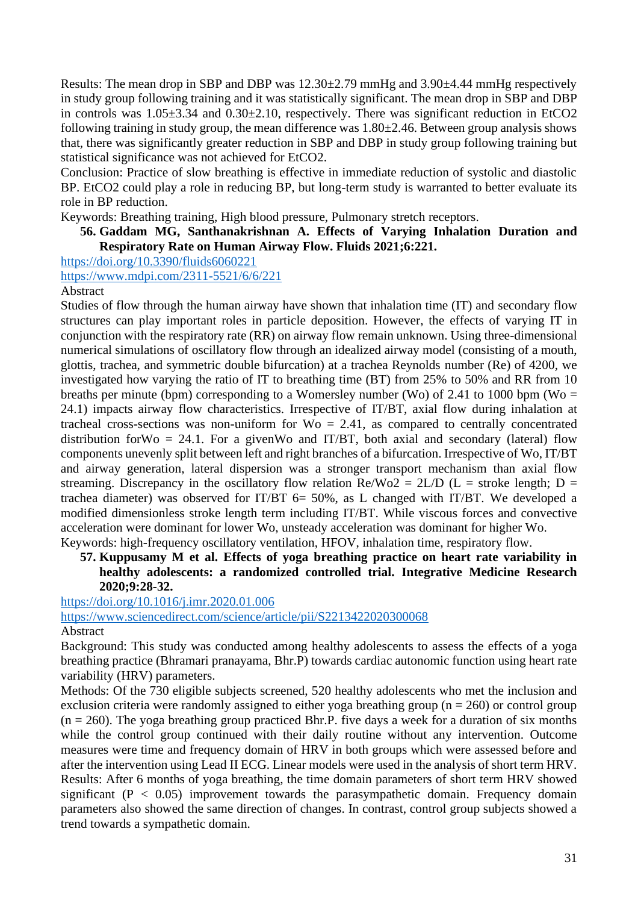Results: The mean drop in SBP and DBP was 12.30±2.79 mmHg and 3.90±4.44 mmHg respectively in study group following training and it was statistically significant. The mean drop in SBP and DBP in controls was 1.05±3.34 and 0.30±2.10, respectively. There was significant reduction in $EtCO_2$ following training in study group, the mean difference was 1.80±2.46. Between group analysis shows that, there was significantly greater reduction in SBP and DBP in study group following training but statistical significance was not achieved for $EtCO_2$.

Conclusion: Practice of slow breathing is effective in immediate reduction of systolic and diastolic BP. $EtCO_2$ could play a role in reducing BP, but long-term study is warranted to better evaluate its role in BP reduction.

Keywords: Breathing training, High blood pressure, Pulmonary stretch receptors.

**56. Gaddam MG, Santhanakrishnan A. Effects of Varying Inhalation Duration and Respiratory Rate on Human Airway Flow. Fluids 2021;6:221.**

https://doi.org/10.3390/fluids6060221

https://www.mdpi.com/2311-5521/6/6/221

Abstract

Studies of flow through the human airway have shown that inhalation time (IT) and secondary flow structures can play important roles in particle deposition. However, the effects of varying IT in conjunction with the respiratory rate (RR) on airway flow remain unknown. Using three-dimensional numerical simulations of oscillatory flow through an idealized airway model (consisting of a mouth, glottis, trachea, and symmetric double bifurcation) at a trachea Reynolds number (Re) of 4200, we investigated how varying the ratio of IT to breathing time (BT) from 25% to 50% and RR from 10 breaths per minute (bpm) corresponding to a Womersley number (Wo) of 2.41 to 1000 bpm (Wo = 24.1) impacts airway flow characteristics. Irrespective of IT/BT, axial flow during inhalation at tracheal cross-sections was non-uniform for Wo = 2.41, as compared to centrally concentrated distribution forWo = 24.1. For a givenWo and IT/BT, both axial and secondary (lateral) flow components unevenly split between left and right branches of a bifurcation. Irrespective of Wo, IT/BT and airway generation, lateral dispersion was a stronger transport mechanism than axial flow streaming. Discrepancy in the oscillatory flow relation $Re/Wo^2 = 2L/D$ (L = stroke length; D = trachea diameter) was observed for IT/BT 6= 50%, as L changed with IT/BT. We developed a modified dimensionless stroke length term including IT/BT. While viscous forces and convective acceleration were dominant for lower Wo, unsteady acceleration was dominant for higher Wo.

Keywords: high-frequency oscillatory ventilation, HFOV, inhalation time, respiratory flow.

**57. Kuppusamy M et al. Effects of yoga breathing practice on heart rate variability in healthy adolescents: a randomized controlled trial. Integrative Medicine Research 2020;9:28-32.**

https://doi.org/10.1016/j.imr.2020.01.006

https://www.sciencedirect.com/science/article/pii/S2213422020300068

Abstract

Background: This study was conducted among healthy adolescents to assess the effects of a yoga breathing practice (Bhramari pranayama, Bhr.P) towards cardiac autonomic function using heart rate variability (HRV) parameters.

Methods: Of the 730 eligible subjects screened, 520 healthy adolescents who met the inclusion and exclusion criteria were randomly assigned to either yoga breathing group (n = 260) or control group (n = 260). The yoga breathing group practiced Bhr.P. five days a week for a duration of six months while the control group continued with their daily routine without any intervention. Outcome measures were time and frequency domain of HRV in both groups which were assessed before and after the intervention using Lead II ECG. Linear models were used in the analysis of short term HRV.

Results: After 6 months of yoga breathing, the time domain parameters of short term HRV showed significant ($P < 0.05$) improvement towards the parasympathetic domain. Frequency domain parameters also showed the same direction of changes. In contrast, control group subjects showed a trend towards a sympathetic domain.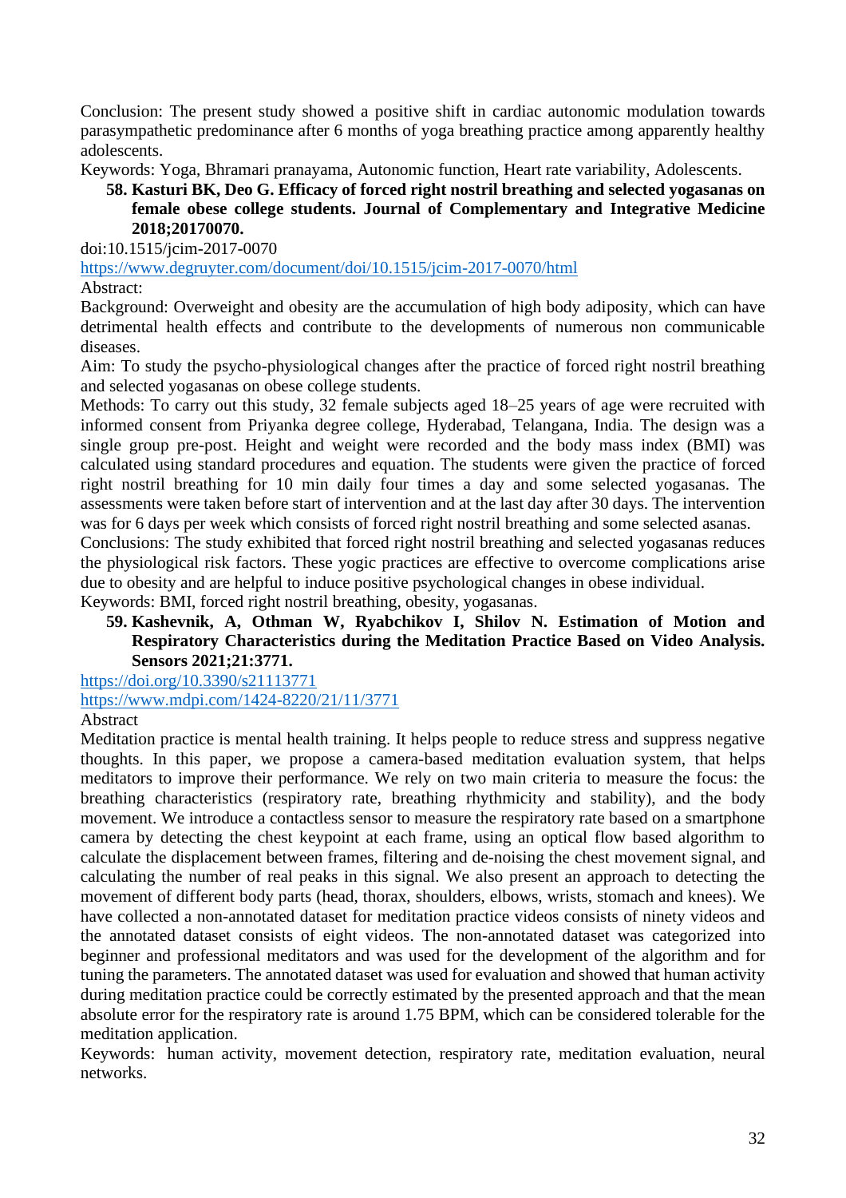Conclusion: The present study showed a positive shift in cardiac autonomic modulation towards parasympathetic predominance after 6 months of yoga breathing practice among apparently healthy adolescents.

Keywords: Yoga, Bhramari pranayama, Autonomic function, Heart rate variability, Adolescents.

58. **Kasturi BK, Deo G. Efficacy of forced right nostril breathing and selected yogasanas on female obese college students. Journal of Complementary and Integrative Medicine 2018;20170070.**

doi:10.1515/jcim-2017-0070

https://www.degruyter.com/document/doi/10.1515/jcim-2017-0070/html

Abstract:

Background: Overweight and obesity are the accumulation of high body adiposity, which can have detrimental health effects and contribute to the developments of numerous non communicable diseases.

Aim: To study the psycho-physiological changes after the practice of forced right nostril breathing and selected yogasanas on obese college students.

Methods: To carry out this study, 32 female subjects aged 18–25 years of age were recruited with informed consent from Priyanka degree college, Hyderabad, Telangana, India. The design was a single group pre-post. Height and weight were recorded and the body mass index (BMI) was calculated using standard procedures and equation. The students were given the practice of forced right nostril breathing for 10 min daily four times a day and some selected yogasanas. The assessments were taken before start of intervention and at the last day after 30 days. The intervention was for 6 days per week which consists of forced right nostril breathing and some selected asanas.

Conclusions: The study exhibited that forced right nostril breathing and selected yogasanas reduces the physiological risk factors. These yogic practices are effective to overcome complications arise due to obesity and are helpful to induce positive psychological changes in obese individual.

Keywords: BMI, forced right nostril breathing, obesity, yogasanas.

59. **Kashevnik, A, Othman W, Ryabchikov I, Shilov N. Estimation of Motion and Respiratory Characteristics during the Meditation Practice Based on Video Analysis. Sensors 2021;21:3771.**

https://doi.org/10.3390/s21113771

https://www.mdpi.com/1424-8220/21/11/3771

Abstract

Meditation practice is mental health training. It helps people to reduce stress and suppress negative thoughts. In this paper, we propose a camera-based meditation evaluation system, that helps meditators to improve their performance. We rely on two main criteria to measure the focus: the breathing characteristics (respiratory rate, breathing rhythmicity and stability), and the body movement. We introduce a contactless sensor to measure the respiratory rate based on a smartphone camera by detecting the chest keypoint at each frame, using an optical flow based algorithm to calculate the displacement between frames, filtering and de-noising the chest movement signal, and calculating the number of real peaks in this signal. We also present an approach to detecting the movement of different body parts (head, thorax, shoulders, elbows, wrists, stomach and knees). We have collected a non-annotated dataset for meditation practice videos consists of ninety videos and the annotated dataset consists of eight videos. The non-annotated dataset was categorized into beginner and professional meditators and was used for the development of the algorithm and for tuning the parameters. The annotated dataset was used for evaluation and showed that human activity during meditation practice could be correctly estimated by the presented approach and that the mean absolute error for the respiratory rate is around 1.75 BPM, which can be considered tolerable for the meditation application.

Keywords: human activity, movement detection, respiratory rate, meditation evaluation, neural networks.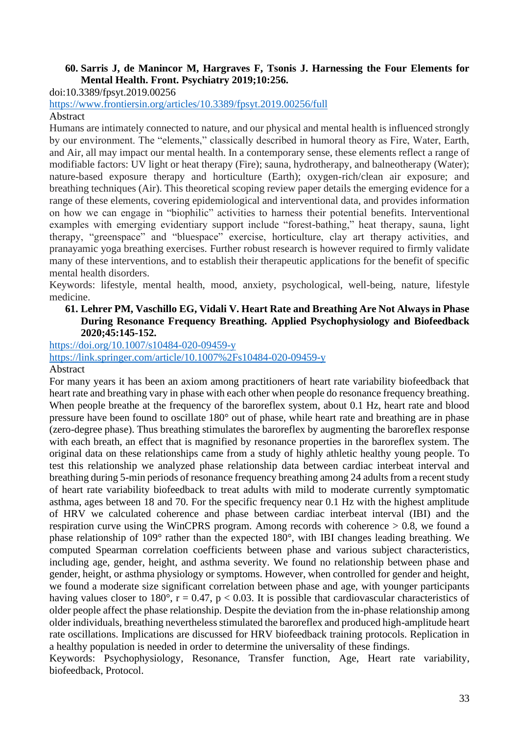**60. Sarris J, de Manincor M, Hargraves F, Tsonis J. Harnessing the Four Elements for Mental Health. Front. Psychiatry 2019;10:256.**

doi:10.3389/fpsyt.2019.00256

https://www.frontiersin.org/articles/10.3389/fpsyt.2019.00256/full

Abstract

Humans are intimately connected to nature, and our physical and mental health is influenced strongly by our environment. The "elements," classically described in humoral theory as Fire, Water, Earth, and Air, all may impact our mental health. In a contemporary sense, these elements reflect a range of modifiable factors: UV light or heat therapy (Fire); sauna, hydrotherapy, and balneotherapy (Water); nature-based exposure therapy and horticulture (Earth); oxygen-rich/clean air exposure; and breathing techniques (Air). This theoretical scoping review paper details the emerging evidence for a range of these elements, covering epidemiological and interventional data, and provides information on how we can engage in "biophilic" activities to harness their potential benefits. Interventional examples with emerging evidentiary support include "forest-bathing," heat therapy, sauna, light therapy, "greenspace" and "bluespace" exercise, horticulture, clay art therapy activities, and pranayamic yoga breathing exercises. Further robust research is however required to firmly validate many of these interventions, and to establish their therapeutic applications for the benefit of specific mental health disorders.

Keywords: lifestyle, mental health, mood, anxiety, psychological, well-being, nature, lifestyle medicine.

**61. Lehrer PM, Vaschillo EG, Vidali V. Heart Rate and Breathing Are Not Always in Phase During Resonance Frequency Breathing. Applied Psychophysiology and Biofeedback 2020;45:145-152.**

https://doi.org/10.1007/s10484-020-09459-y

https://link.springer.com/article/10.1007%2Fs10484-020-09459-y

Abstract

For many years it has been an axiom among practitioners of heart rate variability biofeedback that heart rate and breathing vary in phase with each other when people do resonance frequency breathing. When people breathe at the frequency of the baroreflex system, about 0.1 Hz, heart rate and blood pressure have been found to oscillate 180° out of phase, while heart rate and breathing are in phase (zero-degree phase). Thus breathing stimulates the baroreflex by augmenting the baroreflex response with each breath, an effect that is magnified by resonance properties in the baroreflex system. The original data on these relationships came from a study of highly athletic healthy young people. To test this relationship we analyzed phase relationship data between cardiac interbeat interval and breathing during 5-min periods of resonance frequency breathing among 24 adults from a recent study of heart rate variability biofeedback to treat adults with mild to moderate currently symptomatic asthma, ages between 18 and 70. For the specific frequency near 0.1 Hz with the highest amplitude of HRV we calculated coherence and phase between cardiac interbeat interval (IBI) and the respiration curve using the WinCPRS program. Among records with coherence > 0.8, we found a phase relationship of 109° rather than the expected 180°, with IBI changes leading breathing. We computed Spearman correlation coefficients between phase and various subject characteristics, including age, gender, height, and asthma severity. We found no relationship between phase and gender, height, or asthma physiology or symptoms. However, when controlled for gender and height, we found a moderate size significant correlation between phase and age, with younger participants having values closer to 180°, $r = 0.47$, $p < 0.03$. It is possible that cardiovascular characteristics of older people affect the phase relationship. Despite the deviation from the in-phase relationship among older individuals, breathing nevertheless stimulated the baroreflex and produced high-amplitude heart rate oscillations. Implications are discussed for HRV biofeedback training protocols. Replication in a healthy population is needed in order to determine the universality of these findings.

Keywords: Psychophysiology, Resonance, Transfer function, Age, Heart rate variability, biofeedback, Protocol.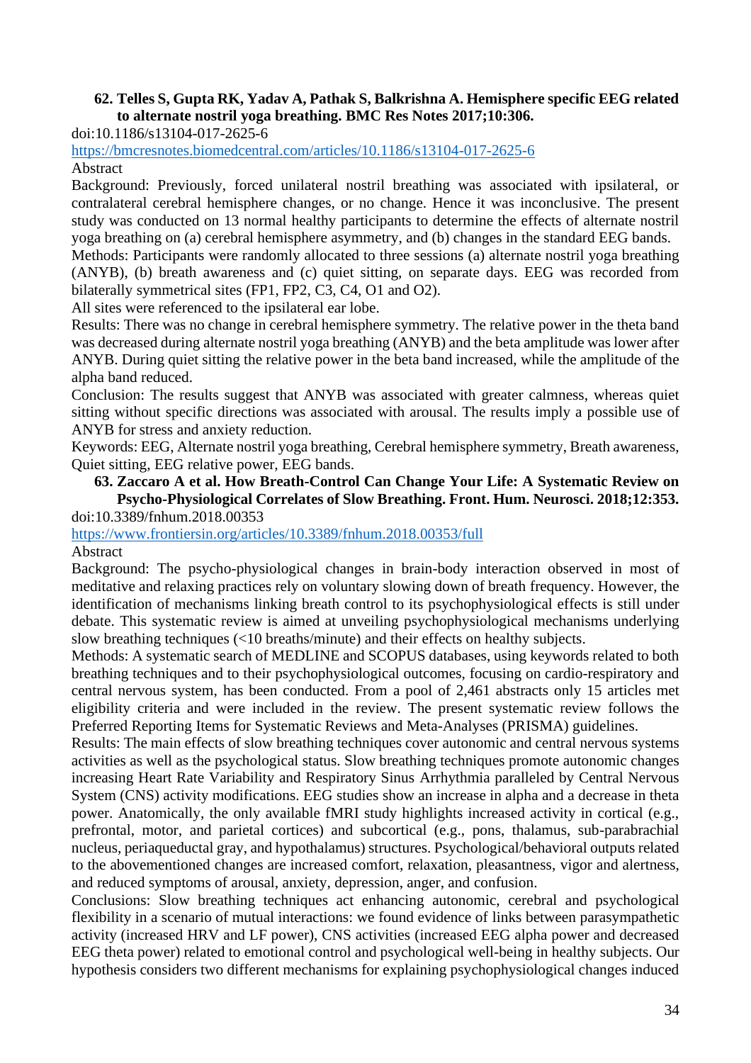**62. Telles S, Gupta RK, Yadav A, Pathak S, Balkrishna A. Hemisphere specific EEG related to alternate nostril yoga breathing. BMC Res Notes 2017;10:306.**

doi:10.1186/s13104-017-2625-6

https://bmcresnotes.biomedcentral.com/articles/10.1186/s13104-017-2625-6

Abstract

Background: Previously, forced unilateral nostril breathing was associated with ipsilateral, or contralateral cerebral hemisphere changes, or no change. Hence it was inconclusive. The present study was conducted on 13 normal healthy participants to determine the effects of alternate nostril yoga breathing on (a) cerebral hemisphere asymmetry, and (b) changes in the standard EEG bands.

Methods: Participants were randomly allocated to three sessions (a) alternate nostril yoga breathing (ANYB), (b) breath awareness and (c) quiet sitting, on separate days. EEG was recorded from bilaterally symmetrical sites (FP1, FP2, C3, C4, O1 and O2).

All sites were referenced to the ipsilateral ear lobe.

Results: There was no change in cerebral hemisphere symmetry. The relative power in the theta band was decreased during alternate nostril yoga breathing (ANYB) and the beta amplitude was lower after ANYB. During quiet sitting the relative power in the beta band increased, while the amplitude of the alpha band reduced.

Conclusion: The results suggest that ANYB was associated with greater calmness, whereas quiet sitting without specific directions was associated with arousal. The results imply a possible use of ANYB for stress and anxiety reduction.

Keywords: EEG, Alternate nostril yoga breathing, Cerebral hemisphere symmetry, Breath awareness, Quiet sitting, EEG relative power, EEG bands.

**63. Zaccaro A et al. How Breath-Control Can Change Your Life: A Systematic Review on Psycho-Physiological Correlates of Slow Breathing. Front. Hum. Neurosci. 2018;12:353.**

doi:10.3389/fnhum.2018.00353

https://www.frontiersin.org/articles/10.3389/fnhum.2018.00353/full

Abstract

Background: The psycho-physiological changes in brain-body interaction observed in most of meditative and relaxing practices rely on voluntary slowing down of breath frequency. However, the identification of mechanisms linking breath control to its psychophysiological effects is still under debate. This systematic review is aimed at unveiling psychophysiological mechanisms underlying slow breathing techniques (<10 breaths/minute) and their effects on healthy subjects.

Methods: A systematic search of MEDLINE and SCOPUS databases, using keywords related to both breathing techniques and to their psychophysiological outcomes, focusing on cardio-respiratory and central nervous system, has been conducted. From a pool of 2,461 abstracts only 15 articles met eligibility criteria and were included in the review. The present systematic review follows the Preferred Reporting Items for Systematic Reviews and Meta-Analyses (PRISMA) guidelines.

Results: The main effects of slow breathing techniques cover autonomic and central nervous systems activities as well as the psychological status. Slow breathing techniques promote autonomic changes increasing Heart Rate Variability and Respiratory Sinus Arrhythmia paralleled by Central Nervous System (CNS) activity modifications. EEG studies show an increase in alpha and a decrease in theta power. Anatomically, the only available fMRI study highlights increased activity in cortical (e.g., prefrontal, motor, and parietal cortices) and subcortical (e.g., pons, thalamus, sub-parabrachial nucleus, periaqueductal gray, and hypothalamus) structures. Psychological/behavioral outputs related to the abovementioned changes are increased comfort, relaxation, pleasantness, vigor and alertness, and reduced symptoms of arousal, anxiety, depression, anger, and confusion.

Conclusions: Slow breathing techniques act enhancing autonomic, cerebral and psychological flexibility in a scenario of mutual interactions: we found evidence of links between parasympathetic activity (increased HRV and LF power), CNS activities (increased EEG alpha power and decreased EEG theta power) related to emotional control and psychological well-being in healthy subjects. Our hypothesis considers two different mechanisms for explaining psychophysiological changes induced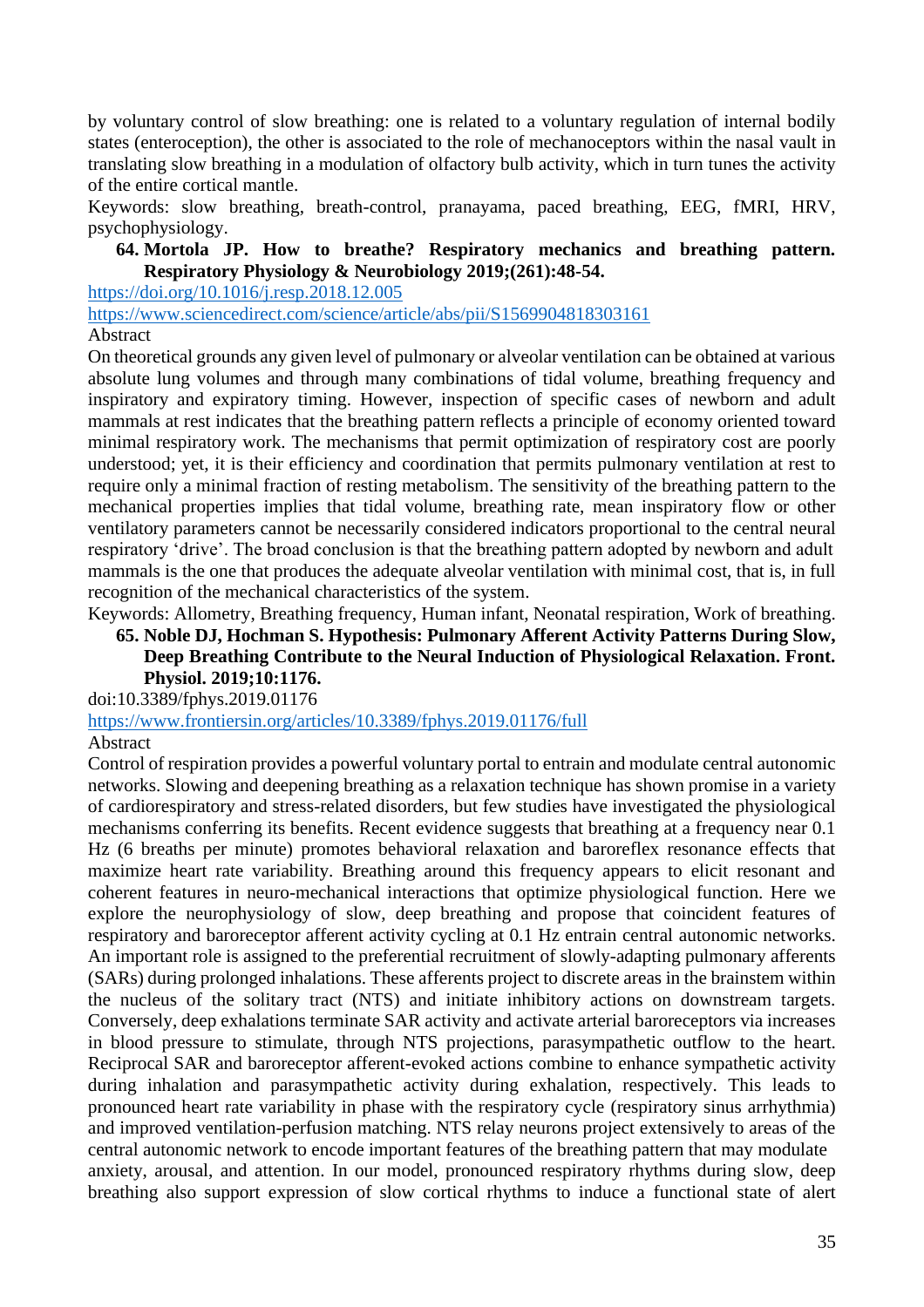by voluntary control of slow breathing: one is related to a voluntary regulation of internal bodily states (enteroception), the other is associated to the role of mechanoceptors within the nasal vault in translating slow breathing in a modulation of olfactory bulb activity, which in turn tunes the activity of the entire cortical mantle.

Keywords: slow breathing, breath-control, pranayama, paced breathing, EEG, fMRI, HRV, psychophysiology.

64. **Mortola JP. How to breathe? Respiratory mechanics and breathing pattern. Respiratory Physiology & Neurobiology 2019;(261):48-54.**

https://doi.org/10.1016/j.resp.2018.12.005

https://www.sciencedirect.com/science/article/abs/pii/S1569904818303161

Abstract

On theoretical grounds any given level of pulmonary or alveolar ventilation can be obtained at various absolute lung volumes and through many combinations of tidal volume, breathing frequency and inspiratory and expiratory timing. However, inspection of specific cases of newborn and adult mammals at rest indicates that the breathing pattern reflects a principle of economy oriented toward minimal respiratory work. The mechanisms that permit optimization of respiratory cost are poorly understood; yet, it is their efficiency and coordination that permits pulmonary ventilation at rest to require only a minimal fraction of resting metabolism. The sensitivity of the breathing pattern to the mechanical properties implies that tidal volume, breathing rate, mean inspiratory flow or other ventilatory parameters cannot be necessarily considered indicators proportional to the central neural respiratory 'drive'. The broad conclusion is that the breathing pattern adopted by newborn and adult mammals is the one that produces the adequate alveolar ventilation with minimal cost, that is, in full recognition of the mechanical characteristics of the system.

Keywords: Allometry, Breathing frequency, Human infant, Neonatal respiration, Work of breathing.

65. **Noble DJ, Hochman S. Hypothesis: Pulmonary Afferent Activity Patterns During Slow, Deep Breathing Contribute to the Neural Induction of Physiological Relaxation. Front. Physiol. 2019;10:1176.**

doi:10.3389/fphys.2019.01176

https://www.frontiersin.org/articles/10.3389/fphys.2019.01176/full

Abstract

Control of respiration provides a powerful voluntary portal to entrain and modulate central autonomic networks. Slowing and deepening breathing as a relaxation technique has shown promise in a variety of cardiorespiratory and stress-related disorders, but few studies have investigated the physiological mechanisms conferring its benefits. Recent evidence suggests that breathing at a frequency near 0.1 Hz (6 breaths per minute) promotes behavioral relaxation and baroreflex resonance effects that maximize heart rate variability. Breathing around this frequency appears to elicit resonant and coherent features in neuro-mechanical interactions that optimize physiological function. Here we explore the neurophysiology of slow, deep breathing and propose that coincident features of respiratory and baroreceptor afferent activity cycling at 0.1 Hz entrain central autonomic networks. An important role is assigned to the preferential recruitment of slowly-adapting pulmonary afferents (SARs) during prolonged inhalations. These afferents project to discrete areas in the brainstem within the nucleus of the solitary tract (NTS) and initiate inhibitory actions on downstream targets. Conversely, deep exhalations terminate SAR activity and activate arterial baroreceptors via increases in blood pressure to stimulate, through NTS projections, parasympathetic outflow to the heart. Reciprocal SAR and baroreceptor afferent-evoked actions combine to enhance sympathetic activity during inhalation and parasympathetic activity during exhalation, respectively. This leads to pronounced heart rate variability in phase with the respiratory cycle (respiratory sinus arrhythmia) and improved ventilation-perfusion matching. NTS relay neurons project extensively to areas of the central autonomic network to encode important features of the breathing pattern that may modulate anxiety, arousal, and attention. In our model, pronounced respiratory rhythms during slow, deep breathing also support expression of slow cortical rhythms to induce a functional state of alert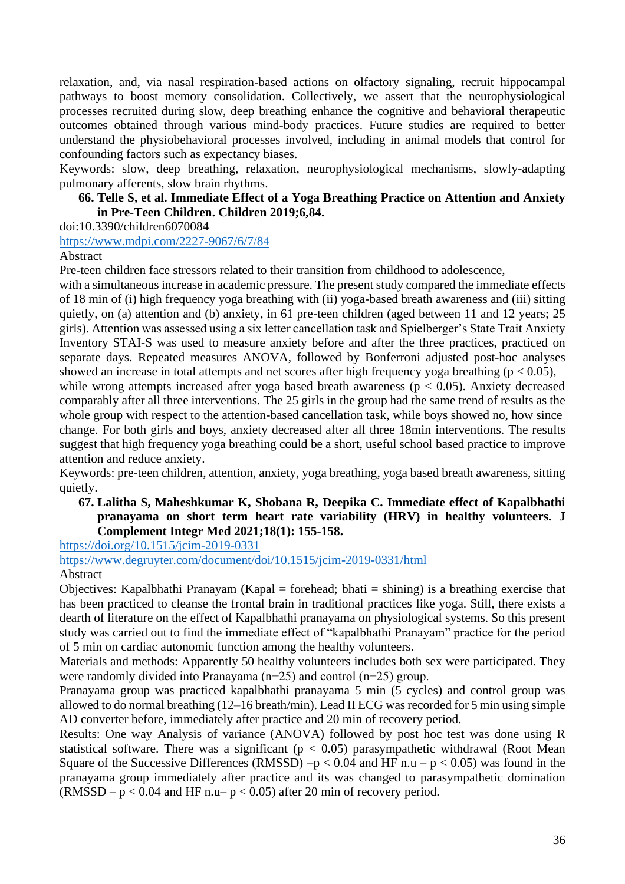relaxation, and, via nasal respiration-based actions on olfactory signaling, recruit hippocampal pathways to boost memory consolidation. Collectively, we assert that the neurophysiological processes recruited during slow, deep breathing enhance the cognitive and behavioral therapeutic outcomes obtained through various mind-body practices. Future studies are required to better understand the physiobehavioral processes involved, including in animal models that control for confounding factors such as expectancy biases.

Keywords: slow, deep breathing, relaxation, neurophysiological mechanisms, slowly-adapting pulmonary afferents, slow brain rhythms.

**66. Telle S, et al. Immediate Effect of a Yoga Breathing Practice on Attention and Anxiety in Pre-Teen Children. Children 2019;6,84.**

doi:10.3390/children6070084

https://www.mdpi.com/2227-9067/6/7/84

Abstract

Pre-teen children face stressors related to their transition from childhood to adolescence,
with a simultaneous increase in academic pressure. The present study compared the immediate effects of 18 min of (i) high frequency yoga breathing with (ii) yoga-based breath awareness and (iii) sitting quietly, on (a) attention and (b) anxiety, in 61 pre-teen children (aged between 11 and 12 years; 25 girls). Attention was assessed using a six letter cancellation task and Spielberger's State Trait Anxiety Inventory STAI-S was used to measure anxiety before and after the three practices, practiced on separate days. Repeated measures ANOVA, followed by Bonferroni adjusted post-hoc analyses showed an increase in total attempts and net scores after high frequency yoga breathing ($p < 0.05$),
while wrong attempts increased after yoga based breath awareness ($p < 0.05$). Anxiety decreased comparably after all three interventions. The 25 girls in the group had the same trend of results as the whole group with respect to the attention-based cancellation task, while boys showed no, how since change. For both girls and boys, anxiety decreased after all three 18min interventions. The results suggest that high frequency yoga breathing could be a short, useful school based practice to improve attention and reduce anxiety.

Keywords: pre-teen children, attention, anxiety, yoga breathing, yoga based breath awareness, sitting quietly.

**67. Lalitha S, Maheshkumar K, Shobana R, Deepika C. Immediate effect of Kapalbhathi pranayama on short term heart rate variability (HRV) in healthy volunteers. J Complement Integr Med 2021;18(1): 155-158.**

https://doi.org/10.1515/jcim-2019-0331

https://www.degruyter.com/document/doi/10.1515/jcim-2019-0331/html

Abstract

Objectives: Kapalbhathi Pranayam (Kapal = forehead; bhati = shining) is a breathing exercise that has been practiced to cleanse the frontal brain in traditional practices like yoga. Still, there exists a dearth of literature on the effect of Kapalbhathi pranayama on physiological systems. So this present study was carried out to find the immediate effect of "kapalbhathi Pranayam" practice for the period of 5 min on cardiac autonomic function among the healthy volunteers.

Materials and methods: Apparently 50 healthy volunteers includes both sex were participated. They were randomly divided into Pranayama (n−25) and control (n−25) group.

Pranayama group was practiced kapalbhathi pranayama 5 min (5 cycles) and control group was allowed to do normal breathing (12–16 breath/min). Lead II ECG was recorded for 5 min using simple AD converter before, immediately after practice and 20 min of recovery period.

Results: One way Analysis of variance (ANOVA) followed by post hoc test was done using R statistical software. There was a significant ($p < 0.05$) parasympathetic withdrawal (Root Mean Square of the Successive Differences (RMSSD) –$p < 0.04$ and HF n.u – $p < 0.05$) was found in the pranayama group immediately after practice and its was changed to parasympathetic domination (RMSSD – $p < 0.04$ and HF n.u– $p < 0.05$) after 20 min of recovery period.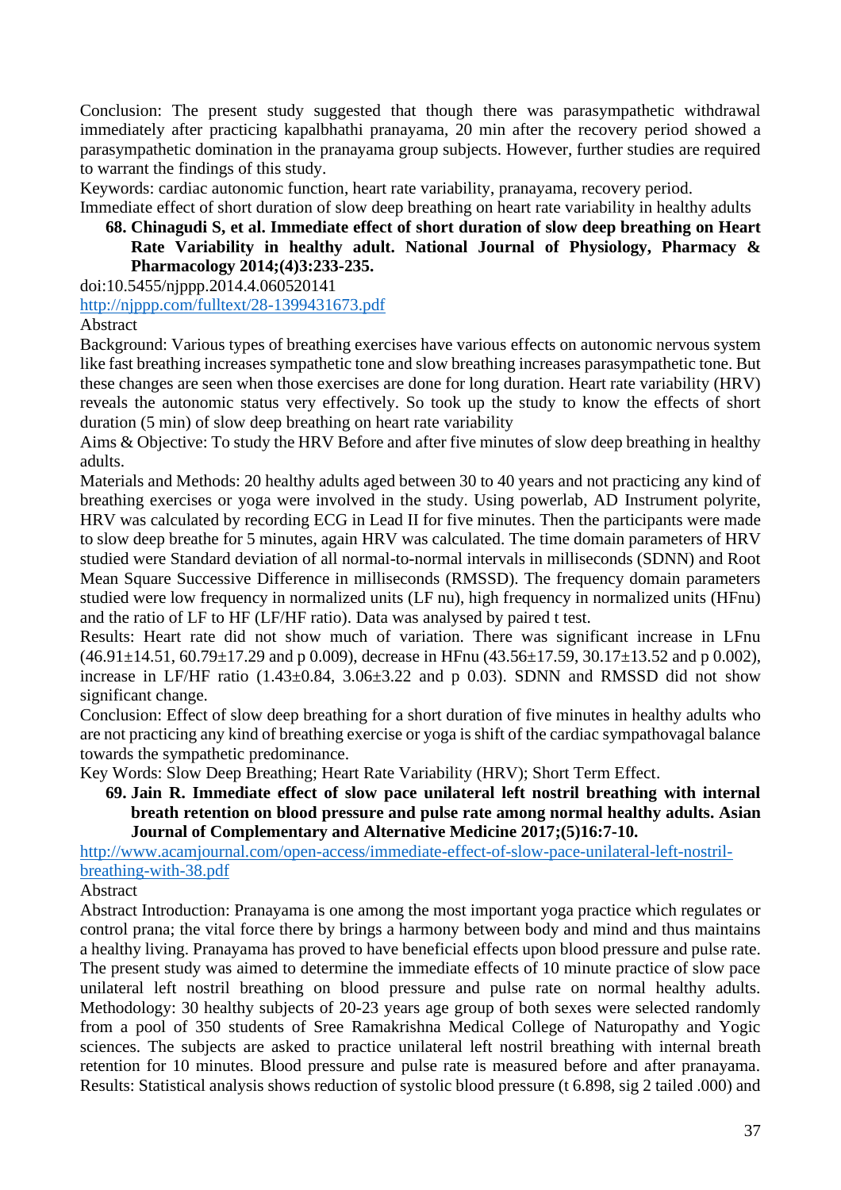Conclusion: The present study suggested that though there was parasympathetic withdrawal immediately after practicing kapalbhathi pranayama, 20 min after the recovery period showed a parasympathetic domination in the pranayama group subjects. However, further studies are required to warrant the findings of this study.

Keywords: cardiac autonomic function, heart rate variability, pranayama, recovery period.

Immediate effect of short duration of slow deep breathing on heart rate variability in healthy adults

68. **Chinagudi S, et al. Immediate effect of short duration of slow deep breathing on Heart Rate Variability in healthy adult. National Journal of Physiology, Pharmacy & Pharmacology 2014;(4)3:233-235.**

doi:10.5455/njppp.2014.4.060520141

http://njppp.com/fulltext/28-1399431673.pdf

Abstract

Background: Various types of breathing exercises have various effects on autonomic nervous system like fast breathing increases sympathetic tone and slow breathing increases parasympathetic tone. But these changes are seen when those exercises are done for long duration. Heart rate variability (HRV) reveals the autonomic status very effectively. So took up the study to know the effects of short duration (5 min) of slow deep breathing on heart rate variability

Aims & Objective: To study the HRV Before and after five minutes of slow deep breathing in healthy adults.

Materials and Methods: 20 healthy adults aged between 30 to 40 years and not practicing any kind of breathing exercises or yoga were involved in the study. Using powerlab, AD Instrument polyrite, HRV was calculated by recording ECG in Lead II for five minutes. Then the participants were made to slow deep breathe for 5 minutes, again HRV was calculated. The time domain parameters of HRV studied were Standard deviation of all normal-to-normal intervals in milliseconds (SDNN) and Root Mean Square Successive Difference in milliseconds (RMSSD). The frequency domain parameters studied were low frequency in normalized units (LF nu), high frequency in normalized units (HFnu) and the ratio of LF to HF (LF/HF ratio). Data was analysed by paired t test.

Results: Heart rate did not show much of variation. There was significant increase in LFnu (46.91±14.51, 60.79±17.29 and p 0.009), decrease in HFnu (43.56±17.59, 30.17±13.52 and p 0.002), increase in LF/HF ratio (1.43±0.84, 3.06±3.22 and p 0.03). SDNN and RMSSD did not show significant change.

Conclusion: Effect of slow deep breathing for a short duration of five minutes in healthy adults who are not practicing any kind of breathing exercise or yoga is shift of the cardiac sympathovagal balance towards the sympathetic predominance.

Key Words: Slow Deep Breathing; Heart Rate Variability (HRV); Short Term Effect.

69. **Jain R. Immediate effect of slow pace unilateral left nostril breathing with internal breath retention on blood pressure and pulse rate among normal healthy adults. Asian Journal of Complementary and Alternative Medicine 2017;(5)16:7-10.**

http://www.acamjournal.com/open-access/immediate-effect-of-slow-pace-unilateral-left-nostril-breathing-with-38.pdf

Abstract

Abstract Introduction: Pranayama is one among the most important yoga practice which regulates or control prana; the vital force there by brings a harmony between body and mind and thus maintains a healthy living. Pranayama has proved to have beneficial effects upon blood pressure and pulse rate. The present study was aimed to determine the immediate effects of 10 minute practice of slow pace unilateral left nostril breathing on blood pressure and pulse rate on normal healthy adults. Methodology: 30 healthy subjects of 20-23 years age group of both sexes were selected randomly from a pool of 350 students of Sree Ramakrishna Medical College of Naturopathy and Yogic sciences. The subjects are asked to practice unilateral left nostril breathing with internal breath retention for 10 minutes. Blood pressure and pulse rate is measured before and after pranayama. Results: Statistical analysis shows reduction of systolic blood pressure (t 6.898, sig 2 tailed .000) and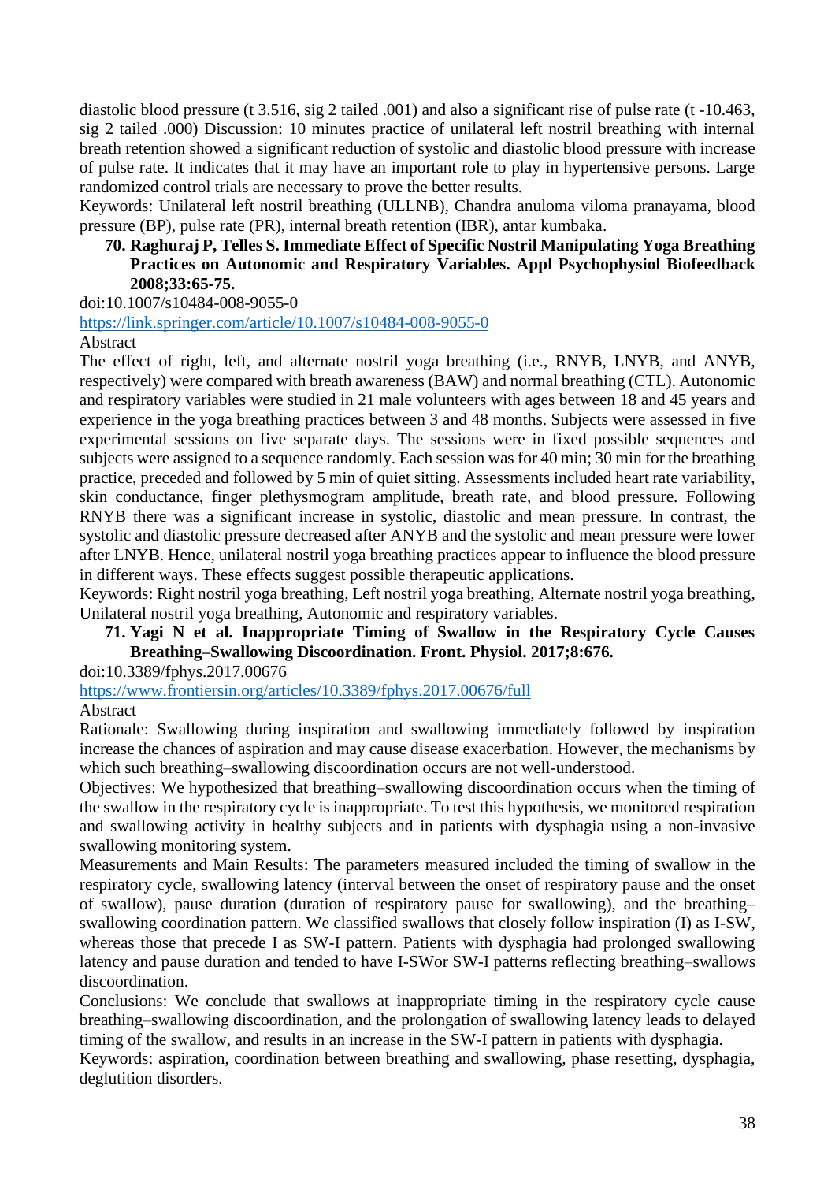diastolic blood pressure (t 3.516, sig 2 tailed .001) and also a significant rise of pulse rate (t -10.463, sig 2 tailed .000) Discussion: 10 minutes practice of unilateral left nostril breathing with internal breath retention showed a significant reduction of systolic and diastolic blood pressure with increase of pulse rate. It indicates that it may have an important role to play in hypertensive persons. Large randomized control trials are necessary to prove the better results.

Keywords: Unilateral left nostril breathing (ULLNB), Chandra anuloma viloma pranayama, blood pressure (BP), pulse rate (PR), internal breath retention (IBR), antar kumbaka.

70. **Raghuraj P, Telles S. Immediate Effect of Specific Nostril Manipulating Yoga Breathing Practices on Autonomic and Respiratory Variables. Appl Psychophysiol Biofeedback 2008;33:65-75.**

doi:10.1007/s10484-008-9055-0

https://link.springer.com/article/10.1007/s10484-008-9055-0

Abstract

The effect of right, left, and alternate nostril yoga breathing (i.e., RNYB, LNYB, and ANYB, respectively) were compared with breath awareness (BAW) and normal breathing (CTL). Autonomic and respiratory variables were studied in 21 male volunteers with ages between 18 and 45 years and experience in the yoga breathing practices between 3 and 48 months. Subjects were assessed in five experimental sessions on five separate days. The sessions were in fixed possible sequences and subjects were assigned to a sequence randomly. Each session was for 40 min; 30 min for the breathing practice, preceded and followed by 5 min of quiet sitting. Assessments included heart rate variability, skin conductance, finger plethysmogram amplitude, breath rate, and blood pressure. Following RNYB there was a significant increase in systolic, diastolic and mean pressure. In contrast, the systolic and diastolic pressure decreased after ANYB and the systolic and mean pressure were lower after LNYB. Hence, unilateral nostril yoga breathing practices appear to influence the blood pressure in different ways. These effects suggest possible therapeutic applications.

Keywords: Right nostril yoga breathing, Left nostril yoga breathing, Alternate nostril yoga breathing, Unilateral nostril yoga breathing, Autonomic and respiratory variables.

71. **Yagi N et al. Inappropriate Timing of Swallow in the Respiratory Cycle Causes Breathing–Swallowing Discoordination. Front. Physiol. 2017;8:676.**

doi:10.3389/fphys.2017.00676

https://www.frontiersin.org/articles/10.3389/fphys.2017.00676/full

Abstract

Rationale: Swallowing during inspiration and swallowing immediately followed by inspiration increase the chances of aspiration and may cause disease exacerbation. However, the mechanisms by which such breathing–swallowing discoordination occurs are not well-understood.

Objectives: We hypothesized that breathing–swallowing discoordination occurs when the timing of the swallow in the respiratory cycle is inappropriate. To test this hypothesis, we monitored respiration and swallowing activity in healthy subjects and in patients with dysphagia using a non-invasive swallowing monitoring system.

Measurements and Main Results: The parameters measured included the timing of swallow in the respiratory cycle, swallowing latency (interval between the onset of respiratory pause and the onset of swallow), pause duration (duration of respiratory pause for swallowing), and the breathing–swallowing coordination pattern. We classified swallows that closely follow inspiration (I) as I-SW, whereas those that precede I as SW-I pattern. Patients with dysphagia had prolonged swallowing latency and pause duration and tended to have I-SWor SW-I patterns reflecting breathing–swallows discoordination.

Conclusions: We conclude that swallows at inappropriate timing in the respiratory cycle cause breathing–swallowing discoordination, and the prolongation of swallowing latency leads to delayed timing of the swallow, and results in an increase in the SW-I pattern in patients with dysphagia.

Keywords: aspiration, coordination between breathing and swallowing, phase resetting, dysphagia, deglutition disorders.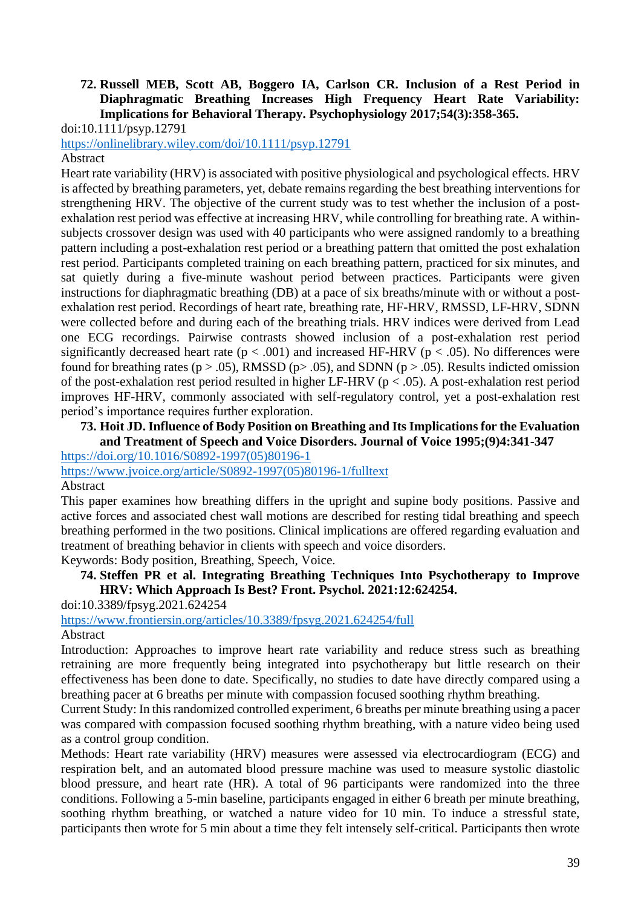**72. Russell MEB, Scott AB, Boggero IA, Carlson CR. Inclusion of a Rest Period in Diaphragmatic Breathing Increases High Frequency Heart Rate Variability: Implications for Behavioral Therapy. Psychophysiology 2017;54(3):358-365.**

doi:10.1111/psyp.12791

https://onlinelibrary.wiley.com/doi/10.1111/psyp.12791

Abstract

Heart rate variability (HRV) is associated with positive physiological and psychological effects. HRV is affected by breathing parameters, yet, debate remains regarding the best breathing interventions for strengthening HRV. The objective of the current study was to test whether the inclusion of a post-exhalation rest period was effective at increasing HRV, while controlling for breathing rate. A within-subjects crossover design was used with 40 participants who were assigned randomly to a breathing pattern including a post-exhalation rest period or a breathing pattern that omitted the post exhalation rest period. Participants completed training on each breathing pattern, practiced for six minutes, and sat quietly during a five-minute washout period between practices. Participants were given instructions for diaphragmatic breathing (DB) at a pace of six breaths/minute with or without a post-exhalation rest period. Recordings of heart rate, breathing rate, HF-HRV, RMSSD, LF-HRV, SDNN were collected before and during each of the breathing trials. HRV indices were derived from Lead one ECG recordings. Pairwise contrasts showed inclusion of a post-exhalation rest period significantly decreased heart rate ($p < .001$) and increased HF-HRV ($p < .05$). No differences were found for breathing rates ($p > .05$), RMSSD ($p > .05$), and SDNN ($p > .05$). Results indicted omission of the post-exhalation rest period resulted in higher LF-HRV ($p < .05$). A post-exhalation rest period improves HF-HRV, commonly associated with self-regulatory control, yet a post-exhalation rest period's importance requires further exploration.

**73. Hoit JD. Influence of Body Position on Breathing and Its Implications for the Evaluation and Treatment of Speech and Voice Disorders. Journal of Voice 1995;(9)4:341-347**

https://doi.org/10.1016/S0892-1997(05)80196-1

https://www.jvoice.org/article/S0892-1997(05)80196-1/fulltext

Abstract

This paper examines how breathing differs in the upright and supine body positions. Passive and active forces and associated chest wall motions are described for resting tidal breathing and speech breathing performed in the two positions. Clinical implications are offered regarding evaluation and treatment of breathing behavior in clients with speech and voice disorders.

Keywords: Body position, Breathing, Speech, Voice.

**74. Steffen PR et al. Integrating Breathing Techniques Into Psychotherapy to Improve HRV: Which Approach Is Best? Front. Psychol. 2021:12:624254.**

doi:10.3389/fpsyg.2021.624254

https://www.frontiersin.org/articles/10.3389/fpsyg.2021.624254/full

Abstract

Introduction: Approaches to improve heart rate variability and reduce stress such as breathing retraining are more frequently being integrated into psychotherapy but little research on their effectiveness has been done to date. Specifically, no studies to date have directly compared using a breathing pacer at 6 breaths per minute with compassion focused soothing rhythm breathing.

Current Study: In this randomized controlled experiment, 6 breaths per minute breathing using a pacer was compared with compassion focused soothing rhythm breathing, with a nature video being used as a control group condition.

Methods: Heart rate variability (HRV) measures were assessed via electrocardiogram (ECG) and respiration belt, and an automated blood pressure machine was used to measure systolic diastolic blood pressure, and heart rate (HR). A total of 96 participants were randomized into the three conditions. Following a 5-min baseline, participants engaged in either 6 breath per minute breathing, soothing rhythm breathing, or watched a nature video for 10 min. To induce a stressful state, participants then wrote for 5 min about a time they felt intensely self-critical. Participants then wrote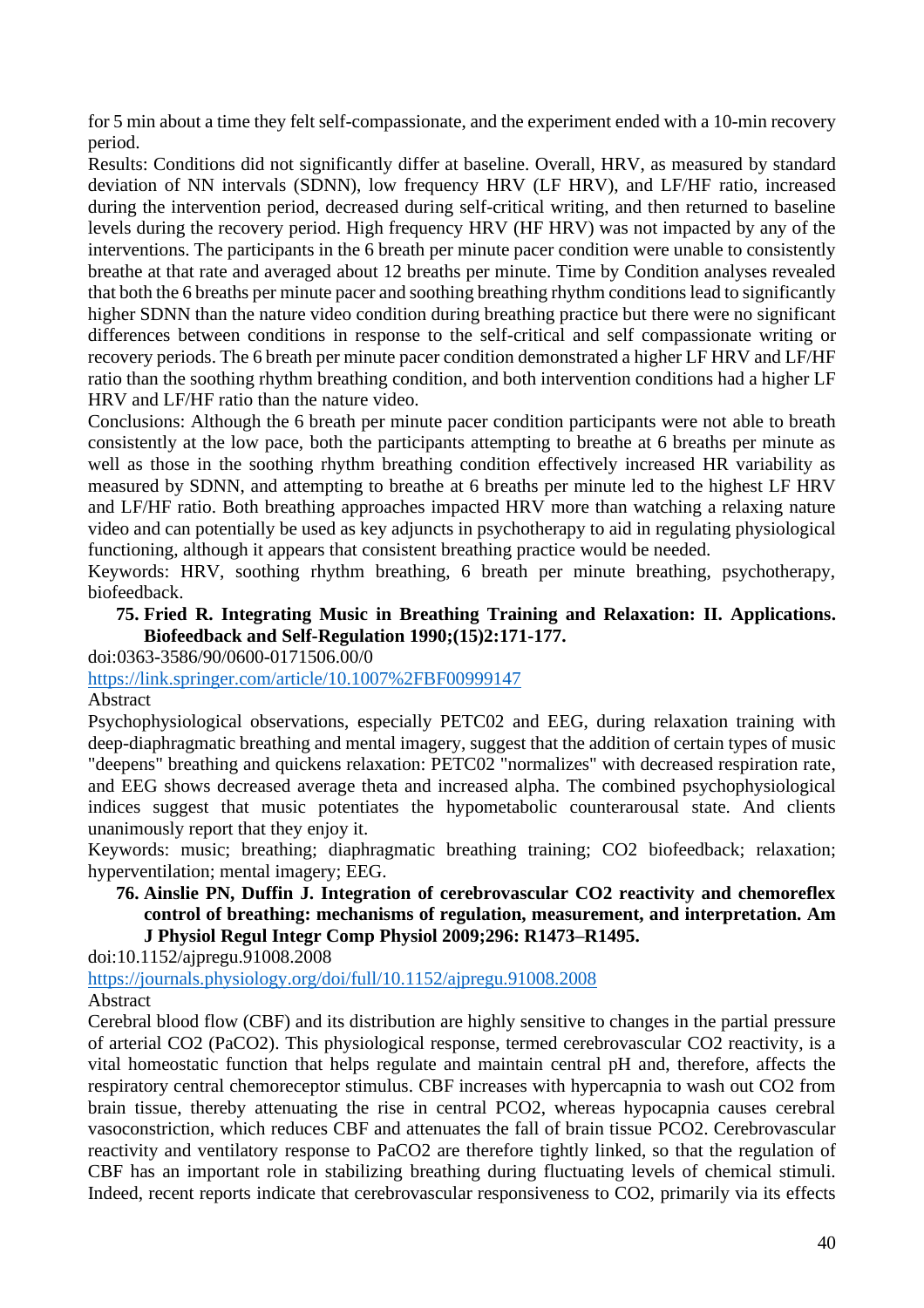for 5 min about a time they felt self-compassionate, and the experiment ended with a 10-min recovery period.

Results: Conditions did not significantly differ at baseline. Overall, HRV, as measured by standard deviation of NN intervals (SDNN), low frequency HRV (LF HRV), and LF/HF ratio, increased during the intervention period, decreased during self-critical writing, and then returned to baseline levels during the recovery period. High frequency HRV (HF HRV) was not impacted by any of the interventions. The participants in the 6 breath per minute pacer condition were unable to consistently breathe at that rate and averaged about 12 breaths per minute. Time by Condition analyses revealed that both the 6 breaths per minute pacer and soothing breathing rhythm conditions lead to significantly higher SDNN than the nature video condition during breathing practice but there were no significant differences between conditions in response to the self-critical and self compassionate writing or recovery periods. The 6 breath per minute pacer condition demonstrated a higher LF HRV and LF/HF ratio than the soothing rhythm breathing condition, and both intervention conditions had a higher LF HRV and LF/HF ratio than the nature video.

Conclusions: Although the 6 breath per minute pacer condition participants were not able to breath consistently at the low pace, both the participants attempting to breathe at 6 breaths per minute as well as those in the soothing rhythm breathing condition effectively increased HR variability as measured by SDNN, and attempting to breathe at 6 breaths per minute led to the highest LF HRV and LF/HF ratio. Both breathing approaches impacted HRV more than watching a relaxing nature video and can potentially be used as key adjuncts in psychotherapy to aid in regulating physiological functioning, although it appears that consistent breathing practice would be needed.

Keywords: HRV, soothing rhythm breathing, 6 breath per minute breathing, psychotherapy, biofeedback.

75. **Fried R. Integrating Music in Breathing Training and Relaxation: II. Applications. Biofeedback and Self-Regulation 1990;(15)2:171-177.**

doi:0363-3586/90/0600-0171506.00/0

https://link.springer.com/article/10.1007%2FBF00999147

Abstract

Psychophysiological observations, especially PETC02 and EEG, during relaxation training with deep-diaphragmatic breathing and mental imagery, suggest that the addition of certain types of music "deepens" breathing and quickens relaxation: PETC02 "normalizes" with decreased respiration rate, and EEG shows decreased average theta and increased alpha. The combined psychophysiological indices suggest that music potentiates the hypometabolic counterarousal state. And clients unanimously report that they enjoy it.

Keywords: music; breathing; diaphragmatic breathing training; $CO_2$ biofeedback; relaxation; hyperventilation; mental imagery; EEG.

76. **Ainslie PN, Duffin J. Integration of cerebrovascular $CO_2$ reactivity and chemoreflex control of breathing: mechanisms of regulation, measurement, and interpretation. Am J Physiol Regul Integr Comp Physiol 2009;296: R1473–R1495.**

doi:10.1152/ajpregu.91008.2008

https://journals.physiology.org/doi/full/10.1152/ajpregu.91008.2008

Abstract

Cerebral blood flow (CBF) and its distribution are highly sensitive to changes in the partial pressure of arterial $CO_2$ ($PaCO_2$). This physiological response, termed cerebrovascular $CO_2$ reactivity, is a vital homeostatic function that helps regulate and maintain central pH and, therefore, affects the respiratory central chemoreceptor stimulus. CBF increases with hypercapnia to wash out $CO_2$ from brain tissue, thereby attenuating the rise in central $PCO_2$, whereas hypocapnia causes cerebral vasoconstriction, which reduces CBF and attenuates the fall of brain tissue $PCO_2$. Cerebrovascular reactivity and ventilatory response to $PaCO_2$ are therefore tightly linked, so that the regulation of CBF has an important role in stabilizing breathing during fluctuating levels of chemical stimuli. Indeed, recent reports indicate that cerebrovascular responsiveness to $CO_2$, primarily via its effects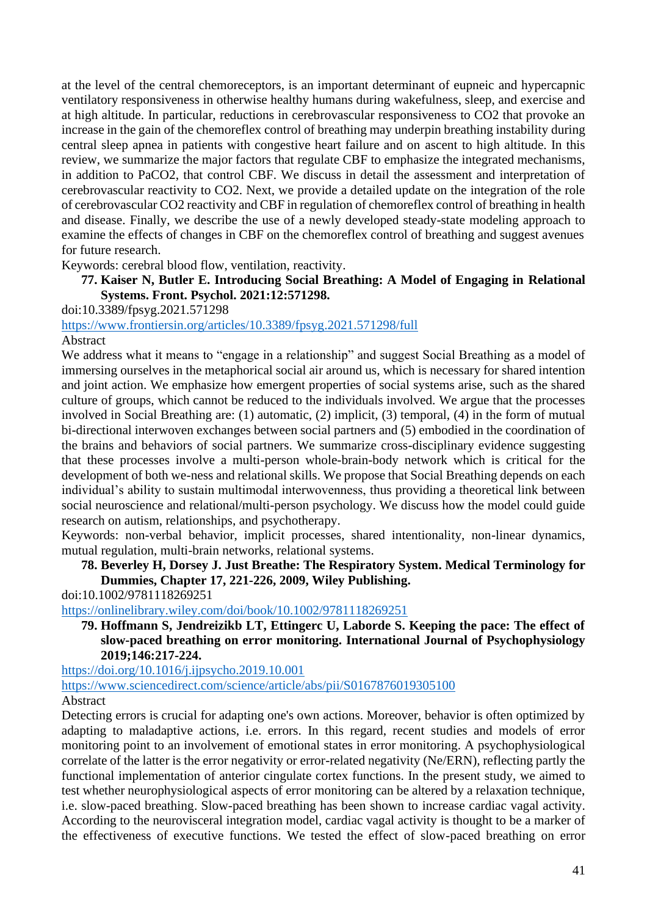at the level of the central chemoreceptors, is an important determinant of eupneic and hypercapnic ventilatory responsiveness in otherwise healthy humans during wakefulness, sleep, and exercise and at high altitude. In particular, reductions in cerebrovascular responsiveness to CO2 that provoke an increase in the gain of the chemoreflex control of breathing may underpin breathing instability during central sleep apnea in patients with congestive heart failure and on ascent to high altitude. In this review, we summarize the major factors that regulate CBF to emphasize the integrated mechanisms, in addition to PaCO2, that control CBF. We discuss in detail the assessment and interpretation of cerebrovascular reactivity to CO2. Next, we provide a detailed update on the integration of the role of cerebrovascular CO2 reactivity and CBF in regulation of chemoreflex control of breathing in health and disease. Finally, we describe the use of a newly developed steady-state modeling approach to examine the effects of changes in CBF on the chemoreflex control of breathing and suggest avenues for future research.

Keywords: cerebral blood flow, ventilation, reactivity.

77. **Kaiser N, Butler E. Introducing Social Breathing: A Model of Engaging in Relational Systems. Front. Psychol. 2021:12:571298.**

doi:10.3389/fpsyg.2021.571298

https://www.frontiersin.org/articles/10.3389/fpsyg.2021.571298/full

Abstract

We address what it means to "engage in a relationship" and suggest Social Breathing as a model of immersing ourselves in the metaphorical social air around us, which is necessary for shared intention and joint action. We emphasize how emergent properties of social systems arise, such as the shared culture of groups, which cannot be reduced to the individuals involved. We argue that the processes involved in Social Breathing are: (1) automatic, (2) implicit, (3) temporal, (4) in the form of mutual bi-directional interwoven exchanges between social partners and (5) embodied in the coordination of the brains and behaviors of social partners. We summarize cross-disciplinary evidence suggesting that these processes involve a multi-person whole-brain-body network which is critical for the development of both we-ness and relational skills. We propose that Social Breathing depends on each individual's ability to sustain multimodal interwovenness, thus providing a theoretical link between social neuroscience and relational/multi-person psychology. We discuss how the model could guide research on autism, relationships, and psychotherapy.

Keywords: non-verbal behavior, implicit processes, shared intentionality, non-linear dynamics, mutual regulation, multi-brain networks, relational systems.

78. **Beverley H, Dorsey J. Just Breathe: The Respiratory System. Medical Terminology for Dummies, Chapter 17, 221-226, 2009, Wiley Publishing.**

doi:10.1002/9781118269251

https://onlinelibrary.wiley.com/doi/book/10.1002/9781118269251

79. **Hoffmann S, Jendreizikb LT, Ettingerc U, Laborde S. Keeping the pace: The effect of slow-paced breathing on error monitoring. International Journal of Psychophysiology 2019;146:217-224.**

https://doi.org/10.1016/j.ijpsycho.2019.10.001

https://www.sciencedirect.com/science/article/abs/pii/S0167876019305100

Abstract

Detecting errors is crucial for adapting one's own actions. Moreover, behavior is often optimized by adapting to maladaptive actions, i.e. errors. In this regard, recent studies and models of error monitoring point to an involvement of emotional states in error monitoring. A psychophysiological correlate of the latter is the error negativity or error-related negativity (Ne/ERN), reflecting partly the functional implementation of anterior cingulate cortex functions. In the present study, we aimed to test whether neurophysiological aspects of error monitoring can be altered by a relaxation technique, i.e. slow-paced breathing. Slow-paced breathing has been shown to increase cardiac vagal activity. According to the neurovisceral integration model, cardiac vagal activity is thought to be a marker of the effectiveness of executive functions. We tested the effect of slow-paced breathing on error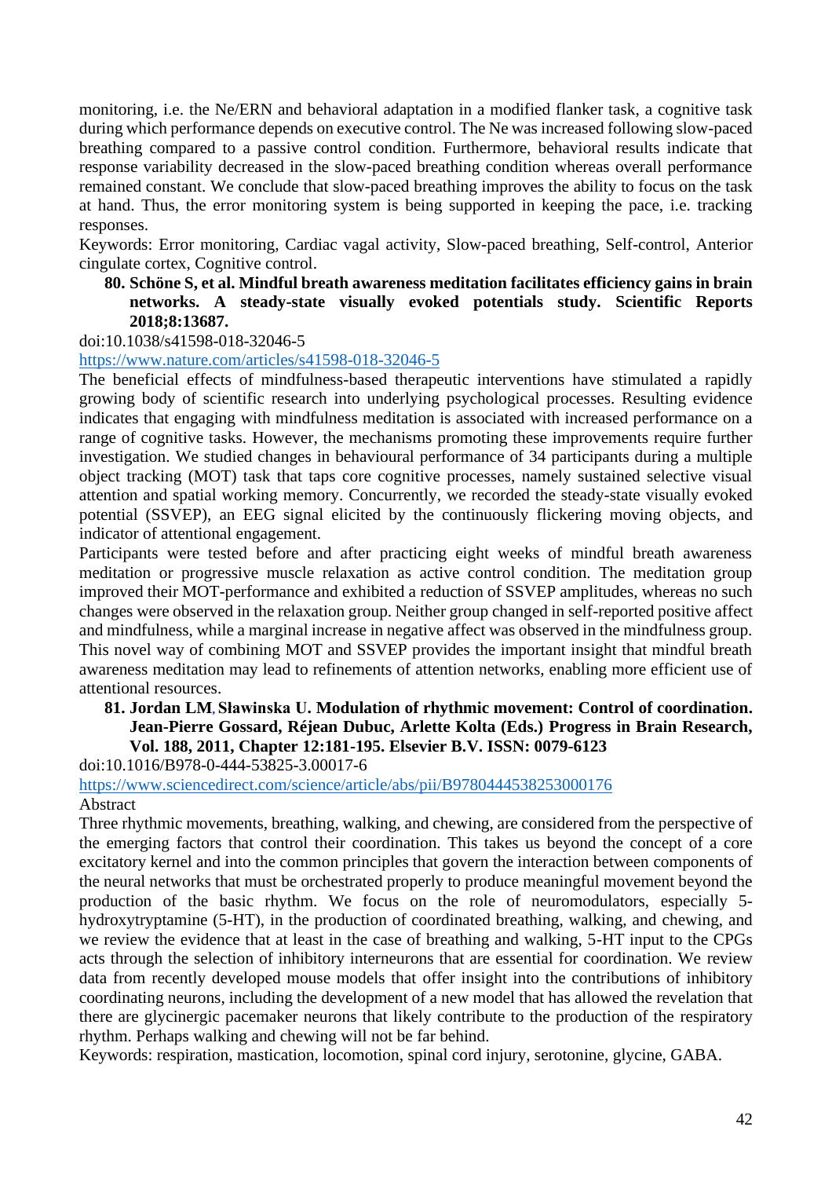monitoring, i.e. the Ne/ERN and behavioral adaptation in a modified flanker task, a cognitive task during which performance depends on executive control. The Ne was increased following slow-paced breathing compared to a passive control condition. Furthermore, behavioral results indicate that response variability decreased in the slow-paced breathing condition whereas overall performance remained constant. We conclude that slow-paced breathing improves the ability to focus on the task at hand. Thus, the error monitoring system is being supported in keeping the pace, i.e. tracking responses.

Keywords: Error monitoring, Cardiac vagal activity, Slow-paced breathing, Self-control, Anterior cingulate cortex, Cognitive control.

**80. Schöne S, et al. Mindful breath awareness meditation facilitates efficiency gains in brain networks. A steady-state visually evoked potentials study. Scientific Reports 2018;8:13687.**

doi:10.1038/s41598-018-32046-5

https://www.nature.com/articles/s41598-018-32046-5

The beneficial effects of mindfulness-based therapeutic interventions have stimulated a rapidly growing body of scientific research into underlying psychological processes. Resulting evidence indicates that engaging with mindfulness meditation is associated with increased performance on a range of cognitive tasks. However, the mechanisms promoting these improvements require further investigation. We studied changes in behavioural performance of 34 participants during a multiple object tracking (MOT) task that taps core cognitive processes, namely sustained selective visual attention and spatial working memory. Concurrently, we recorded the steady-state visually evoked potential (SSVEP), an EEG signal elicited by the continuously flickering moving objects, and indicator of attentional engagement.

Participants were tested before and after practicing eight weeks of mindful breath awareness meditation or progressive muscle relaxation as active control condition. The meditation group improved their MOT-performance and exhibited a reduction of SSVEP amplitudes, whereas no such changes were observed in the relaxation group. Neither group changed in self-reported positive affect and mindfulness, while a marginal increase in negative affect was observed in the mindfulness group. This novel way of combining MOT and SSVEP provides the important insight that mindful breath awareness meditation may lead to refinements of attention networks, enabling more efficient use of attentional resources.

**81. Jordan LM, Sławinska U. Modulation of rhythmic movement: Control of coordination. Jean-Pierre Gossard, Réjean Dubuc, Arlette Kolta (Eds.) Progress in Brain Research, Vol. 188, 2011, Chapter 12:181-195. Elsevier B.V. ISSN: 0079-6123**

doi:10.1016/B978-0-444-53825-3.00017-6

https://www.sciencedirect.com/science/article/abs/pii/B9780444538253000176

Abstract

Three rhythmic movements, breathing, walking, and chewing, are considered from the perspective of the emerging factors that control their coordination. This takes us beyond the concept of a core excitatory kernel and into the common principles that govern the interaction between components of the neural networks that must be orchestrated properly to produce meaningful movement beyond the production of the basic rhythm. We focus on the role of neuromodulators, especially 5-hydroxytryptamine (5-HT), in the production of coordinated breathing, walking, and chewing, and we review the evidence that at least in the case of breathing and walking, 5-HT input to the CPGs acts through the selection of inhibitory interneurons that are essential for coordination. We review data from recently developed mouse models that offer insight into the contributions of inhibitory coordinating neurons, including the development of a new model that has allowed the revelation that there are glycinergic pacemaker neurons that likely contribute to the production of the respiratory rhythm. Perhaps walking and chewing will not be far behind.

Keywords: respiration, mastication, locomotion, spinal cord injury, serotonine, glycine, GABA.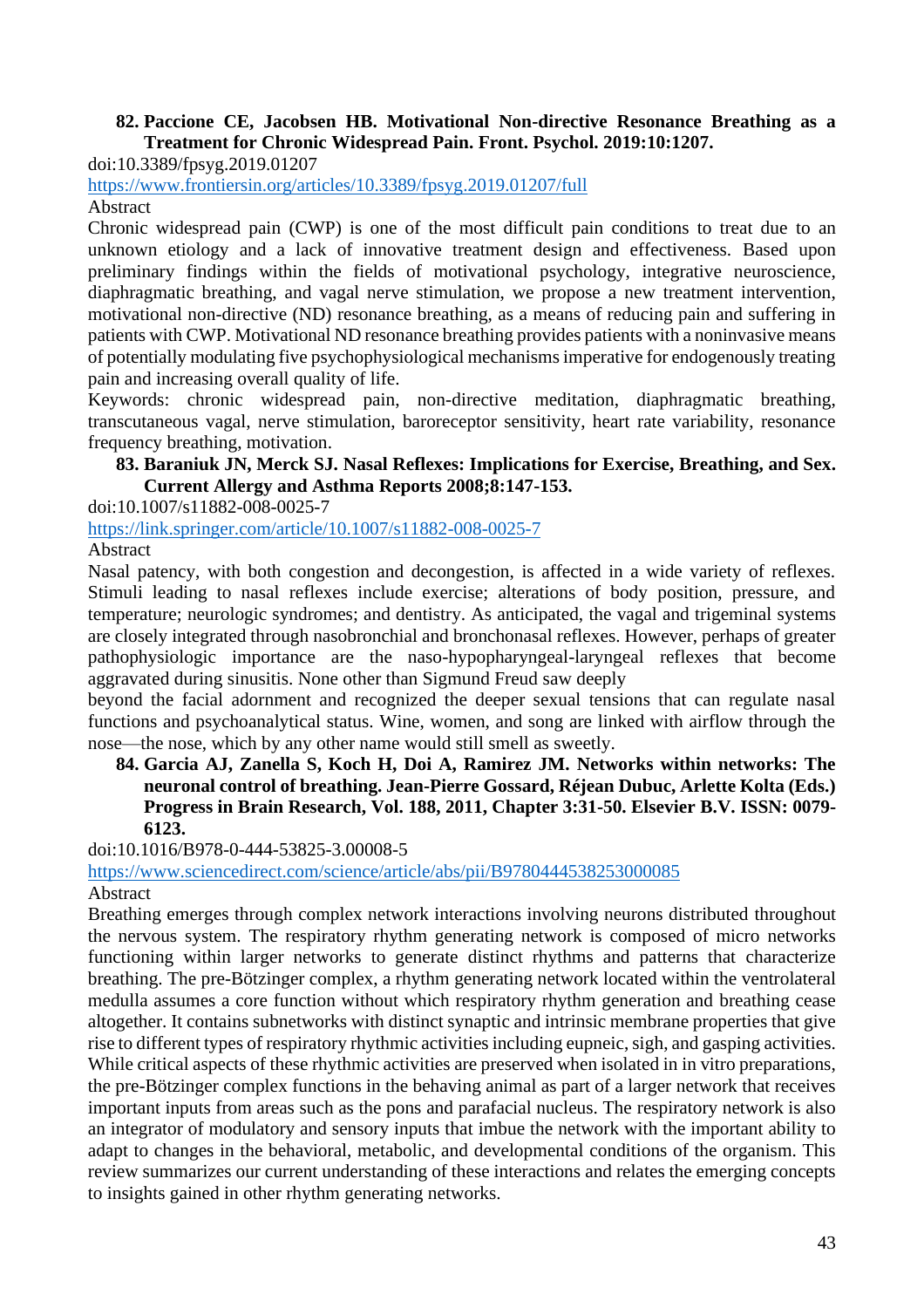**82. Paccione CE, Jacobsen HB. Motivational Non-directive Resonance Breathing as a Treatment for Chronic Widespread Pain. Front. Psychol. 2019:10:1207.**

doi:10.3389/fpsyg.2019.01207

https://www.frontiersin.org/articles/10.3389/fpsyg.2019.01207/full

Abstract

Chronic widespread pain (CWP) is one of the most difficult pain conditions to treat due to an unknown etiology and a lack of innovative treatment design and effectiveness. Based upon preliminary findings within the fields of motivational psychology, integrative neuroscience, diaphragmatic breathing, and vagal nerve stimulation, we propose a new treatment intervention, motivational non-directive (ND) resonance breathing, as a means of reducing pain and suffering in patients with CWP. Motivational ND resonance breathing provides patients with a noninvasive means of potentially modulating five psychophysiological mechanisms imperative for endogenously treating pain and increasing overall quality of life.

Keywords: chronic widespread pain, non-directive meditation, diaphragmatic breathing, transcutaneous vagal, nerve stimulation, baroreceptor sensitivity, heart rate variability, resonance frequency breathing, motivation.

**83. Baraniuk JN, Merck SJ. Nasal Reflexes: Implications for Exercise, Breathing, and Sex. Current Allergy and Asthma Reports 2008;8:147-153.**

doi:10.1007/s11882-008-0025-7

https://link.springer.com/article/10.1007/s11882-008-0025-7

Abstract

Nasal patency, with both congestion and decongestion, is affected in a wide variety of reflexes. Stimuli leading to nasal reflexes include exercise; alterations of body position, pressure, and temperature; neurologic syndromes; and dentistry. As anticipated, the vagal and trigeminal systems are closely integrated through nasobronchial and bronchonasal reflexes. However, perhaps of greater pathophysiologic importance are the naso-hypopharyngeal-laryngeal reflexes that become aggravated during sinusitis. None other than Sigmund Freud saw deeply beyond the facial adornment and recognized the deeper sexual tensions that can regulate nasal functions and psychoanalytical status. Wine, women, and song are linked with airflow through the nose—the nose, which by any other name would still smell as sweetly.

**84. Garcia AJ, Zanella S, Koch H, Doi A, Ramirez JM. Networks within networks: The neuronal control of breathing. Jean-Pierre Gossard, Réjean Dubuc, Arlette Kolta (Eds.) Progress in Brain Research, Vol. 188, 2011, Chapter 3:31-50. Elsevier B.V. ISSN: 0079-6123.**

doi:10.1016/B978-0-444-53825-3.00008-5

https://www.sciencedirect.com/science/article/abs/pii/B9780444538253000085

Abstract

Breathing emerges through complex network interactions involving neurons distributed throughout the nervous system. The respiratory rhythm generating network is composed of micro networks functioning within larger networks to generate distinct rhythms and patterns that characterize breathing. The pre-Bötzinger complex, a rhythm generating network located within the ventrolateral medulla assumes a core function without which respiratory rhythm generation and breathing cease altogether. It contains subnetworks with distinct synaptic and intrinsic membrane properties that give rise to different types of respiratory rhythmic activities including eupneic, sigh, and gasping activities. While critical aspects of these rhythmic activities are preserved when isolated in in vitro preparations, the pre-Bötzinger complex functions in the behaving animal as part of a larger network that receives important inputs from areas such as the pons and parafacial nucleus. The respiratory network is also an integrator of modulatory and sensory inputs that imbue the network with the important ability to adapt to changes in the behavioral, metabolic, and developmental conditions of the organism. This review summarizes our current understanding of these interactions and relates the emerging concepts to insights gained in other rhythm generating networks.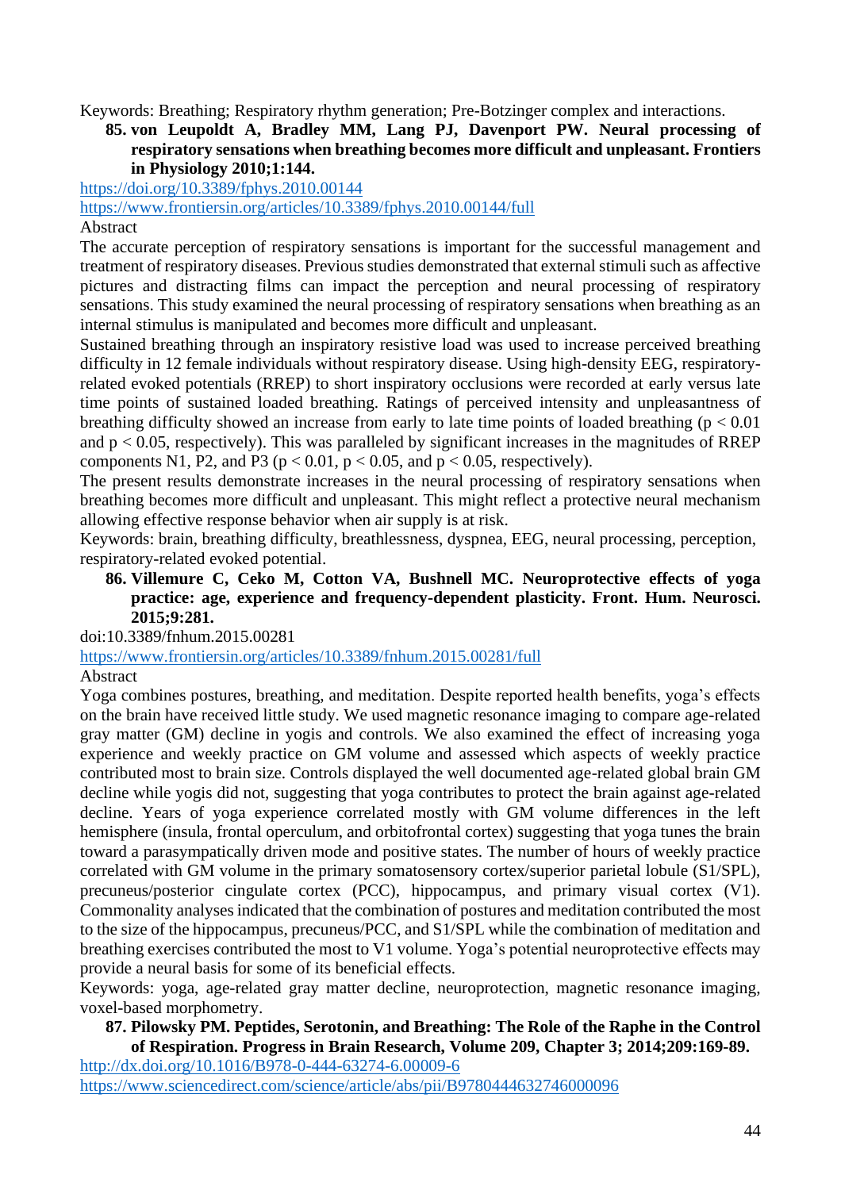Keywords: Breathing; Respiratory rhythm generation; Pre-Botzinger complex and interactions.

85. **von Leupoldt A, Bradley MM, Lang PJ, Davenport PW. Neural processing of respiratory sensations when breathing becomes more difficult and unpleasant. Frontiers in Physiology 2010;1:144.**

https://doi.org/10.3389/fphys.2010.00144

https://www.frontiersin.org/articles/10.3389/fphys.2010.00144/full

Abstract

The accurate perception of respiratory sensations is important for the successful management and treatment of respiratory diseases. Previous studies demonstrated that external stimuli such as affective pictures and distracting films can impact the perception and neural processing of respiratory sensations. This study examined the neural processing of respiratory sensations when breathing as an internal stimulus is manipulated and becomes more difficult and unpleasant.

Sustained breathing through an inspiratory resistive load was used to increase perceived breathing difficulty in 12 female individuals without respiratory disease. Using high-density EEG, respiratory-related evoked potentials (RREP) to short inspiratory occlusions were recorded at early versus late time points of sustained loaded breathing. Ratings of perceived intensity and unpleasantness of breathing difficulty showed an increase from early to late time points of loaded breathing ($p < 0.01$ and $p < 0.05$, respectively). This was paralleled by significant increases in the magnitudes of RREP components N1, P2, and P3 ($p < 0.01$, $p < 0.05$, and $p < 0.05$, respectively).

The present results demonstrate increases in the neural processing of respiratory sensations when breathing becomes more difficult and unpleasant. This might reflect a protective neural mechanism allowing effective response behavior when air supply is at risk.

Keywords: brain, breathing difficulty, breathlessness, dyspnea, EEG, neural processing, perception, respiratory-related evoked potential.

86. **Villemure C, Ceko M, Cotton VA, Bushnell MC. Neuroprotective effects of yoga practice: age, experience and frequency-dependent plasticity. Front. Hum. Neurosci. 2015;9:281.**

doi:10.3389/fnhum.2015.00281

https://www.frontiersin.org/articles/10.3389/fnhum.2015.00281/full

Abstract

Yoga combines postures, breathing, and meditation. Despite reported health benefits, yoga's effects on the brain have received little study. We used magnetic resonance imaging to compare age-related gray matter (GM) decline in yogis and controls. We also examined the effect of increasing yoga experience and weekly practice on GM volume and assessed which aspects of weekly practice contributed most to brain size. Controls displayed the well documented age-related global brain GM decline while yogis did not, suggesting that yoga contributes to protect the brain against age-related decline. Years of yoga experience correlated mostly with GM volume differences in the left hemisphere (insula, frontal operculum, and orbitofrontal cortex) suggesting that yoga tunes the brain toward a parasympathetically driven mode and positive states. The number of hours of weekly practice correlated with GM volume in the primary somatosensory cortex/superior parietal lobule (S1/SPL), precuneus/posterior cingulate cortex (PCC), hippocampus, and primary visual cortex (V1). Commonality analyses indicated that the combination of postures and meditation contributed the most to the size of the hippocampus, precuneus/PCC, and S1/SPL while the combination of meditation and breathing exercises contributed the most to V1 volume. Yoga's potential neuroprotective effects may provide a neural basis for some of its beneficial effects.

Keywords: yoga, age-related gray matter decline, neuroprotection, magnetic resonance imaging, voxel-based morphometry.

87. **Pilowsky PM. Peptides, Serotonin, and Breathing: The Role of the Raphe in the Control of Respiration. Progress in Brain Research, Volume 209, Chapter 3; 2014;209:169-89.**

http://dx.doi.org/10.1016/B978-0-444-63274-6.00009-6

https://www.sciencedirect.com/science/article/abs/pii/B9780444632746000096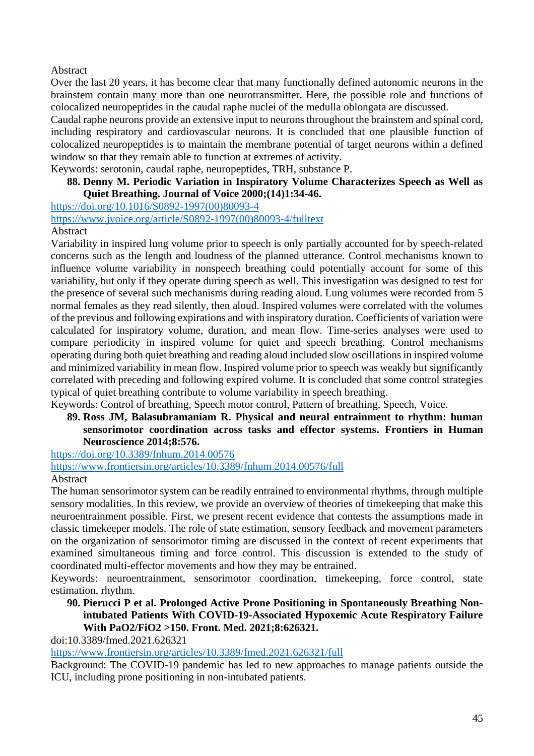Abstract

Over the last 20 years, it has become clear that many functionally defined autonomic neurons in the brainstem contain many more than one neurotransmitter. Here, the possible role and functions of colocalized neuropeptides in the caudal raphe nuclei of the medulla oblongata are discussed.

Caudal raphe neurons provide an extensive input to neurons throughout the brainstem and spinal cord, including respiratory and cardiovascular neurons. It is concluded that one plausible function of colocalized neuropeptides is to maintain the membrane potential of target neurons within a defined window so that they remain able to function at extremes of activity.

Keywords: serotonin, caudal raphe, neuropeptides, TRH, substance P.

88. **Denny M. Periodic Variation in Inspiratory Volume Characterizes Speech as Well as Quiet Breathing. Journal of Voice 2000;(14)1:34-46.**

https://doi.org/10.1016/S0892-1997(00)80093-4

https://www.jvoice.org/article/S0892-1997(00)80093-4/fulltext

Abstract

Variability in inspired lung volume prior to speech is only partially accounted for by speech-related concerns such as the length and loudness of the planned utterance. Control mechanisms known to influence volume variability in nonspeech breathing could potentially account for some of this variability, but only if they operate during speech as well. This investigation was designed to test for the presence of several such mechanisms during reading aloud. Lung volumes were recorded from 5 normal females as they read silently, then aloud. Inspired volumes were correlated with the volumes of the previous and following expirations and with inspiratory duration. Coefficients of variation were calculated for inspiratory volume, duration, and mean flow. Time-series analyses were used to compare periodicity in inspired volume for quiet and speech breathing. Control mechanisms operating during both quiet breathing and reading aloud included slow oscillations in inspired volume and minimized variability in mean flow. Inspired volume prior to speech was weakly but significantly correlated with preceding and following expired volume. It is concluded that some control strategies typical of quiet breathing contribute to volume variability in speech breathing.

Keywords: Control of breathing, Speech motor control, Pattern of breathing, Speech, Voice.

89. **Ross JM, Balasubramaniam R. Physical and neural entrainment to rhythm: human sensorimotor coordination across tasks and effector systems. Frontiers in Human Neuroscience 2014;8:576.**

https://doi.org/10.3389/fnhum.2014.00576

https://www.frontiersin.org/articles/10.3389/fnhum.2014.00576/full

Abstract

The human sensorimotor system can be readily entrained to environmental rhythms, through multiple sensory modalities. In this review, we provide an overview of theories of timekeeping that make this neuroentrainment possible. First, we present recent evidence that contests the assumptions made in classic timekeeper models. The role of state estimation, sensory feedback and movement parameters on the organization of sensorimotor timing are discussed in the context of recent experiments that examined simultaneous timing and force control. This discussion is extended to the study of coordinated multi-effector movements and how they may be entrained.

Keywords: neuroentrainment, sensorimotor coordination, timekeeping, force control, state estimation, rhythm.

90. **Pierucci P et al. Prolonged Active Prone Positioning in Spontaneously Breathing Non-intubated Patients With COVID-19-Associated Hypoxemic Acute Respiratory Failure With PaO2/FiO2 >150. Front. Med. 2021;8:626321.**

doi:10.3389/fmed.2021.626321

https://www.frontiersin.org/articles/10.3389/fmed.2021.626321/full

Background: The COVID-19 pandemic has led to new approaches to manage patients outside the ICU, including prone positioning in non-intubated patients.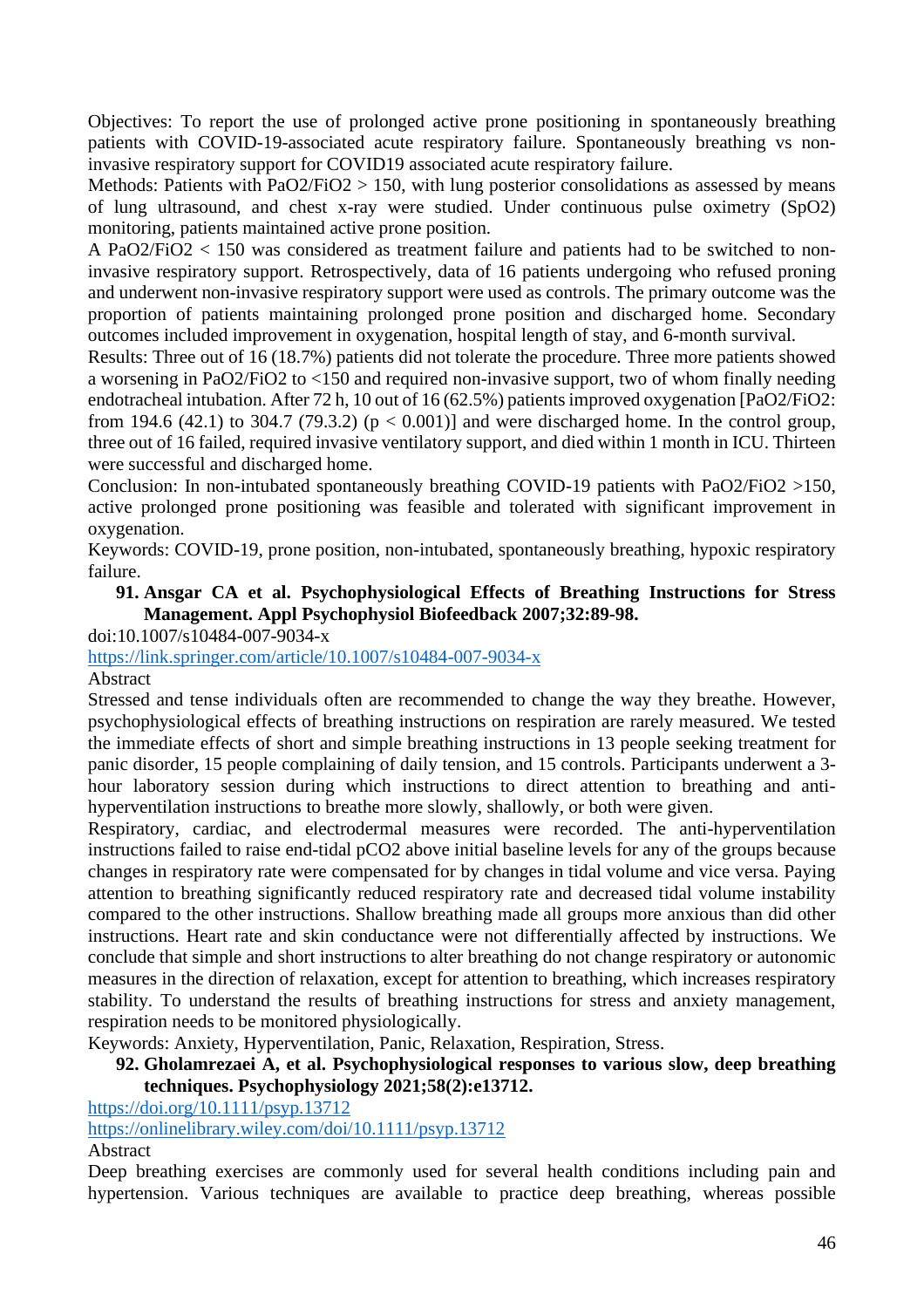Objectives: To report the use of prolonged active prone positioning in spontaneously breathing patients with COVID-19-associated acute respiratory failure. Spontaneously breathing vs non-invasive respiratory support for COVID19 associated acute respiratory failure.

Methods: Patients with $PaO_2/FiO_2 > 150$, with lung posterior consolidations as assessed by means of lung ultrasound, and chest x-ray were studied. Under continuous pulse oximetry ($SpO_2$) monitoring, patients maintained active prone position.

A $PaO_2/FiO_2 < 150$ was considered as treatment failure and patients had to be switched to non-invasive respiratory support. Retrospectively, data of 16 patients undergoing who refused proning and underwent non-invasive respiratory support were used as controls. The primary outcome was the proportion of patients maintaining prolonged prone position and discharged home. Secondary outcomes included improvement in oxygenation, hospital length of stay, and 6-month survival.

Results: Three out of 16 (18.7%) patients did not tolerate the procedure. Three more patients showed a worsening in $PaO_2/FiO_2$ to <150 and required non-invasive support, two of whom finally needing endotracheal intubation. After 72 h, 10 out of 16 (62.5%) patients improved oxygenation [$PaO_2/FiO_2$: from 194.6 (42.1) to 304.7 (79.3.2) ($p < 0.001$)] and were discharged home. In the control group, three out of 16 failed, required invasive ventilatory support, and died within 1 month in ICU. Thirteen were successful and discharged home.

Conclusion: In non-intubated spontaneously breathing COVID-19 patients with $PaO_2/FiO_2 > 150$, active prolonged prone positioning was feasible and tolerated with significant improvement in oxygenation.

Keywords: COVID-19, prone position, non-intubated, spontaneously breathing, hypoxic respiratory failure.

91. **Ansgar CA et al. Psychophysiological Effects of Breathing Instructions for Stress Management. Appl Psychophysiol Biofeedback 2007;32:89-98.**

doi:10.1007/s10484-007-9034-x

https://link.springer.com/article/10.1007/s10484-007-9034-x

Abstract

Stressed and tense individuals often are recommended to change the way they breathe. However, psychophysiological effects of breathing instructions on respiration are rarely measured. We tested the immediate effects of short and simple breathing instructions in 13 people seeking treatment for panic disorder, 15 people complaining of daily tension, and 15 controls. Participants underwent a 3-hour laboratory session during which instructions to direct attention to breathing and anti-hyperventilation instructions to breathe more slowly, shallowly, or both were given.

Respiratory, cardiac, and electrodermal measures were recorded. The anti-hyperventilation instructions failed to raise end-tidal $pCO_2$ above initial baseline levels for any of the groups because changes in respiratory rate were compensated for by changes in tidal volume and vice versa. Paying attention to breathing significantly reduced respiratory rate and decreased tidal volume instability compared to the other instructions. Shallow breathing made all groups more anxious than did other instructions. Heart rate and skin conductance were not differentially affected by instructions. We conclude that simple and short instructions to alter breathing do not change respiratory or autonomic measures in the direction of relaxation, except for attention to breathing, which increases respiratory stability. To understand the results of breathing instructions for stress and anxiety management, respiration needs to be monitored physiologically.

Keywords: Anxiety, Hyperventilation, Panic, Relaxation, Respiration, Stress.

92. **Gholamrezaei A, et al. Psychophysiological responses to various slow, deep breathing techniques. Psychophysiology 2021;58(2):e13712.**

https://doi.org/10.1111/psyp.13712

https://onlinelibrary.wiley.com/doi/10.1111/psyp.13712

Abstract

Deep breathing exercises are commonly used for several health conditions including pain and hypertension. Various techniques are available to practice deep breathing, whereas possible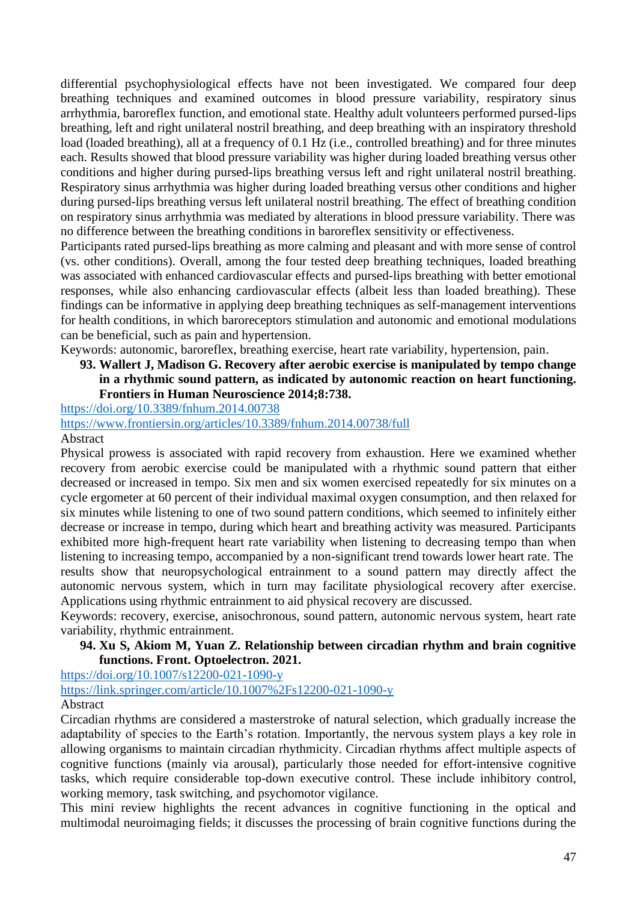differential psychophysiological effects have not been investigated. We compared four deep breathing techniques and examined outcomes in blood pressure variability, respiratory sinus arrhythmia, baroreflex function, and emotional state. Healthy adult volunteers performed pursed-lips breathing, left and right unilateral nostril breathing, and deep breathing with an inspiratory threshold load (loaded breathing), all at a frequency of 0.1 Hz (i.e., controlled breathing) and for three minutes each. Results showed that blood pressure variability was higher during loaded breathing versus other conditions and higher during pursed-lips breathing versus left and right unilateral nostril breathing. Respiratory sinus arrhythmia was higher during loaded breathing versus other conditions and higher during pursed-lips breathing versus left unilateral nostril breathing. The effect of breathing condition on respiratory sinus arrhythmia was mediated by alterations in blood pressure variability. There was no difference between the breathing conditions in baroreflex sensitivity or effectiveness.

Participants rated pursed-lips breathing as more calming and pleasant and with more sense of control (vs. other conditions). Overall, among the four tested deep breathing techniques, loaded breathing was associated with enhanced cardiovascular effects and pursed-lips breathing with better emotional responses, while also enhancing cardiovascular effects (albeit less than loaded breathing). These findings can be informative in applying deep breathing techniques as self-management interventions for health conditions, in which baroreceptors stimulation and autonomic and emotional modulations can be beneficial, such as pain and hypertension.

Keywords: autonomic, baroreflex, breathing exercise, heart rate variability, hypertension, pain.

93. **Wallert J, Madison G. Recovery after aerobic exercise is manipulated by tempo change in a rhythmic sound pattern, as indicated by autonomic reaction on heart functioning. Frontiers in Human Neuroscience 2014;8:738.**

https://doi.org/10.3389/fnhum.2014.00738

https://www.frontiersin.org/articles/10.3389/fnhum.2014.00738/full

Abstract

Physical prowess is associated with rapid recovery from exhaustion. Here we examined whether recovery from aerobic exercise could be manipulated with a rhythmic sound pattern that either decreased or increased in tempo. Six men and six women exercised repeatedly for six minutes on a cycle ergometer at 60 percent of their individual maximal oxygen consumption, and then relaxed for six minutes while listening to one of two sound pattern conditions, which seemed to infinitely either decrease or increase in tempo, during which heart and breathing activity was measured. Participants exhibited more high-frequent heart rate variability when listening to decreasing tempo than when listening to increasing tempo, accompanied by a non-significant trend towards lower heart rate. The results show that neuropsychological entrainment to a sound pattern may directly affect the autonomic nervous system, which in turn may facilitate physiological recovery after exercise. Applications using rhythmic entrainment to aid physical recovery are discussed.

Keywords: recovery, exercise, anisochronous, sound pattern, autonomic nervous system, heart rate variability, rhythmic entrainment.

94. **Xu S, Akiom M, Yuan Z. Relationship between circadian rhythm and brain cognitive functions. Front. Optoelectron. 2021.**

https://doi.org/10.1007/s12200-021-1090-y

https://link.springer.com/article/10.1007%2Fs12200-021-1090-y

Abstract

Circadian rhythms are considered a masterstroke of natural selection, which gradually increase the adaptability of species to the Earth's rotation. Importantly, the nervous system plays a key role in allowing organisms to maintain circadian rhythmicity. Circadian rhythms affect multiple aspects of cognitive functions (mainly via arousal), particularly those needed for effort-intensive cognitive tasks, which require considerable top-down executive control. These include inhibitory control, working memory, task switching, and psychomotor vigilance.

This mini review highlights the recent advances in cognitive functioning in the optical and multimodal neuroimaging fields; it discusses the processing of brain cognitive functions during the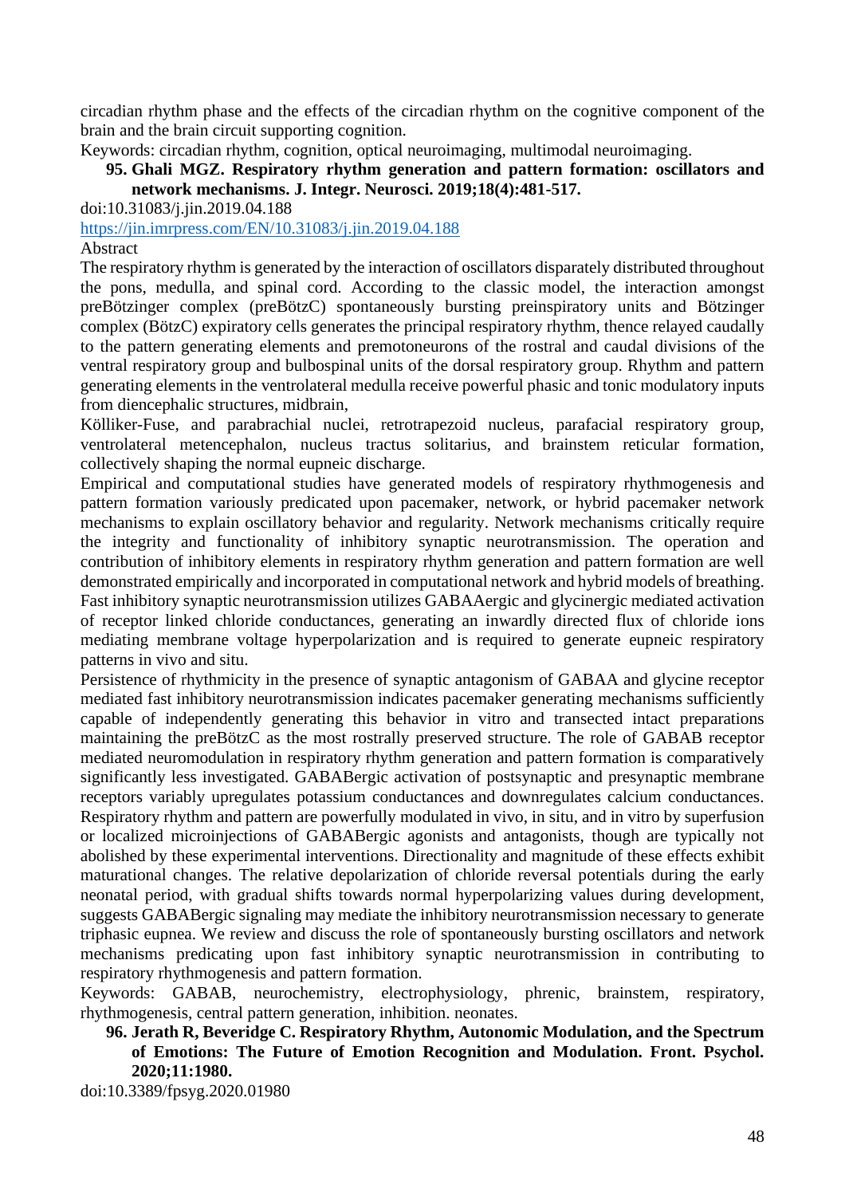circadian rhythm phase and the effects of the circadian rhythm on the cognitive component of the brain and the brain circuit supporting cognition.

Keywords: circadian rhythm, cognition, optical neuroimaging, multimodal neuroimaging.

95. **Ghali MGZ. Respiratory rhythm generation and pattern formation: oscillators and network mechanisms. J. Integr. Neurosci. 2019;18(4):481-517.**

doi:10.31083/j.jin.2019.04.188

https://jin.imrpress.com/EN/10.31083/j.jin.2019.04.188

Abstract

The respiratory rhythm is generated by the interaction of oscillators disparately distributed throughout the pons, medulla, and spinal cord. According to the classic model, the interaction amongst preBötzinger complex (preBötzC) spontaneously bursting preinspiratory units and Bötzinger complex (BötzC) expiratory cells generates the principal respiratory rhythm, thence relayed caudally to the pattern generating elements and premotoneurons of the rostral and caudal divisions of the ventral respiratory group and bulbospinal units of the dorsal respiratory group. Rhythm and pattern generating elements in the ventrolateral medulla receive powerful phasic and tonic modulatory inputs from diencephalic structures, midbrain,
Kölliker-Fuse, and parabrachial nuclei, retrotrapezoid nucleus, parafacial respiratory group, ventrolateral metencephalon, nucleus tractus solitarius, and brainstem reticular formation, collectively shaping the normal eupneic discharge.

Empirical and computational studies have generated models of respiratory rhythmogenesis and pattern formation variously predicated upon pacemaker, network, or hybrid pacemaker network mechanisms to explain oscillatory behavior and regularity. Network mechanisms critically require the integrity and functionality of inhibitory synaptic neurotransmission. The operation and contribution of inhibitory elements in respiratory rhythm generation and pattern formation are well demonstrated empirically and incorporated in computational network and hybrid models of breathing. Fast inhibitory synaptic neurotransmission utilizes GABAAergic and glycinergic mediated activation of receptor linked chloride conductances, generating an inwardly directed flux of chloride ions mediating membrane voltage hyperpolarization and is required to generate eupneic respiratory patterns in vivo and situ.

Persistence of rhythmicity in the presence of synaptic antagonism of GABAA and glycine receptor mediated fast inhibitory neurotransmission indicates pacemaker generating mechanisms sufficiently capable of independently generating this behavior in vitro and transected intact preparations maintaining the preBötzC as the most rostrally preserved structure. The role of GABAB receptor mediated neuromodulation in respiratory rhythm generation and pattern formation is comparatively significantly less investigated. GABABergic activation of postsynaptic and presynaptic membrane receptors variably upregulates potassium conductances and downregulates calcium conductances. Respiratory rhythm and pattern are powerfully modulated in vivo, in situ, and in vitro by superfusion or localized microinjections of GABABergic agonists and antagonists, though are typically not abolished by these experimental interventions. Directionality and magnitude of these effects exhibit maturational changes. The relative depolarization of chloride reversal potentials during the early neonatal period, with gradual shifts towards normal hyperpolarizing values during development, suggests GABABergic signaling may mediate the inhibitory neurotransmission necessary to generate triphasic eupnea. We review and discuss the role of spontaneously bursting oscillators and network mechanisms predicating upon fast inhibitory synaptic neurotransmission in contributing to respiratory rhythmogenesis and pattern formation.

Keywords: GABAB, neurochemistry, electrophysiology, phrenic, brainstem, respiratory, rhythmogenesis, central pattern generation, inhibition. neonates.

96. **Jerath R, Beveridge C. Respiratory Rhythm, Autonomic Modulation, and the Spectrum of Emotions: The Future of Emotion Recognition and Modulation. Front. Psychol. 2020;11:1980.**

doi:10.3389/fpsyg.2020.01980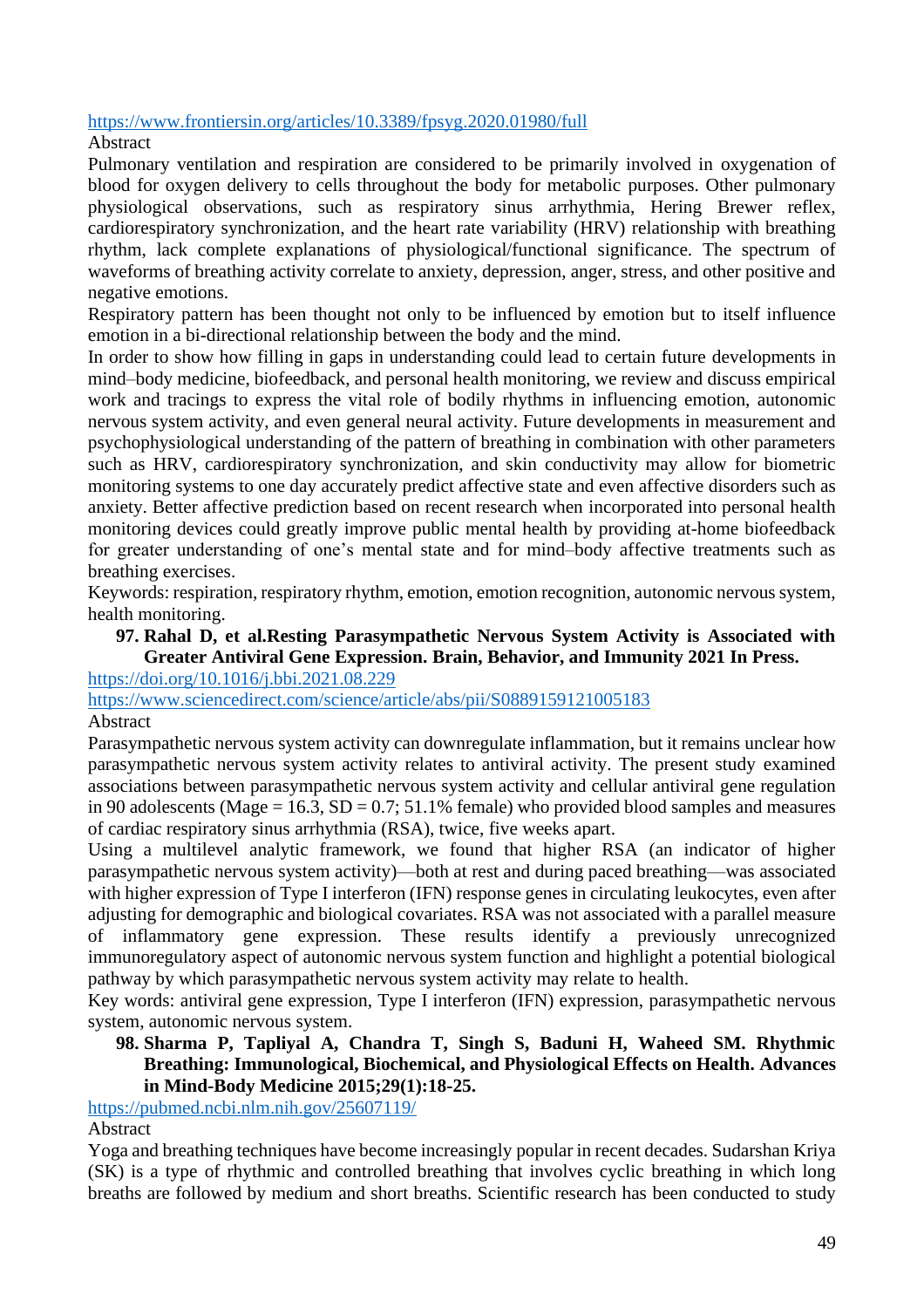https://www.frontiersin.org/articles/10.3389/fpsyg.2020.01980/full

Abstract

Pulmonary ventilation and respiration are considered to be primarily involved in oxygenation of blood for oxygen delivery to cells throughout the body for metabolic purposes. Other pulmonary physiological observations, such as respiratory sinus arrhythmia, Hering Brewer reflex, cardiorespiratory synchronization, and the heart rate variability (HRV) relationship with breathing rhythm, lack complete explanations of physiological/functional significance. The spectrum of waveforms of breathing activity correlate to anxiety, depression, anger, stress, and other positive and negative emotions.

Respiratory pattern has been thought not only to be influenced by emotion but to itself influence emotion in a bi-directional relationship between the body and the mind.

In order to show how filling in gaps in understanding could lead to certain future developments in mind–body medicine, biofeedback, and personal health monitoring, we review and discuss empirical work and tracings to express the vital role of bodily rhythms in influencing emotion, autonomic nervous system activity, and even general neural activity. Future developments in measurement and psychophysiological understanding of the pattern of breathing in combination with other parameters such as HRV, cardiorespiratory synchronization, and skin conductivity may allow for biometric monitoring systems to one day accurately predict affective state and even affective disorders such as anxiety. Better affective prediction based on recent research when incorporated into personal health monitoring devices could greatly improve public mental health by providing at-home biofeedback for greater understanding of one's mental state and for mind–body affective treatments such as breathing exercises.

Keywords: respiration, respiratory rhythm, emotion, emotion recognition, autonomic nervous system, health monitoring.

97. **Rahal D, et al.Resting Parasympathetic Nervous System Activity is Associated with Greater Antiviral Gene Expression. Brain, Behavior, and Immunity 2021 In Press.**

https://doi.org/10.1016/j.bbi.2021.08.229

https://www.sciencedirect.com/science/article/abs/pii/S0889159121005183

Abstract

Parasympathetic nervous system activity can downregulate inflammation, but it remains unclear how parasympathetic nervous system activity relates to antiviral activity. The present study examined associations between parasympathetic nervous system activity and cellular antiviral gene regulation in 90 adolescents (Mage = 16.3, SD = 0.7; 51.1% female) who provided blood samples and measures of cardiac respiratory sinus arrhythmia (RSA), twice, five weeks apart.

Using a multilevel analytic framework, we found that higher RSA (an indicator of higher parasympathetic nervous system activity)—both at rest and during paced breathing—was associated with higher expression of Type I interferon (IFN) response genes in circulating leukocytes, even after adjusting for demographic and biological covariates. RSA was not associated with a parallel measure of inflammatory gene expression. These results identify a previously unrecognized immunoregulatory aspect of autonomic nervous system function and highlight a potential biological pathway by which parasympathetic nervous system activity may relate to health.

Key words: antiviral gene expression, Type I interferon (IFN) expression, parasympathetic nervous system, autonomic nervous system.

98. **Sharma P, Tapliyal A, Chandra T, Singh S, Baduni H, Waheed SM. Rhythmic Breathing: Immunological, Biochemical, and Physiological Effects on Health. Advances in Mind-Body Medicine 2015;29(1):18-25.**

https://pubmed.ncbi.nlm.nih.gov/25607119/

Abstract

Yoga and breathing techniques have become increasingly popular in recent decades. Sudarshan Kriya (SK) is a type of rhythmic and controlled breathing that involves cyclic breathing in which long breaths are followed by medium and short breaths. Scientific research has been conducted to study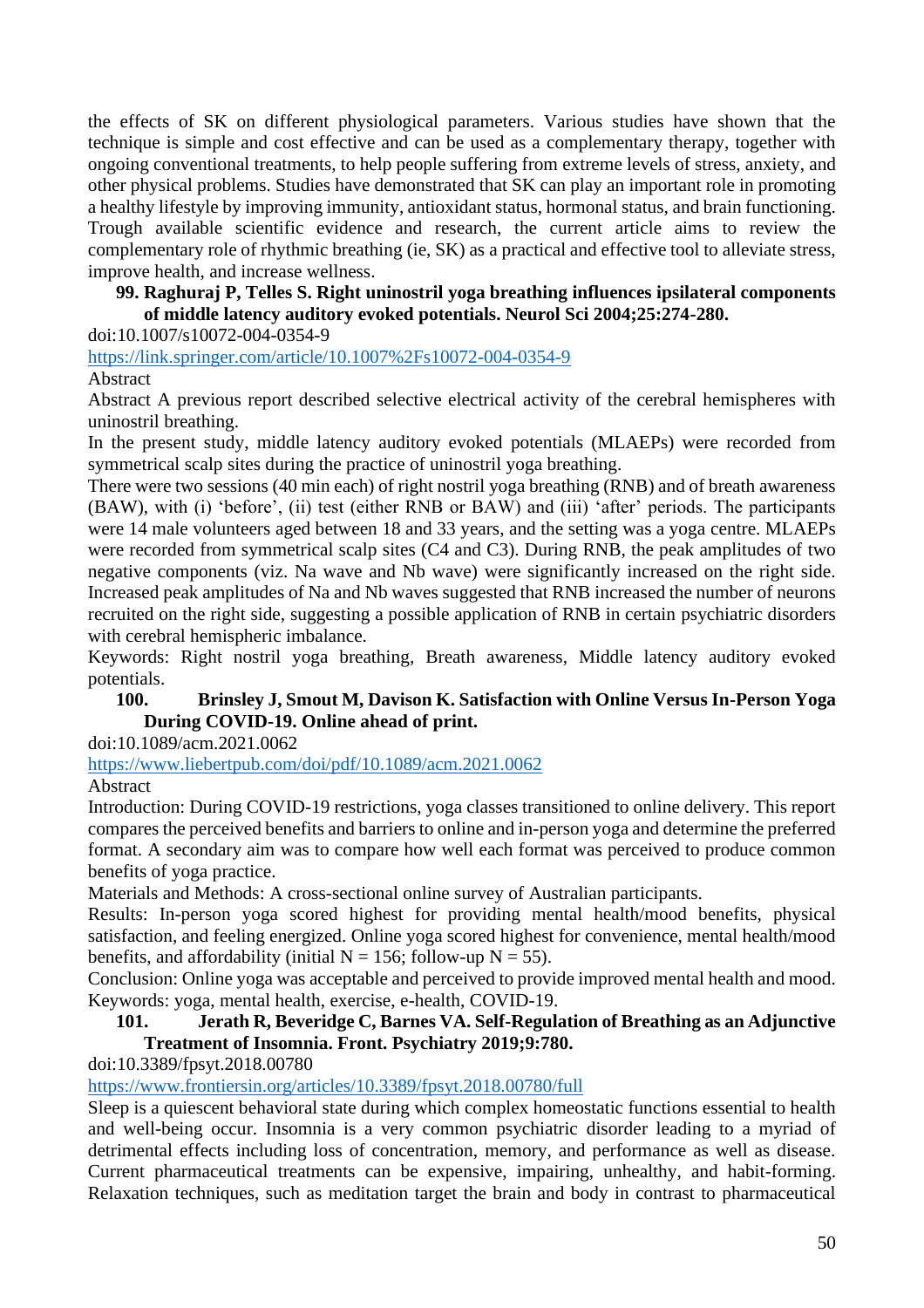the effects of SK on different physiological parameters. Various studies have shown that the technique is simple and cost effective and can be used as a complementary therapy, together with ongoing conventional treatments, to help people suffering from extreme levels of stress, anxiety, and other physical problems. Studies have demonstrated that SK can play an important role in promoting a healthy lifestyle by improving immunity, antioxidant status, hormonal status, and brain functioning. Trough available scientific evidence and research, the current article aims to review the complementary role of rhythmic breathing (ie, SK) as a practical and effective tool to alleviate stress, improve health, and increase wellness.

**99. Raghuraj P, Telles S. Right uninostril yoga breathing influences ipsilateral components of middle latency auditory evoked potentials. Neurol Sci 2004;25:274-280.**

doi:10.1007/s10072-004-0354-9

https://link.springer.com/article/10.1007%2Fs10072-004-0354-9

Abstract

Abstract A previous report described selective electrical activity of the cerebral hemispheres with uninostril breathing.

In the present study, middle latency auditory evoked potentials (MLAEPs) were recorded from symmetrical scalp sites during the practice of uninostril yoga breathing.

There were two sessions (40 min each) of right nostril yoga breathing (RNB) and of breath awareness (BAW), with (i) 'before', (ii) test (either RNB or BAW) and (iii) 'after' periods. The participants were 14 male volunteers aged between 18 and 33 years, and the setting was a yoga centre. MLAEPs were recorded from symmetrical scalp sites (C4 and C3). During RNB, the peak amplitudes of two negative components (viz. Na wave and Nb wave) were significantly increased on the right side. Increased peak amplitudes of Na and Nb waves suggested that RNB increased the number of neurons recruited on the right side, suggesting a possible application of RNB in certain psychiatric disorders with cerebral hemispheric imbalance.

Keywords: Right nostril yoga breathing, Breath awareness, Middle latency auditory evoked potentials.

**100. Brinsley J, Smout M, Davison K. Satisfaction with Online Versus In-Person Yoga During COVID-19. Online ahead of print.**

doi:10.1089/acm.2021.0062

https://www.liebertpub.com/doi/pdf/10.1089/acm.2021.0062

Abstract

Introduction: During COVID-19 restrictions, yoga classes transitioned to online delivery. This report compares the perceived benefits and barriers to online and in-person yoga and determine the preferred format. A secondary aim was to compare how well each format was perceived to produce common benefits of yoga practice.

Materials and Methods: A cross-sectional online survey of Australian participants.

Results: In-person yoga scored highest for providing mental health/mood benefits, physical satisfaction, and feeling energized. Online yoga scored highest for convenience, mental health/mood benefits, and affordability (initial N = 156; follow-up N = 55).

Conclusion: Online yoga was acceptable and perceived to provide improved mental health and mood.

Keywords: yoga, mental health, exercise, e-health, COVID-19.

**101. Jerath R, Beveridge C, Barnes VA. Self-Regulation of Breathing as an Adjunctive Treatment of Insomnia. Front. Psychiatry 2019;9:780.**

doi:10.3389/fpsyt.2018.00780

https://www.frontiersin.org/articles/10.3389/fpsyt.2018.00780/full

Sleep is a quiescent behavioral state during which complex homeostatic functions essential to health and well-being occur. Insomnia is a very common psychiatric disorder leading to a myriad of detrimental effects including loss of concentration, memory, and performance as well as disease. Current pharmaceutical treatments can be expensive, impairing, unhealthy, and habit-forming. Relaxation techniques, such as meditation target the brain and body in contrast to pharmaceutical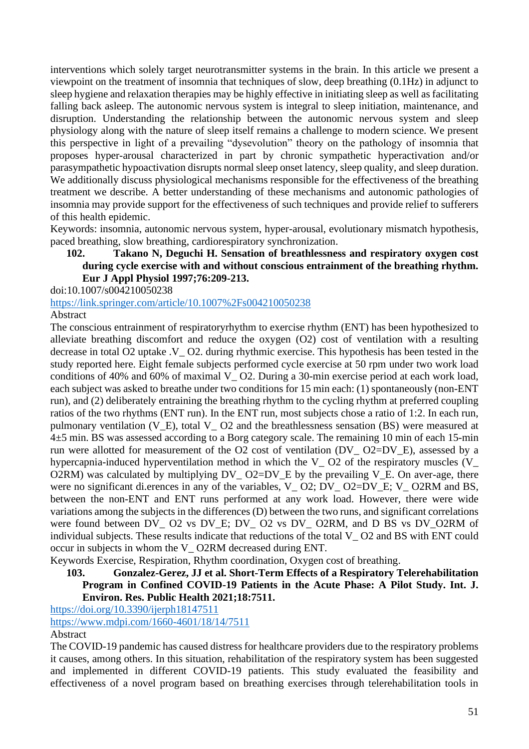interventions which solely target neurotransmitter systems in the brain. In this article we present a viewpoint on the treatment of insomnia that techniques of slow, deep breathing (0.1Hz) in adjunct to sleep hygiene and relaxation therapies may be highly effective in initiating sleep as well as facilitating falling back asleep. The autonomic nervous system is integral to sleep initiation, maintenance, and disruption. Understanding the relationship between the autonomic nervous system and sleep physiology along with the nature of sleep itself remains a challenge to modern science. We present this perspective in light of a prevailing "dysevolution" theory on the pathology of insomnia that proposes hyper-arousal characterized in part by chronic sympathetic hyperactivation and/or parasympathetic hypoactivation disrupts normal sleep onset latency, sleep quality, and sleep duration. We additionally discuss physiological mechanisms responsible for the effectiveness of the breathing treatment we describe. A better understanding of these mechanisms and autonomic pathologies of insomnia may provide support for the effectiveness of such techniques and provide relief to sufferers of this health epidemic.

Keywords: insomnia, autonomic nervous system, hyper-arousal, evolutionary mismatch hypothesis, paced breathing, slow breathing, cardiorespiratory synchronization.

102. **Takano N, Deguchi H. Sensation of breathlessness and respiratory oxygen cost during cycle exercise with and without conscious entrainment of the breathing rhythm. Eur J Appl Physiol 1997;76:209-213.**

doi:10.1007/s004210050238

https://link.springer.com/article/10.1007%2Fs004210050238

Abstract

The conscious entrainment of respiratoryrhythm to exercise rhythm (ENT) has been hypothesized to alleviate breathing discomfort and reduce the oxygen (O2) cost of ventilation with a resulting decrease in total O2 uptake .V_ O2. during rhythmic exercise. This hypothesis has been tested in the study reported here. Eight female subjects performed cycle exercise at 50 rpm under two work load conditions of 40% and 60% of maximal V_ O2. During a 30-min exercise period at each work load, each subject was asked to breathe under two conditions for 15 min each: (1) spontaneously (non-ENT run), and (2) deliberately entraining the breathing rhythm to the cycling rhythm at preferred coupling ratios of the two rhythms (ENT run). In the ENT run, most subjects chose a ratio of 1:2. In each run, pulmonary ventilation (V_E), total V_ O2 and the breathlessness sensation (BS) were measured at 4±5 min. BS was assessed according to a Borg category scale. The remaining 10 min of each 15-min run were allotted for measurement of the O2 cost of ventilation (DV_ O2=DV_E), assessed by a hypercapnia-induced hyperventilation method in which the V_ O2 of the respiratory muscles (V_ O2RM) was calculated by multiplying DV_ O2=DV_E by the prevailing V_E. On aver-age, there were no significant di.erences in any of the variables, V_ O2; DV_ O2=DV_E; V_ O2RM and BS, between the non-ENT and ENT runs performed at any work load. However, there were wide variations among the subjects in the differences (D) between the two runs, and significant correlations were found between DV_ O2 vs DV_E; DV_ O2 vs DV_ O2RM, and D BS vs DV_O2RM of individual subjects. These results indicate that reductions of the total V_ O2 and BS with ENT could occur in subjects in whom the V_ O2RM decreased during ENT.

Keywords Exercise, Respiration, Rhythm coordination, Oxygen cost of breathing.

103. **Gonzalez-Gerez, JJ et al. Short-Term Effects of a Respiratory Telerehabilitation Program in Confined COVID-19 Patients in the Acute Phase: A Pilot Study. Int. J. Environ. Res. Public Health 2021;18:7511.**

https://doi.org/10.3390/ijerph18147511

https://www.mdpi.com/1660-4601/18/14/7511

Abstract

The COVID-19 pandemic has caused distress for healthcare providers due to the respiratory problems it causes, among others. In this situation, rehabilitation of the respiratory system has been suggested and implemented in different COVID-19 patients. This study evaluated the feasibility and effectiveness of a novel program based on breathing exercises through telerehabilitation tools in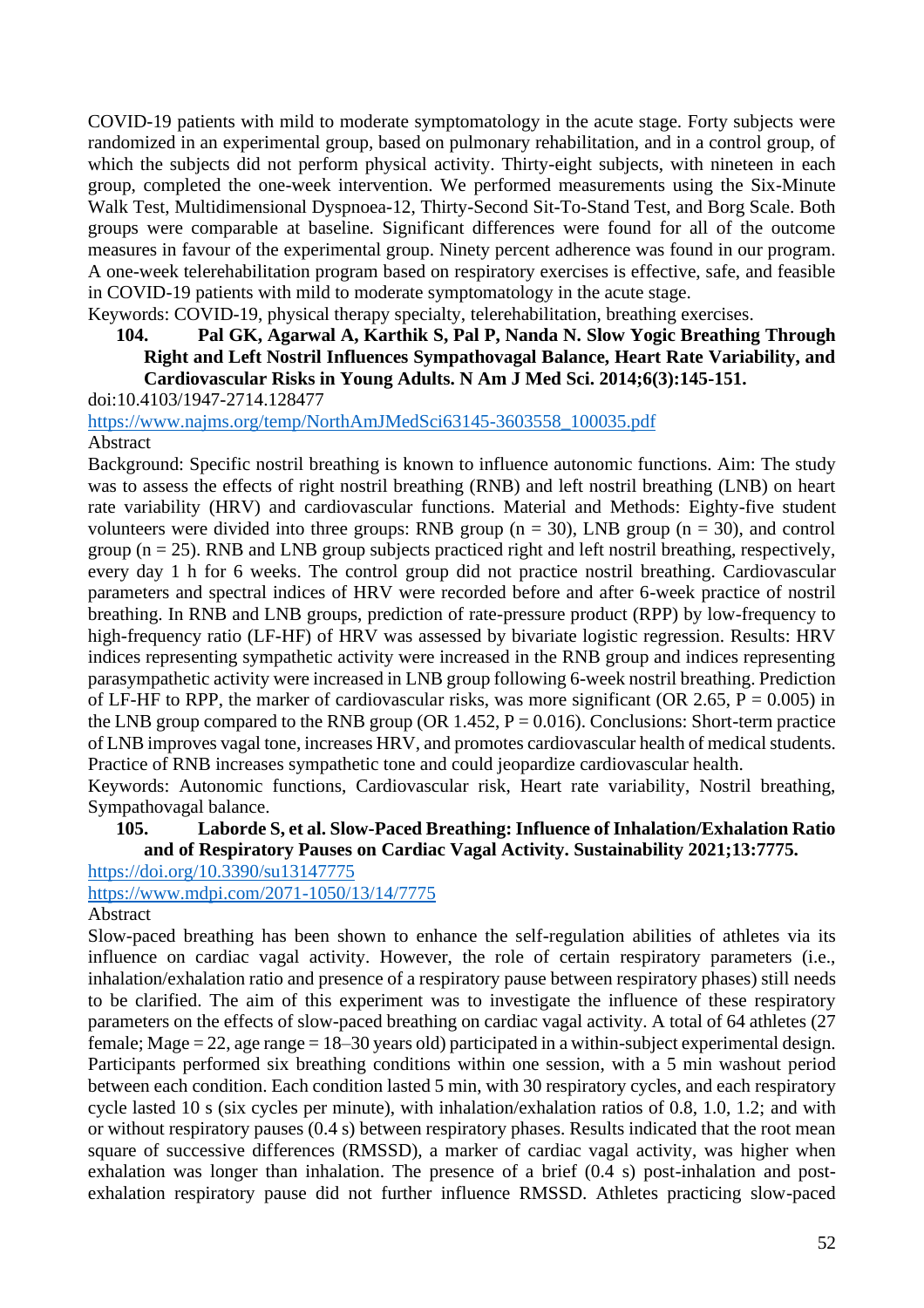COVID-19 patients with mild to moderate symptomatology in the acute stage. Forty subjects were randomized in an experimental group, based on pulmonary rehabilitation, and in a control group, of which the subjects did not perform physical activity. Thirty-eight subjects, with nineteen in each group, completed the one-week intervention. We performed measurements using the Six-Minute Walk Test, Multidimensional Dyspnoea-12, Thirty-Second Sit-To-Stand Test, and Borg Scale. Both groups were comparable at baseline. Significant differences were found for all of the outcome measures in favour of the experimental group. Ninety percent adherence was found in our program. A one-week telerehabilitation program based on respiratory exercises is effective, safe, and feasible in COVID-19 patients with mild to moderate symptomatology in the acute stage.

Keywords: COVID-19, physical therapy specialty, telerehabilitation, breathing exercises.

**104. Pal GK, Agarwal A, Karthik S, Pal P, Nanda N. Slow Yogic Breathing Through Right and Left Nostril Influences Sympathovagal Balance, Heart Rate Variability, and Cardiovascular Risks in Young Adults. N Am J Med Sci. 2014;6(3):145-151.**

doi:10.4103/1947-2714.128477

https://www.najms.org/temp/NorthAmJMedSci63145-3603558_100035.pdf

Abstract

Background: Specific nostril breathing is known to influence autonomic functions. Aim: The study was to assess the effects of right nostril breathing (RNB) and left nostril breathing (LNB) on heart rate variability (HRV) and cardiovascular functions. Material and Methods: Eighty-five student volunteers were divided into three groups: RNB group (n = 30), LNB group (n = 30), and control group (n = 25). RNB and LNB group subjects practiced right and left nostril breathing, respectively, every day 1 h for 6 weeks. The control group did not practice nostril breathing. Cardiovascular parameters and spectral indices of HRV were recorded before and after 6-week practice of nostril breathing. In RNB and LNB groups, prediction of rate-pressure product (RPP) by low-frequency to high-frequency ratio (LF-HF) of HRV was assessed by bivariate logistic regression. Results: HRV indices representing sympathetic activity were increased in the RNB group and indices representing parasympathetic activity were increased in LNB group following 6-week nostril breathing. Prediction of LF-HF to RPP, the marker of cardiovascular risks, was more significant (OR 2.65, P = 0.005) in the LNB group compared to the RNB group (OR 1.452, P = 0.016). Conclusions: Short-term practice of LNB improves vagal tone, increases HRV, and promotes cardiovascular health of medical students. Practice of RNB increases sympathetic tone and could jeopardize cardiovascular health.

Keywords: Autonomic functions, Cardiovascular risk, Heart rate variability, Nostril breathing, Sympathovagal balance.

**105. Laborde S, et al. Slow-Paced Breathing: Influence of Inhalation/Exhalation Ratio and of Respiratory Pauses on Cardiac Vagal Activity. Sustainability 2021;13:7775.**

https://doi.org/10.3390/su13147775

https://www.mdpi.com/2071-1050/13/14/7775

Abstract

Slow-paced breathing has been shown to enhance the self-regulation abilities of athletes via its influence on cardiac vagal activity. However, the role of certain respiratory parameters (i.e., inhalation/exhalation ratio and presence of a respiratory pause between respiratory phases) still needs to be clarified. The aim of this experiment was to investigate the influence of these respiratory parameters on the effects of slow-paced breathing on cardiac vagal activity. A total of 64 athletes (27 female; Mage = 22, age range = 18–30 years old) participated in a within-subject experimental design. Participants performed six breathing conditions within one session, with a 5 min washout period between each condition. Each condition lasted 5 min, with 30 respiratory cycles, and each respiratory cycle lasted 10 s (six cycles per minute), with inhalation/exhalation ratios of 0.8, 1.0, 1.2; and with or without respiratory pauses (0.4 s) between respiratory phases. Results indicated that the root mean square of successive differences (RMSSD), a marker of cardiac vagal activity, was higher when exhalation was longer than inhalation. The presence of a brief (0.4 s) post-inhalation and post-exhalation respiratory pause did not further influence RMSSD. Athletes practicing slow-paced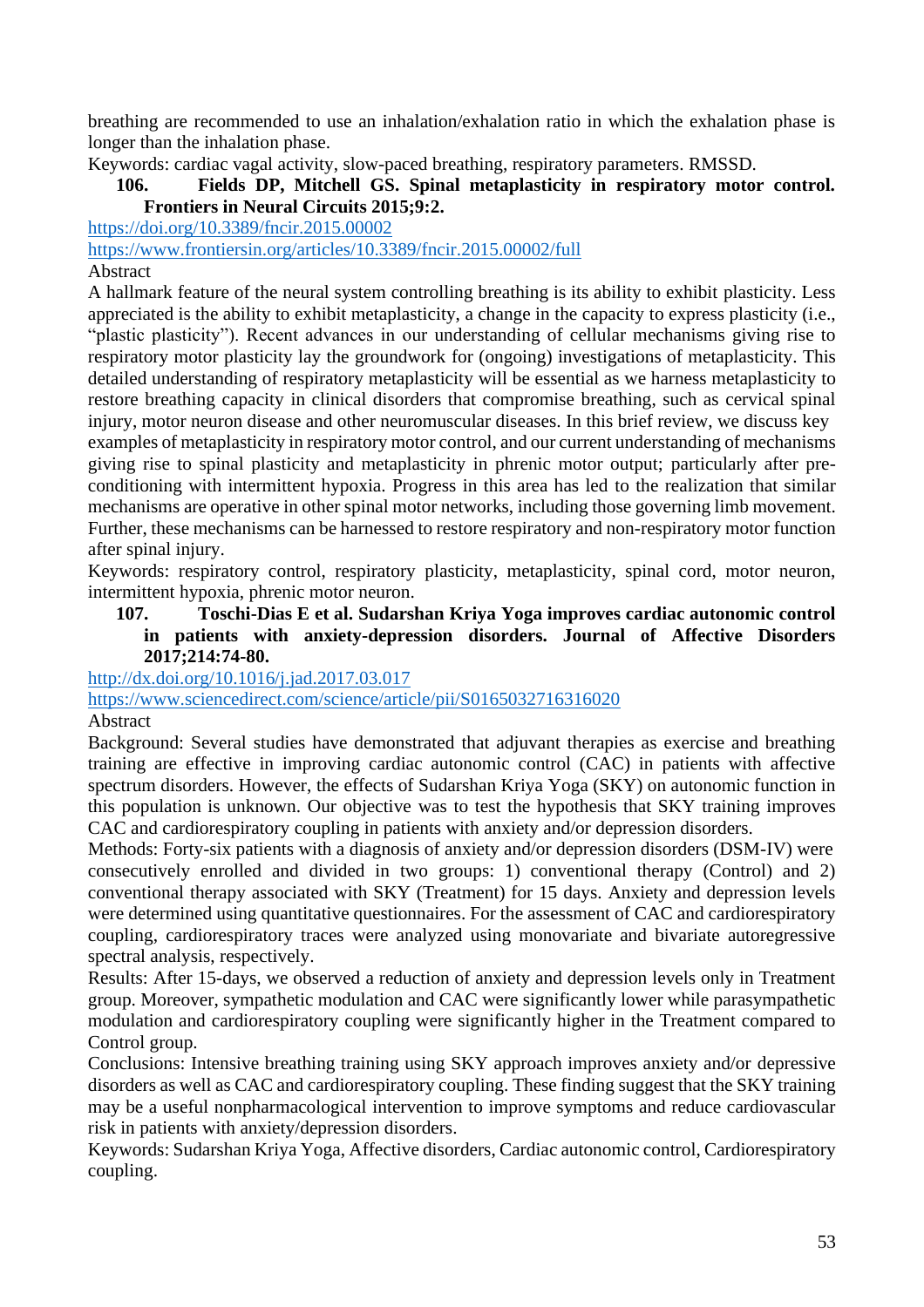breathing are recommended to use an inhalation/exhalation ratio in which the exhalation phase is longer than the inhalation phase.

Keywords: cardiac vagal activity, slow-paced breathing, respiratory parameters. RMSSD.

**106. Fields DP, Mitchell GS. Spinal metaplasticity in respiratory motor control. Frontiers in Neural Circuits 2015;9:2.**

https://doi.org/10.3389/fncir.2015.00002

https://www.frontiersin.org/articles/10.3389/fncir.2015.00002/full

Abstract

A hallmark feature of the neural system controlling breathing is its ability to exhibit plasticity. Less appreciated is the ability to exhibit metaplasticity, a change in the capacity to express plasticity (i.e., "plastic plasticity"). Recent advances in our understanding of cellular mechanisms giving rise to respiratory motor plasticity lay the groundwork for (ongoing) investigations of metaplasticity. This detailed understanding of respiratory metaplasticity will be essential as we harness metaplasticity to restore breathing capacity in clinical disorders that compromise breathing, such as cervical spinal injury, motor neuron disease and other neuromuscular diseases. In this brief review, we discuss key examples of metaplasticity in respiratory motor control, and our current understanding of mechanisms giving rise to spinal plasticity and metaplasticity in phrenic motor output; particularly after pre-conditioning with intermittent hypoxia. Progress in this area has led to the realization that similar mechanisms are operative in other spinal motor networks, including those governing limb movement. Further, these mechanisms can be harnessed to restore respiratory and non-respiratory motor function after spinal injury.

Keywords: respiratory control, respiratory plasticity, metaplasticity, spinal cord, motor neuron, intermittent hypoxia, phrenic motor neuron.

**107. Toschi-Dias E et al. Sudarshan Kriya Yoga improves cardiac autonomic control in patients with anxiety-depression disorders. Journal of Affective Disorders 2017;214:74-80.**

http://dx.doi.org/10.1016/j.jad.2017.03.017

https://www.sciencedirect.com/science/article/pii/S0165032716316020

Abstract

Background: Several studies have demonstrated that adjuvant therapies as exercise and breathing training are effective in improving cardiac autonomic control (CAC) in patients with affective spectrum disorders. However, the effects of Sudarshan Kriya Yoga (SKY) on autonomic function in this population is unknown. Our objective was to test the hypothesis that SKY training improves CAC and cardiorespiratory coupling in patients with anxiety and/or depression disorders.

Methods: Forty-six patients with a diagnosis of anxiety and/or depression disorders (DSM-IV) were consecutively enrolled and divided in two groups: 1) conventional therapy (Control) and 2) conventional therapy associated with SKY (Treatment) for 15 days. Anxiety and depression levels were determined using quantitative questionnaires. For the assessment of CAC and cardiorespiratory coupling, cardiorespiratory traces were analyzed using monovariate and bivariate autoregressive spectral analysis, respectively.

Results: After 15-days, we observed a reduction of anxiety and depression levels only in Treatment group. Moreover, sympathetic modulation and CAC were significantly lower while parasympathetic modulation and cardiorespiratory coupling were significantly higher in the Treatment compared to Control group.

Conclusions: Intensive breathing training using SKY approach improves anxiety and/or depressive disorders as well as CAC and cardiorespiratory coupling. These finding suggest that the SKY training may be a useful nonpharmacological intervention to improve symptoms and reduce cardiovascular risk in patients with anxiety/depression disorders.

Keywords: Sudarshan Kriya Yoga, Affective disorders, Cardiac autonomic control, Cardiorespiratory coupling.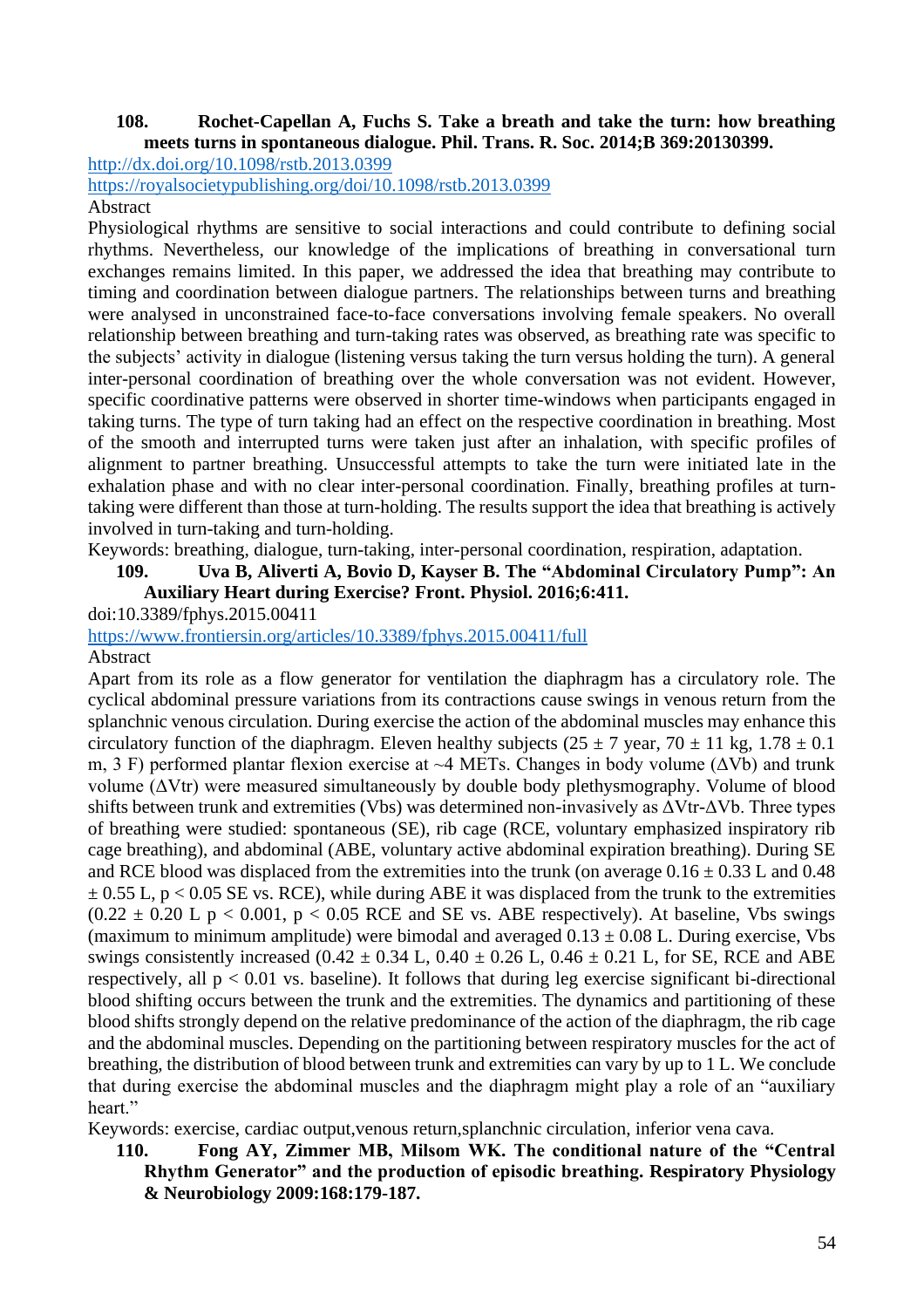**108. Rochet-Capellan A, Fuchs S. Take a breath and take the turn: how breathing meets turns in spontaneous dialogue. Phil. Trans. R. Soc. 2014;B 369:20130399.**

http://dx.doi.org/10.1098/rstb.2013.0399

https://royalsocietypublishing.org/doi/10.1098/rstb.2013.0399

Abstract

Physiological rhythms are sensitive to social interactions and could contribute to defining social rhythms. Nevertheless, our knowledge of the implications of breathing in conversational turn exchanges remains limited. In this paper, we addressed the idea that breathing may contribute to timing and coordination between dialogue partners. The relationships between turns and breathing were analysed in unconstrained face-to-face conversations involving female speakers. No overall relationship between breathing and turn-taking rates was observed, as breathing rate was specific to the subjects' activity in dialogue (listening versus taking the turn versus holding the turn). A general inter-personal coordination of breathing over the whole conversation was not evident. However, specific coordinative patterns were observed in shorter time-windows when participants engaged in taking turns. The type of turn taking had an effect on the respective coordination in breathing. Most of the smooth and interrupted turns were taken just after an inhalation, with specific profiles of alignment to partner breathing. Unsuccessful attempts to take the turn were initiated late in the exhalation phase and with no clear inter-personal coordination. Finally, breathing profiles at turn-taking were different than those at turn-holding. The results support the idea that breathing is actively involved in turn-taking and turn-holding.

Keywords: breathing, dialogue, turn-taking, inter-personal coordination, respiration, adaptation.

**109. Uva B, Aliverti A, Bovio D, Kayser B. The "Abdominal Circulatory Pump": An Auxiliary Heart during Exercise? Front. Physiol. 2016;6:411.**

doi:10.3389/fphys.2015.00411

https://www.frontiersin.org/articles/10.3389/fphys.2015.00411/full

Abstract

Apart from its role as a flow generator for ventilation the diaphragm has a circulatory role. The cyclical abdominal pressure variations from its contractions cause swings in venous return from the splanchnic venous circulation. During exercise the action of the abdominal muscles may enhance this circulatory function of the diaphragm. Eleven healthy subjects (25 ± 7 year, 70 ± 11 kg, 1.78 ± 0.1 m, 3 F) performed plantar flexion exercise at ~4 METs. Changes in body volume ($\Delta$Vb) and trunk volume ($\Delta$Vtr) were measured simultaneously by double body plethysmography. Volume of blood shifts between trunk and extremities (Vbs) was determined non-invasively as $\Delta$Vtr-$\Delta$Vb. Three types of breathing were studied: spontaneous (SE), rib cage (RCE, voluntary emphasized inspiratory rib cage breathing), and abdominal (ABE, voluntary active abdominal expiration breathing). During SE and RCE blood was displaced from the extremities into the trunk (on average 0.16 ± 0.33 L and 0.48 ± 0.55 L, $p < 0.05$ SE vs. RCE), while during ABE it was displaced from the trunk to the extremities (0.22 ± 0.20 L $p < 0.001$, $p < 0.05$ RCE and SE vs. ABE respectively). At baseline, Vbs swings (maximum to minimum amplitude) were bimodal and averaged 0.13 ± 0.08 L. During exercise, Vbs swings consistently increased (0.42 ± 0.34 L, 0.40 ± 0.26 L, 0.46 ± 0.21 L, for SE, RCE and ABE respectively, all $p < 0.01$ vs. baseline). It follows that during leg exercise significant bi-directional blood shifting occurs between the trunk and the extremities. The dynamics and partitioning of these blood shifts strongly depend on the relative predominance of the action of the diaphragm, the rib cage and the abdominal muscles. Depending on the partitioning between respiratory muscles for the act of breathing, the distribution of blood between trunk and extremities can vary by up to 1 L. We conclude that during exercise the abdominal muscles and the diaphragm might play a role of an "auxiliary heart."

Keywords: exercise, cardiac output,venous return,splanchnic circulation, inferior vena cava.

**110. Fong AY, Zimmer MB, Milsom WK. The conditional nature of the "Central Rhythm Generator" and the production of episodic breathing. Respiratory Physiology & Neurobiology 2009:168:179-187.**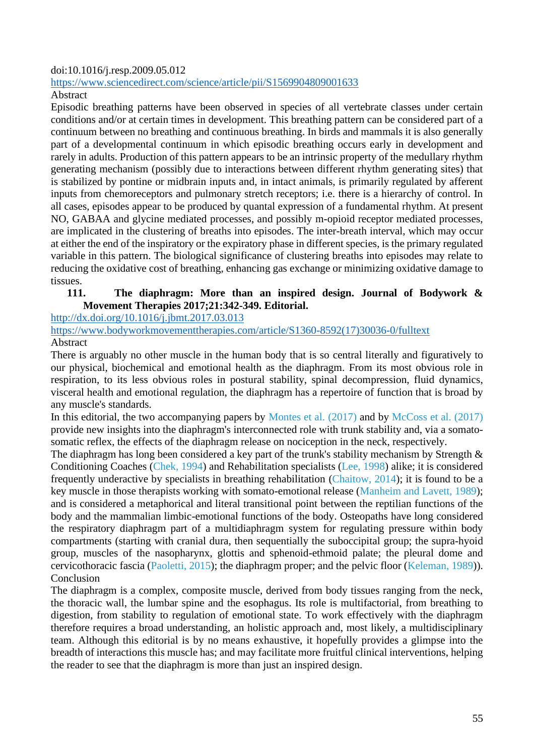doi:10.1016/j.resp.2009.05.012
https://www.sciencedirect.com/science/article/pii/S1569904809001633

Abstract

Episodic breathing patterns have been observed in species of all vertebrate classes under certain conditions and/or at certain times in development. This breathing pattern can be considered part of a continuum between no breathing and continuous breathing. In birds and mammals it is also generally part of a developmental continuum in which episodic breathing occurs early in development and rarely in adults. Production of this pattern appears to be an intrinsic property of the medullary rhythm generating mechanism (possibly due to interactions between different rhythm generating sites) that is stabilized by pontine or midbrain inputs and, in intact animals, is primarily regulated by afferent inputs from chemoreceptors and pulmonary stretch receptors; i.e. there is a hierarchy of control. In all cases, episodes appear to be produced by quantal expression of a fundamental rhythm. At present NO, GABAA and glycine mediated processes, and possibly m-opioid receptor mediated processes, are implicated in the clustering of breaths into episodes. The inter-breath interval, which may occur at either the end of the inspiratory or the expiratory phase in different species, is the primary regulated variable in this pattern. The biological significance of clustering breaths into episodes may relate to reducing the oxidative cost of breathing, enhancing gas exchange or minimizing oxidative damage to tissues.

**111. The diaphragm: More than an inspired design. Journal of Bodywork & Movement Therapies 2017;21:342-349. Editorial.**

http://dx.doi.org/10.1016/j.jbmt.2017.03.013
https://www.bodyworkmovementtherapies.com/article/S1360-8592(17)30036-0/fulltext

Abstract

There is arguably no other muscle in the human body that is so central literally and figuratively to our physical, biochemical and emotional health as the diaphragm. From its most obvious role in respiration, to its less obvious roles in postural stability, spinal decompression, fluid dynamics, visceral health and emotional regulation, the diaphragm has a repertoire of function that is broad by any muscle's standards.

In this editorial, the two accompanying papers by Montes et al. (2017) and by McCoss et al. (2017) provide new insights into the diaphragm's interconnected role with trunk stability and, via a somato-somatic reflex, the effects of the diaphragm release on nociception in the neck, respectively.

The diaphragm has long been considered a key part of the trunk's stability mechanism by Strength & Conditioning Coaches (Chek, 1994) and Rehabilitation specialists (Lee, 1998) alike; it is considered frequently underactive by specialists in breathing rehabilitation (Chaitow, 2014); it is found to be a key muscle in those therapists working with somato-emotional release (Manheim and Lavett, 1989); and is considered a metaphorical and literal transitional point between the reptilian functions of the body and the mammalian limbic-emotional functions of the body. Osteopaths have long considered the respiratory diaphragm part of a multidiaphragm system for regulating pressure within body compartments (starting with cranial dura, then sequentially the suboccipital group; the supra-hyoid group, muscles of the nasopharynx, glottis and sphenoid-ethmoid palate; the pleural dome and cervicothoracic fascia (Paoletti, 2015); the diaphragm proper; and the pelvic floor (Keleman, 1989)).

Conclusion

The diaphragm is a complex, composite muscle, derived from body tissues ranging from the neck, the thoracic wall, the lumbar spine and the esophagus. Its role is multifactorial, from breathing to digestion, from stability to regulation of emotional state. To work effectively with the diaphragm therefore requires a broad understanding, an holistic approach and, most likely, a multidisciplinary team. Although this editorial is by no means exhaustive, it hopefully provides a glimpse into the breadth of interactions this muscle has; and may facilitate more fruitful clinical interventions, helping the reader to see that the diaphragm is more than just an inspired design.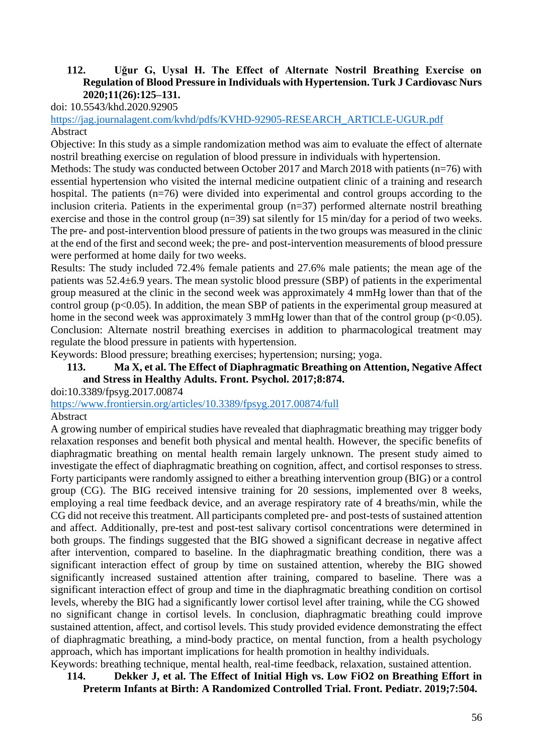**112. Uğur G, Uysal H. The Effect of Alternate Nostril Breathing Exercise on Regulation of Blood Pressure in Individuals with Hypertension. Turk J Cardiovasc Nurs 2020;11(26):125–131.**

doi: 10.5543/khd.2020.92905

https://jag.journalagent.com/kvhd/pdfs/KVHD-92905-RESEARCH_ARTICLE-UGUR.pdf

Abstract

Objective: In this study as a simple randomization method was aim to evaluate the effect of alternate nostril breathing exercise on regulation of blood pressure in individuals with hypertension.

Methods: The study was conducted between October 2017 and March 2018 with patients (n=76) with essential hypertension who visited the internal medicine outpatient clinic of a training and research hospital. The patients (n=76) were divided into experimental and control groups according to the inclusion criteria. Patients in the experimental group (n=37) performed alternate nostril breathing exercise and those in the control group (n=39) sat silently for 15 min/day for a period of two weeks. The pre- and post-intervention blood pressure of patients in the two groups was measured in the clinic at the end of the first and second week; the pre- and post-intervention measurements of blood pressure were performed at home daily for two weeks.

Results: The study included 72.4% female patients and 27.6% male patients; the mean age of the patients was 52.4±6.9 years. The mean systolic blood pressure (SBP) of patients in the experimental group measured at the clinic in the second week was approximately 4 mmHg lower than that of the control group ($p<0.05$). In addition, the mean SBP of patients in the experimental group measured at home in the second week was approximately 3 mmHg lower than that of the control group ($p<0.05$).

Conclusion: Alternate nostril breathing exercises in addition to pharmacological treatment may regulate the blood pressure in patients with hypertension.

Keywords: Blood pressure; breathing exercises; hypertension; nursing; yoga.

**113. Ma X, et al. The Effect of Diaphragmatic Breathing on Attention, Negative Affect and Stress in Healthy Adults. Front. Psychol. 2017;8:874.**

doi:10.3389/fpsyg.2017.00874

https://www.frontiersin.org/articles/10.3389/fpsyg.2017.00874/full

Abstract

A growing number of empirical studies have revealed that diaphragmatic breathing may trigger body relaxation responses and benefit both physical and mental health. However, the specific benefits of diaphragmatic breathing on mental health remain largely unknown. The present study aimed to investigate the effect of diaphragmatic breathing on cognition, affect, and cortisol responses to stress. Forty participants were randomly assigned to either a breathing intervention group (BIG) or a control group (CG). The BIG received intensive training for 20 sessions, implemented over 8 weeks, employing a real time feedback device, and an average respiratory rate of 4 breaths/min, while the CG did not receive this treatment. All participants completed pre- and post-tests of sustained attention and affect. Additionally, pre-test and post-test salivary cortisol concentrations were determined in both groups. The findings suggested that the BIG showed a significant decrease in negative affect after intervention, compared to baseline. In the diaphragmatic breathing condition, there was a significant interaction effect of group by time on sustained attention, whereby the BIG showed significantly increased sustained attention after training, compared to baseline. There was a significant interaction effect of group and time in the diaphragmatic breathing condition on cortisol levels, whereby the BIG had a significantly lower cortisol level after training, while the CG showed no significant change in cortisol levels. In conclusion, diaphragmatic breathing could improve sustained attention, affect, and cortisol levels. This study provided evidence demonstrating the effect of diaphragmatic breathing, a mind-body practice, on mental function, from a health psychology approach, which has important implications for health promotion in healthy individuals.

Keywords: breathing technique, mental health, real-time feedback, relaxation, sustained attention.

**114. Dekker J, et al. The Effect of Initial High vs. Low FiO2 on Breathing Effort in Preterm Infants at Birth: A Randomized Controlled Trial. Front. Pediatr. 2019;7:504.**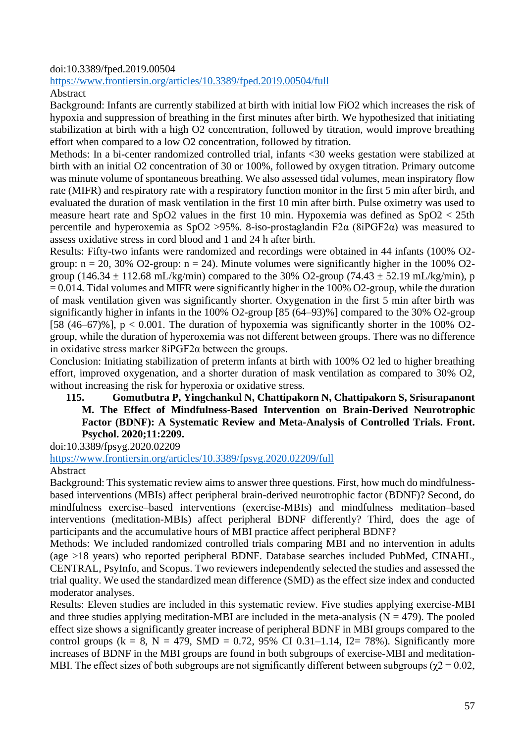doi:10.3389/fped.2019.00504

https://www.frontiersin.org/articles/10.3389/fped.2019.00504/full

Abstract

Background: Infants are currently stabilized at birth with initial low $FiO_2$ which increases the risk of hypoxia and suppression of breathing in the first minutes after birth. We hypothesized that initiating stabilization at birth with a high $O_2$ concentration, followed by titration, would improve breathing effort when compared to a low $O_2$ concentration, followed by titration.

Methods: In a bi-center randomized controlled trial, infants <30 weeks gestation were stabilized at birth with an initial $O_2$ concentration of 30 or 100%, followed by oxygen titration. Primary outcome was minute volume of spontaneous breathing. We also assessed tidal volumes, mean inspiratory flow rate (MIFR) and respiratory rate with a respiratory function monitor in the first 5 min after birth, and evaluated the duration of mask ventilation in the first 10 min after birth. Pulse oximetry was used to measure heart rate and $SpO_2$ values in the first 10 min. Hypoxemia was defined as $SpO_2$ < 25th percentile and hyperoxemia as $SpO_2$ >95%. 8-iso-prostaglandin F2α (8iPGF2α) was measured to assess oxidative stress in cord blood and 1 and 24 h after birth.

Results: Fifty-two infants were randomized and recordings were obtained in 44 infants (100% $O_2$-group: n = 20, 30% $O_2$-group: n = 24). Minute volumes were significantly higher in the 100% $O_2$-group (146.34 ± 112.68 mL/kg/min) compared to the 30% $O_2$-group (74.43 ± 52.19 mL/kg/min), p = 0.014. Tidal volumes and MIFR were significantly higher in the 100% $O_2$-group, while the duration of mask ventilation given was significantly shorter. Oxygenation in the first 5 min after birth was significantly higher in infants in the 100% $O_2$-group [85 (64–93)%] compared to the 30% $O_2$-group [58 (46–67)%], p < 0.001. The duration of hypoxemia was significantly shorter in the 100% $O_2$-group, while the duration of hyperoxemia was not different between groups. There was no difference in oxidative stress marker 8iPGF2α between the groups.

Conclusion: Initiating stabilization of preterm infants at birth with 100% $O_2$ led to higher breathing effort, improved oxygenation, and a shorter duration of mask ventilation as compared to 30% $O_2$, without increasing the risk for hyperoxia or oxidative stress.

**115. Gomutbutra P, Yingchankul N, Chattipakorn N, Chattipakorn S, Srisurapanont M. The Effect of Mindfulness-Based Intervention on Brain-Derived Neurotrophic Factor (BDNF): A Systematic Review and Meta-Analysis of Controlled Trials. Front. Psychol. 2020;11:2209.**

doi:10.3389/fpsyg.2020.02209

https://www.frontiersin.org/articles/10.3389/fpsyg.2020.02209/full

Abstract

Background: This systematic review aims to answer three questions. First, how much do mindfulness-based interventions (MBIs) affect peripheral brain-derived neurotrophic factor (BDNF)? Second, do mindfulness exercise–based interventions (exercise-MBIs) and mindfulness meditation–based interventions (meditation-MBIs) affect peripheral BDNF differently? Third, does the age of participants and the accumulative hours of MBI practice affect peripheral BDNF?

Methods: We included randomized controlled trials comparing MBI and no intervention in adults (age >18 years) who reported peripheral BDNF. Database searches included PubMed, CINAHL, CENTRAL, PsyInfo, and Scopus. Two reviewers independently selected the studies and assessed the trial quality. We used the standardized mean difference (SMD) as the effect size index and conducted moderator analyses.

Results: Eleven studies are included in this systematic review. Five studies applying exercise-MBI and three studies applying meditation-MBI are included in the meta-analysis (N = 479). The pooled effect size shows a significantly greater increase of peripheral BDNF in MBI groups compared to the control groups (k = 8, N = 479, SMD = 0.72, 95% CI 0.31–1.14, $I^2$= 78%). Significantly more increases of BDNF in the MBI groups are found in both subgroups of exercise-MBI and meditation-MBI. The effect sizes of both subgroups are not significantly different between subgroups ($\chi^2 = 0.02$,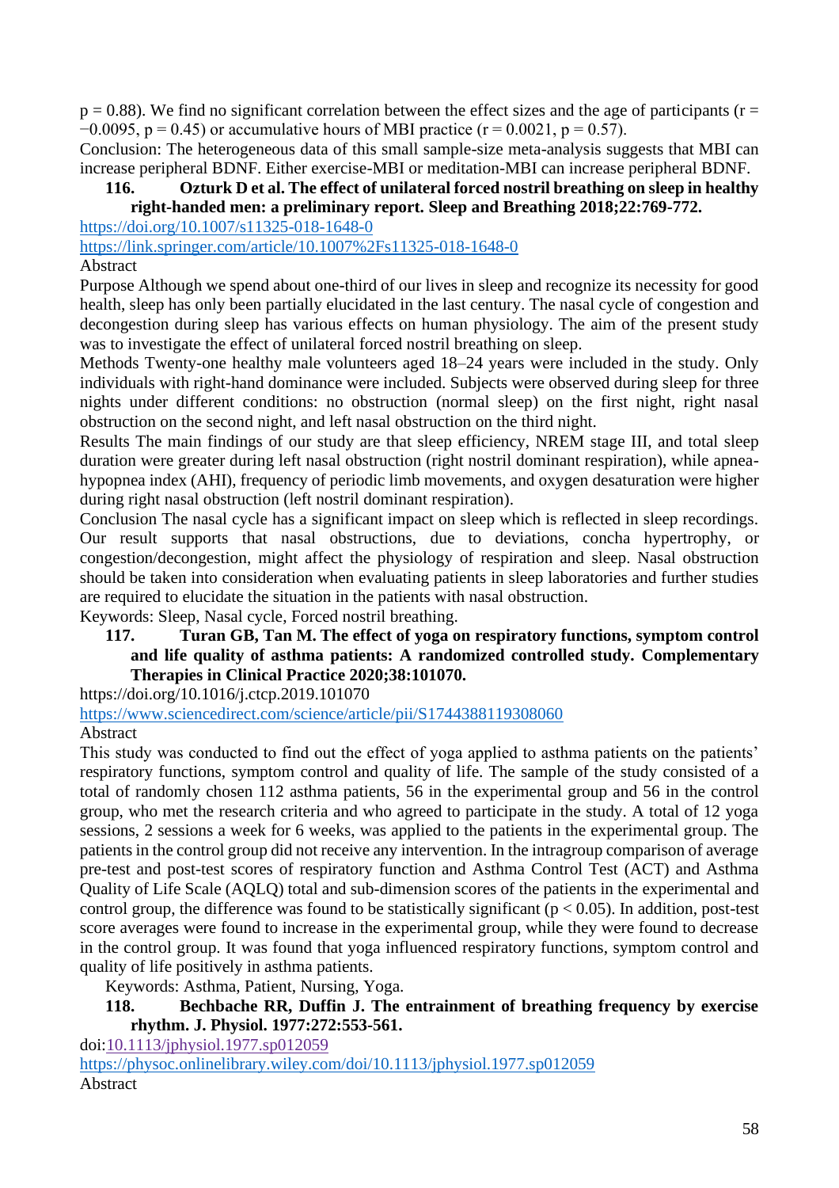p = 0.88). We find no significant correlation between the effect sizes and the age of participants ($r = -0.0095$, $p = 0.45$) or accumulative hours of MBI practice ($r = 0.0021$, $p = 0.57$).

Conclusion: The heterogeneous data of this small sample-size meta-analysis suggests that MBI can increase peripheral BDNF. Either exercise-MBI or meditation-MBI can increase peripheral BDNF.

**116. Ozturk D et al. The effect of unilateral forced nostril breathing on sleep in healthy right-handed men: a preliminary report. Sleep and Breathing 2018;22:769-772.**

https://doi.org/10.1007/s11325-018-1648-0

https://link.springer.com/article/10.1007%2Fs11325-018-1648-0

Abstract

Purpose Although we spend about one-third of our lives in sleep and recognize its necessity for good health, sleep has only been partially elucidated in the last century. The nasal cycle of congestion and decongestion during sleep has various effects on human physiology. The aim of the present study was to investigate the effect of unilateral forced nostril breathing on sleep.

Methods Twenty-one healthy male volunteers aged 18–24 years were included in the study. Only individuals with right-hand dominance were included. Subjects were observed during sleep for three nights under different conditions: no obstruction (normal sleep) on the first night, right nasal obstruction on the second night, and left nasal obstruction on the third night.

Results The main findings of our study are that sleep efficiency, NREM stage III, and total sleep duration were greater during left nasal obstruction (right nostril dominant respiration), while apnea-hypopnea index (AHI), frequency of periodic limb movements, and oxygen desaturation were higher during right nasal obstruction (left nostril dominant respiration).

Conclusion The nasal cycle has a significant impact on sleep which is reflected in sleep recordings. Our result supports that nasal obstructions, due to deviations, concha hypertrophy, or congestion/decongestion, might affect the physiology of respiration and sleep. Nasal obstruction should be taken into consideration when evaluating patients in sleep laboratories and further studies are required to elucidate the situation in the patients with nasal obstruction.

Keywords: Sleep, Nasal cycle, Forced nostril breathing.

**117. Turan GB, Tan M. The effect of yoga on respiratory functions, symptom control and life quality of asthma patients: A randomized controlled study. Complementary Therapies in Clinical Practice 2020;38:101070.**

https://doi.org/10.1016/j.ctcp.2019.101070

https://www.sciencedirect.com/science/article/pii/S1744388119308060

Abstract

This study was conducted to find out the effect of yoga applied to asthma patients on the patients' respiratory functions, symptom control and quality of life. The sample of the study consisted of a total of randomly chosen 112 asthma patients, 56 in the experimental group and 56 in the control group, who met the research criteria and who agreed to participate in the study. A total of 12 yoga sessions, 2 sessions a week for 6 weeks, was applied to the patients in the experimental group. The patients in the control group did not receive any intervention. In the intragroup comparison of average pre-test and post-test scores of respiratory function and Asthma Control Test (ACT) and Asthma Quality of Life Scale (AQLQ) total and sub-dimension scores of the patients in the experimental and control group, the difference was found to be statistically significant ($p < 0.05$). In addition, post-test score averages were found to increase in the experimental group, while they were found to decrease in the control group. It was found that yoga influenced respiratory functions, symptom control and quality of life positively in asthma patients.

Keywords: Asthma, Patient, Nursing, Yoga.

**118. Bechbache RR, Duffin J. The entrainment of breathing frequency by exercise rhythm. J. Physiol. 1977:272:553-561.**

doi:10.1113/jphysiol.1977.sp012059

https://physoc.onlinelibrary.wiley.com/doi/10.1113/jphysiol.1977.sp012059

Abstract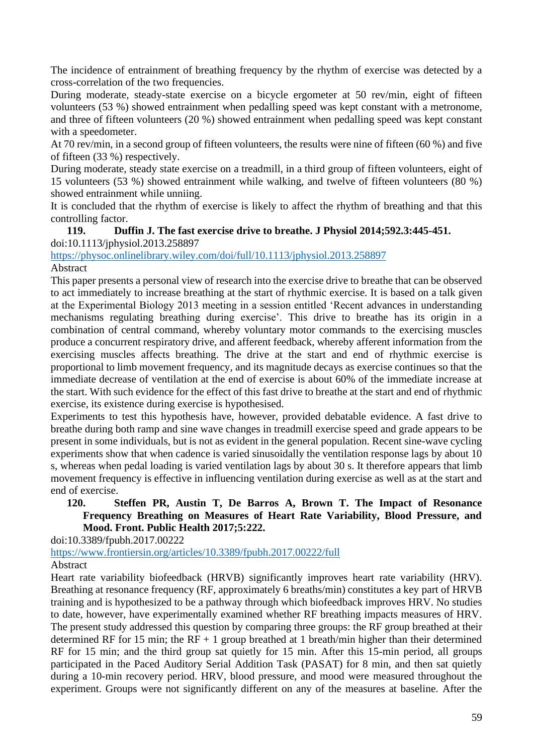The incidence of entrainment of breathing frequency by the rhythm of exercise was detected by a cross-correlation of the two frequencies.

During moderate, steady-state exercise on a bicycle ergometer at 50 rev/min, eight of fifteen volunteers (53 %) showed entrainment when pedalling speed was kept constant with a metronome, and three of fifteen volunteers (20 %) showed entrainment when pedalling speed was kept constant with a speedometer.

At 70 rev/min, in a second group of fifteen volunteers, the results were nine of fifteen (60 %) and five of fifteen (33 %) respectively.

During moderate, steady state exercise on a treadmill, in a third group of fifteen volunteers, eight of 15 volunteers (53 %) showed entrainment while walking, and twelve of fifteen volunteers (80 %) showed entrainment while unniing.

It is concluded that the rhythm of exercise is likely to affect the rhythm of breathing and that this controlling factor.

**119. Duffin J. The fast exercise drive to breathe. J Physiol 2014;592.3:445-451.**

doi:10.1113/jphysiol.2013.258897

https://physoc.onlinelibrary.wiley.com/doi/full/10.1113/jphysiol.2013.258897

Abstract

This paper presents a personal view of research into the exercise drive to breathe that can be observed to act immediately to increase breathing at the start of rhythmic exercise. It is based on a talk given at the Experimental Biology 2013 meeting in a session entitled 'Recent advances in understanding mechanisms regulating breathing during exercise'. This drive to breathe has its origin in a combination of central command, whereby voluntary motor commands to the exercising muscles produce a concurrent respiratory drive, and afferent feedback, whereby afferent information from the exercising muscles affects breathing. The drive at the start and end of rhythmic exercise is proportional to limb movement frequency, and its magnitude decays as exercise continues so that the immediate decrease of ventilation at the end of exercise is about 60% of the immediate increase at the start. With such evidence for the effect of this fast drive to breathe at the start and end of rhythmic exercise, its existence during exercise is hypothesised.

Experiments to test this hypothesis have, however, provided debatable evidence. A fast drive to breathe during both ramp and sine wave changes in treadmill exercise speed and grade appears to be present in some individuals, but is not as evident in the general population. Recent sine-wave cycling experiments show that when cadence is varied sinusoidally the ventilation response lags by about 10 s, whereas when pedal loading is varied ventilation lags by about 30 s. It therefore appears that limb movement frequency is effective in influencing ventilation during exercise as well as at the start and end of exercise.

**120. Steffen PR, Austin T, De Barros A, Brown T. The Impact of Resonance Frequency Breathing on Measures of Heart Rate Variability, Blood Pressure, and Mood. Front. Public Health 2017;5:222.**

doi:10.3389/fpubh.2017.00222

https://www.frontiersin.org/articles/10.3389/fpubh.2017.00222/full

Abstract

Heart rate variability biofeedback (HRVB) significantly improves heart rate variability (HRV). Breathing at resonance frequency (RF, approximately 6 breaths/min) constitutes a key part of HRVB training and is hypothesized to be a pathway through which biofeedback improves HRV. No studies to date, however, have experimentally examined whether RF breathing impacts measures of HRV. The present study addressed this question by comparing three groups: the RF group breathed at their determined RF for 15 min; the RF + 1 group breathed at 1 breath/min higher than their determined RF for 15 min; and the third group sat quietly for 15 min. After this 15-min period, all groups participated in the Paced Auditory Serial Addition Task (PASAT) for 8 min, and then sat quietly during a 10-min recovery period. HRV, blood pressure, and mood were measured throughout the experiment. Groups were not significantly different on any of the measures at baseline. After the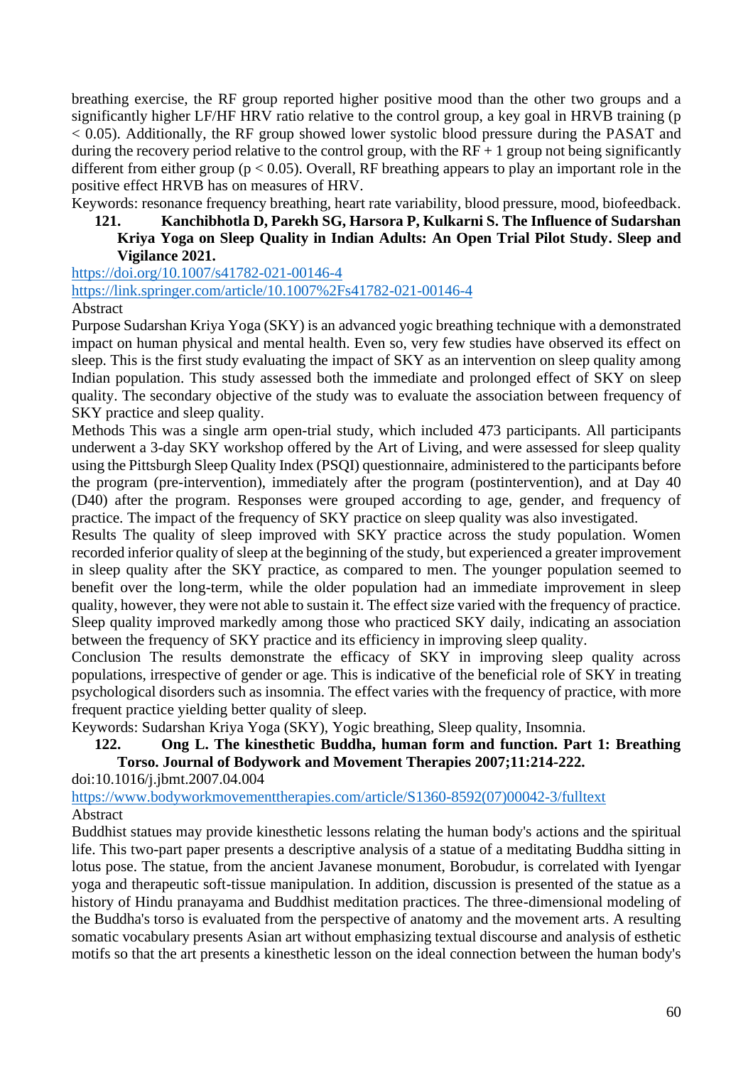breathing exercise, the RF group reported higher positive mood than the other two groups and a significantly higher LF/HF HRV ratio relative to the control group, a key goal in HRVB training ($p < 0.05$). Additionally, the RF group showed lower systolic blood pressure during the PASAT and during the recovery period relative to the control group, with the RF + 1 group not being significantly different from either group ($p < 0.05$). Overall, RF breathing appears to play an important role in the positive effect HRVB has on measures of HRV.

Keywords: resonance frequency breathing, heart rate variability, blood pressure, mood, biofeedback.

**121. Kanchibhotla D, Parekh SG, Harsora P, Kulkarni S. The Influence of Sudarshan Kriya Yoga on Sleep Quality in Indian Adults: An Open Trial Pilot Study. Sleep and Vigilance 2021.**

https://doi.org/10.1007/s41782-021-00146-4

https://link.springer.com/article/10.1007%2Fs41782-021-00146-4

Abstract

Purpose Sudarshan Kriya Yoga (SKY) is an advanced yogic breathing technique with a demonstrated impact on human physical and mental health. Even so, very few studies have observed its effect on sleep. This is the first study evaluating the impact of SKY as an intervention on sleep quality among Indian population. This study assessed both the immediate and prolonged effect of SKY on sleep quality. The secondary objective of the study was to evaluate the association between frequency of SKY practice and sleep quality.

Methods This was a single arm open-trial study, which included 473 participants. All participants underwent a 3-day SKY workshop offered by the Art of Living, and were assessed for sleep quality using the Pittsburgh Sleep Quality Index (PSQI) questionnaire, administered to the participants before the program (pre-intervention), immediately after the program (postintervention), and at Day 40 (D40) after the program. Responses were grouped according to age, gender, and frequency of practice. The impact of the frequency of SKY practice on sleep quality was also investigated.

Results The quality of sleep improved with SKY practice across the study population. Women recorded inferior quality of sleep at the beginning of the study, but experienced a greater improvement in sleep quality after the SKY practice, as compared to men. The younger population seemed to benefit over the long-term, while the older population had an immediate improvement in sleep quality, however, they were not able to sustain it. The effect size varied with the frequency of practice. Sleep quality improved markedly among those who practiced SKY daily, indicating an association between the frequency of SKY practice and its efficiency in improving sleep quality.

Conclusion The results demonstrate the efficacy of SKY in improving sleep quality across populations, irrespective of gender or age. This is indicative of the beneficial role of SKY in treating psychological disorders such as insomnia. The effect varies with the frequency of practice, with more frequent practice yielding better quality of sleep.

Keywords: Sudarshan Kriya Yoga (SKY), Yogic breathing, Sleep quality, Insomnia.

**122. Ong L. The kinesthetic Buddha, human form and function. Part 1: Breathing Torso. Journal of Bodywork and Movement Therapies 2007;11:214-222.**

doi:10.1016/j.jbmt.2007.04.004

https://www.bodyworkmovementtherapies.com/article/S1360-8592(07)00042-3/fulltext

Abstract

Buddhist statues may provide kinesthetic lessons relating the human body's actions and the spiritual life. This two-part paper presents a descriptive analysis of a statue of a meditating Buddha sitting in lotus pose. The statue, from the ancient Javanese monument, Borobudur, is correlated with Iyengar yoga and therapeutic soft-tissue manipulation. In addition, discussion is presented of the statue as a history of Hindu pranayama and Buddhist meditation practices. The three-dimensional modeling of the Buddha's torso is evaluated from the perspective of anatomy and the movement arts. A resulting somatic vocabulary presents Asian art without emphasizing textual discourse and analysis of esthetic motifs so that the art presents a kinesthetic lesson on the ideal connection between the human body's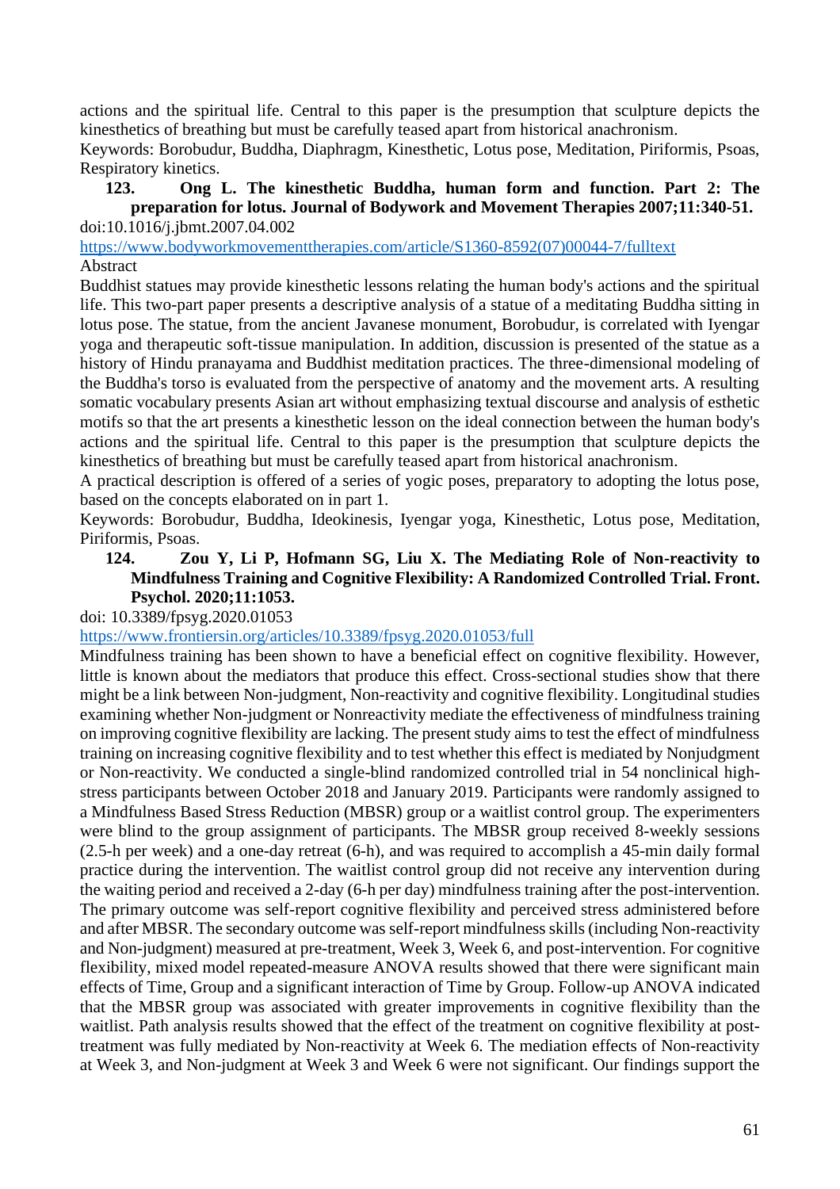actions and the spiritual life. Central to this paper is the presumption that sculpture depicts the kinesthetics of breathing but must be carefully teased apart from historical anachronism.

Keywords: Borobudur, Buddha, Diaphragm, Kinesthetic, Lotus pose, Meditation, Piriformis, Psoas, Respiratory kinetics.

**123. Ong L. The kinesthetic Buddha, human form and function. Part 2: The preparation for lotus. Journal of Bodywork and Movement Therapies 2007;11:340-51.**

doi:10.1016/j.jbmt.2007.04.002

https://www.bodyworkmovementtherapies.com/article/S1360-8592(07)00044-7/fulltext

Abstract

Buddhist statues may provide kinesthetic lessons relating the human body's actions and the spiritual life. This two-part paper presents a descriptive analysis of a statue of a meditating Buddha sitting in lotus pose. The statue, from the ancient Javanese monument, Borobudur, is correlated with Iyengar yoga and therapeutic soft-tissue manipulation. In addition, discussion is presented of the statue as a history of Hindu pranayama and Buddhist meditation practices. The three-dimensional modeling of the Buddha's torso is evaluated from the perspective of anatomy and the movement arts. A resulting somatic vocabulary presents Asian art without emphasizing textual discourse and analysis of esthetic motifs so that the art presents a kinesthetic lesson on the ideal connection between the human body's actions and the spiritual life. Central to this paper is the presumption that sculpture depicts the kinesthetics of breathing but must be carefully teased apart from historical anachronism.

A practical description is offered of a series of yogic poses, preparatory to adopting the lotus pose, based on the concepts elaborated on in part 1.

Keywords: Borobudur, Buddha, Ideokinesis, Iyengar yoga, Kinesthetic, Lotus pose, Meditation, Piriformis, Psoas.

**124. Zou Y, Li P, Hofmann SG, Liu X. The Mediating Role of Non-reactivity to Mindfulness Training and Cognitive Flexibility: A Randomized Controlled Trial. Front. Psychol. 2020;11:1053.**

doi: 10.3389/fpsyg.2020.01053

https://www.frontiersin.org/articles/10.3389/fpsyg.2020.01053/full

Mindfulness training has been shown to have a beneficial effect on cognitive flexibility. However, little is known about the mediators that produce this effect. Cross-sectional studies show that there might be a link between Non-judgment, Non-reactivity and cognitive flexibility. Longitudinal studies examining whether Non-judgment or Nonreactivity mediate the effectiveness of mindfulness training on improving cognitive flexibility are lacking. The present study aims to test the effect of mindfulness training on increasing cognitive flexibility and to test whether this effect is mediated by Nonjudgment or Non-reactivity. We conducted a single-blind randomized controlled trial in 54 nonclinical high-stress participants between October 2018 and January 2019. Participants were randomly assigned to a Mindfulness Based Stress Reduction (MBSR) group or a waitlist control group. The experimenters were blind to the group assignment of participants. The MBSR group received 8-weekly sessions (2.5-h per week) and a one-day retreat (6-h), and was required to accomplish a 45-min daily formal practice during the intervention. The waitlist control group did not receive any intervention during the waiting period and received a 2-day (6-h per day) mindfulness training after the post-intervention. The primary outcome was self-report cognitive flexibility and perceived stress administered before and after MBSR. The secondary outcome was self-report mindfulness skills (including Non-reactivity and Non-judgment) measured at pre-treatment, Week 3, Week 6, and post-intervention. For cognitive flexibility, mixed model repeated-measure ANOVA results showed that there were significant main effects of Time, Group and a significant interaction of Time by Group. Follow-up ANOVA indicated that the MBSR group was associated with greater improvements in cognitive flexibility than the waitlist. Path analysis results showed that the effect of the treatment on cognitive flexibility at post-treatment was fully mediated by Non-reactivity at Week 6. The mediation effects of Non-reactivity at Week 3, and Non-judgment at Week 3 and Week 6 were not significant. Our findings support the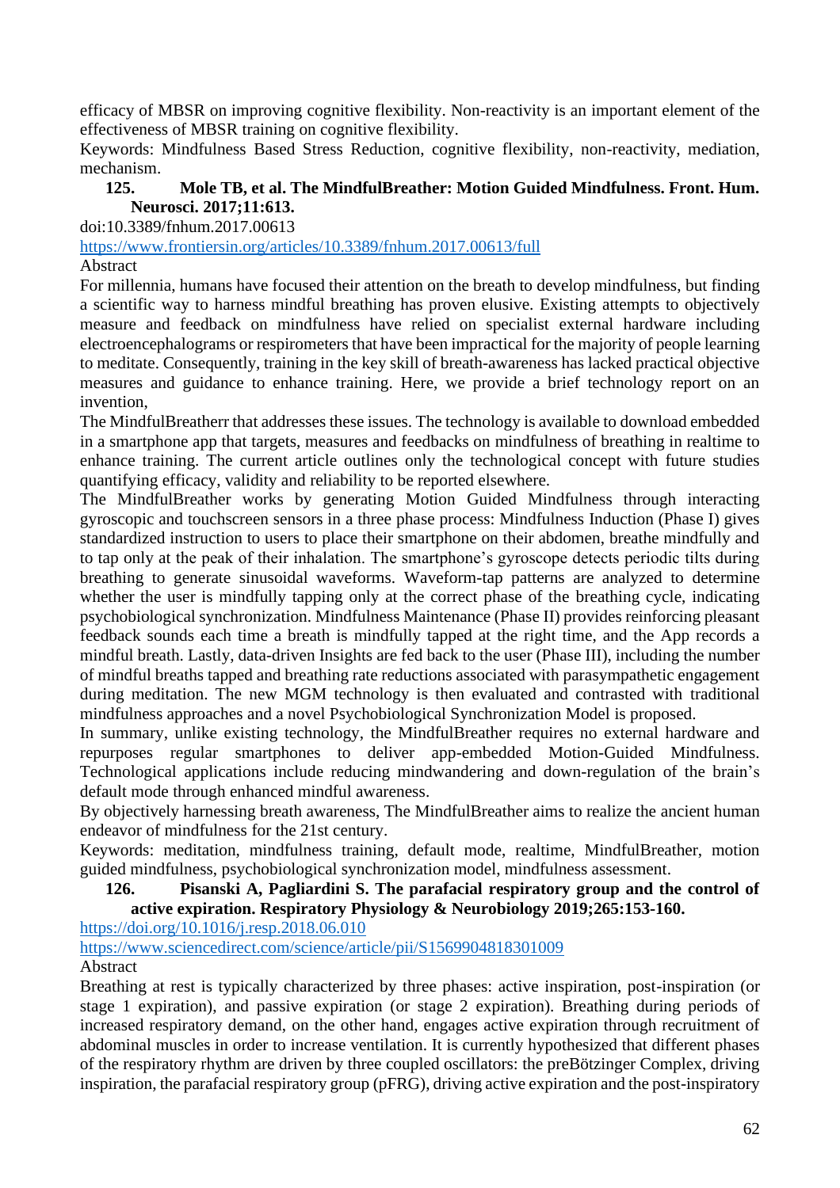efficacy of MBSR on improving cognitive flexibility. Non-reactivity is an important element of the effectiveness of MBSR training on cognitive flexibility.

Keywords: Mindfulness Based Stress Reduction, cognitive flexibility, non-reactivity, mediation, mechanism.

**125. Mole TB, et al. The MindfulBreather: Motion Guided Mindfulness. Front. Hum. Neurosci. 2017;11:613.**

doi:10.3389/fnhum.2017.00613

https://www.frontiersin.org/articles/10.3389/fnhum.2017.00613/full

Abstract

For millennia, humans have focused their attention on the breath to develop mindfulness, but finding a scientific way to harness mindful breathing has proven elusive. Existing attempts to objectively measure and feedback on mindfulness have relied on specialist external hardware including electroencephalograms or respirometers that have been impractical for the majority of people learning to meditate. Consequently, training in the key skill of breath-awareness has lacked practical objective measures and guidance to enhance training. Here, we provide a brief technology report on an invention,

The MindfulBreatherr that addresses these issues. The technology is available to download embedded in a smartphone app that targets, measures and feedbacks on mindfulness of breathing in realtime to enhance training. The current article outlines only the technological concept with future studies quantifying efficacy, validity and reliability to be reported elsewhere.

The MindfulBreather works by generating Motion Guided Mindfulness through interacting gyroscopic and touchscreen sensors in a three phase process: Mindfulness Induction (Phase I) gives standardized instruction to users to place their smartphone on their abdomen, breathe mindfully and to tap only at the peak of their inhalation. The smartphone's gyroscope detects periodic tilts during breathing to generate sinusoidal waveforms. Waveform-tap patterns are analyzed to determine whether the user is mindfully tapping only at the correct phase of the breathing cycle, indicating psychobiological synchronization. Mindfulness Maintenance (Phase II) provides reinforcing pleasant feedback sounds each time a breath is mindfully tapped at the right time, and the App records a mindful breath. Lastly, data-driven Insights are fed back to the user (Phase III), including the number of mindful breaths tapped and breathing rate reductions associated with parasympathetic engagement during meditation. The new MGM technology is then evaluated and contrasted with traditional mindfulness approaches and a novel Psychobiological Synchronization Model is proposed.

In summary, unlike existing technology, the MindfulBreather requires no external hardware and repurposes regular smartphones to deliver app-embedded Motion-Guided Mindfulness. Technological applications include reducing mindwandering and down-regulation of the brain's default mode through enhanced mindful awareness.

By objectively harnessing breath awareness, The MindfulBreather aims to realize the ancient human endeavor of mindfulness for the 21st century.

Keywords: meditation, mindfulness training, default mode, realtime, MindfulBreather, motion guided mindfulness, psychobiological synchronization model, mindfulness assessment.

**126. Pisanski A, Pagliardini S. The parafacial respiratory group and the control of active expiration. Respiratory Physiology & Neurobiology 2019;265:153-160.**

https://doi.org/10.1016/j.resp.2018.06.010

https://www.sciencedirect.com/science/article/pii/S1569904818301009

Abstract

Breathing at rest is typically characterized by three phases: active inspiration, post-inspiration (or stage 1 expiration), and passive expiration (or stage 2 expiration). Breathing during periods of increased respiratory demand, on the other hand, engages active expiration through recruitment of abdominal muscles in order to increase ventilation. It is currently hypothesized that different phases of the respiratory rhythm are driven by three coupled oscillators: the preBötzinger Complex, driving inspiration, the parafacial respiratory group (pFRG), driving active expiration and the post-inspiratory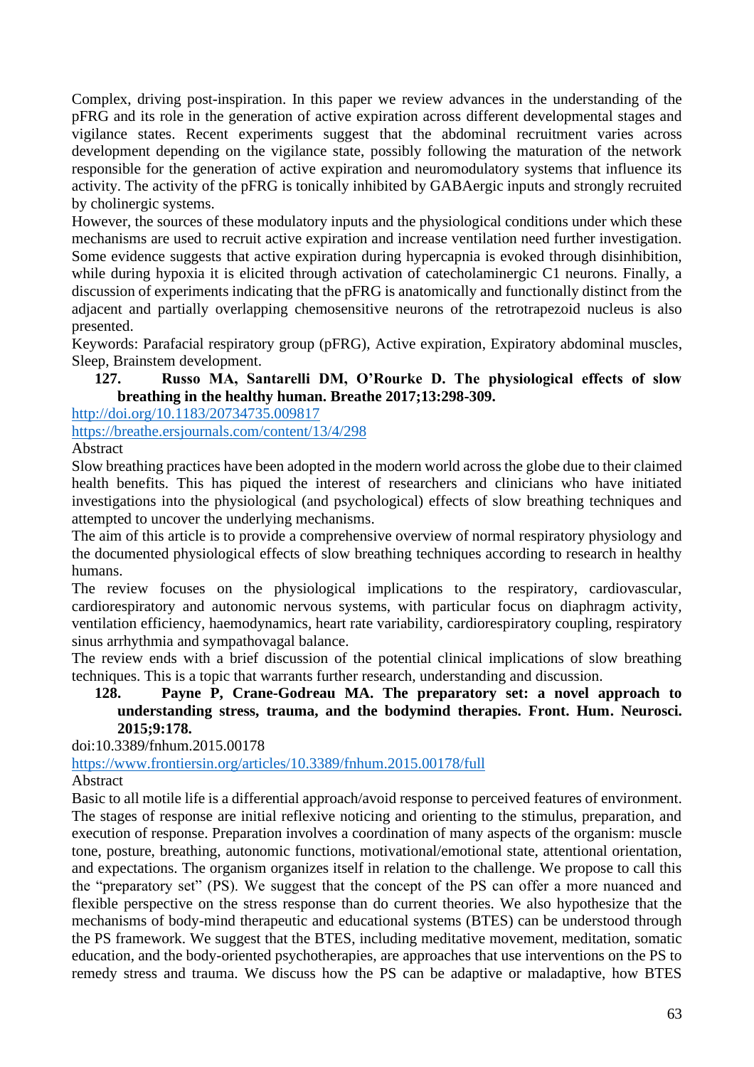Complex, driving post-inspiration. In this paper we review advances in the understanding of the pFRG and its role in the generation of active expiration across different developmental stages and vigilance states. Recent experiments suggest that the abdominal recruitment varies across development depending on the vigilance state, possibly following the maturation of the network responsible for the generation of active expiration and neuromodulatory systems that influence its activity. The activity of the pFRG is tonically inhibited by GABAergic inputs and strongly recruited by cholinergic systems.

However, the sources of these modulatory inputs and the physiological conditions under which these mechanisms are used to recruit active expiration and increase ventilation need further investigation. Some evidence suggests that active expiration during hypercapnia is evoked through disinhibition, while during hypoxia it is elicited through activation of catecholaminergic C1 neurons. Finally, a discussion of experiments indicating that the pFRG is anatomically and functionally distinct from the adjacent and partially overlapping chemosensitive neurons of the retrotrapezoid nucleus is also presented.

Keywords: Parafacial respiratory group (pFRG), Active expiration, Expiratory abdominal muscles, Sleep, Brainstem development.

**127. Russo MA, Santarelli DM, O'Rourke D. The physiological effects of slow breathing in the healthy human. Breathe 2017;13:298-309.**

http://doi.org/10.1183/20734735.009817

https://breathe.ersjournals.com/content/13/4/298

Abstract

Slow breathing practices have been adopted in the modern world across the globe due to their claimed health benefits. This has piqued the interest of researchers and clinicians who have initiated investigations into the physiological (and psychological) effects of slow breathing techniques and attempted to uncover the underlying mechanisms.

The aim of this article is to provide a comprehensive overview of normal respiratory physiology and the documented physiological effects of slow breathing techniques according to research in healthy humans.

The review focuses on the physiological implications to the respiratory, cardiovascular, cardiorespiratory and autonomic nervous systems, with particular focus on diaphragm activity, ventilation efficiency, haemodynamics, heart rate variability, cardiorespiratory coupling, respiratory sinus arrhythmia and sympathovagal balance.

The review ends with a brief discussion of the potential clinical implications of slow breathing techniques. This is a topic that warrants further research, understanding and discussion.

**128. Payne P, Crane-Godreau MA. The preparatory set: a novel approach to understanding stress, trauma, and the bodymind therapies. Front. Hum. Neurosci. 2015;9:178.**

doi:10.3389/fnhum.2015.00178

https://www.frontiersin.org/articles/10.3389/fnhum.2015.00178/full

Abstract

Basic to all motile life is a differential approach/avoid response to perceived features of environment. The stages of response are initial reflexive noticing and orienting to the stimulus, preparation, and execution of response. Preparation involves a coordination of many aspects of the organism: muscle tone, posture, breathing, autonomic functions, motivational/emotional state, attentional orientation, and expectations. The organism organizes itself in relation to the challenge. We propose to call this the "preparatory set" (PS). We suggest that the concept of the PS can offer a more nuanced and flexible perspective on the stress response than do current theories. We also hypothesize that the mechanisms of body-mind therapeutic and educational systems (BTES) can be understood through the PS framework. We suggest that the BTES, including meditative movement, meditation, somatic education, and the body-oriented psychotherapies, are approaches that use interventions on the PS to remedy stress and trauma. We discuss how the PS can be adaptive or maladaptive, how BTES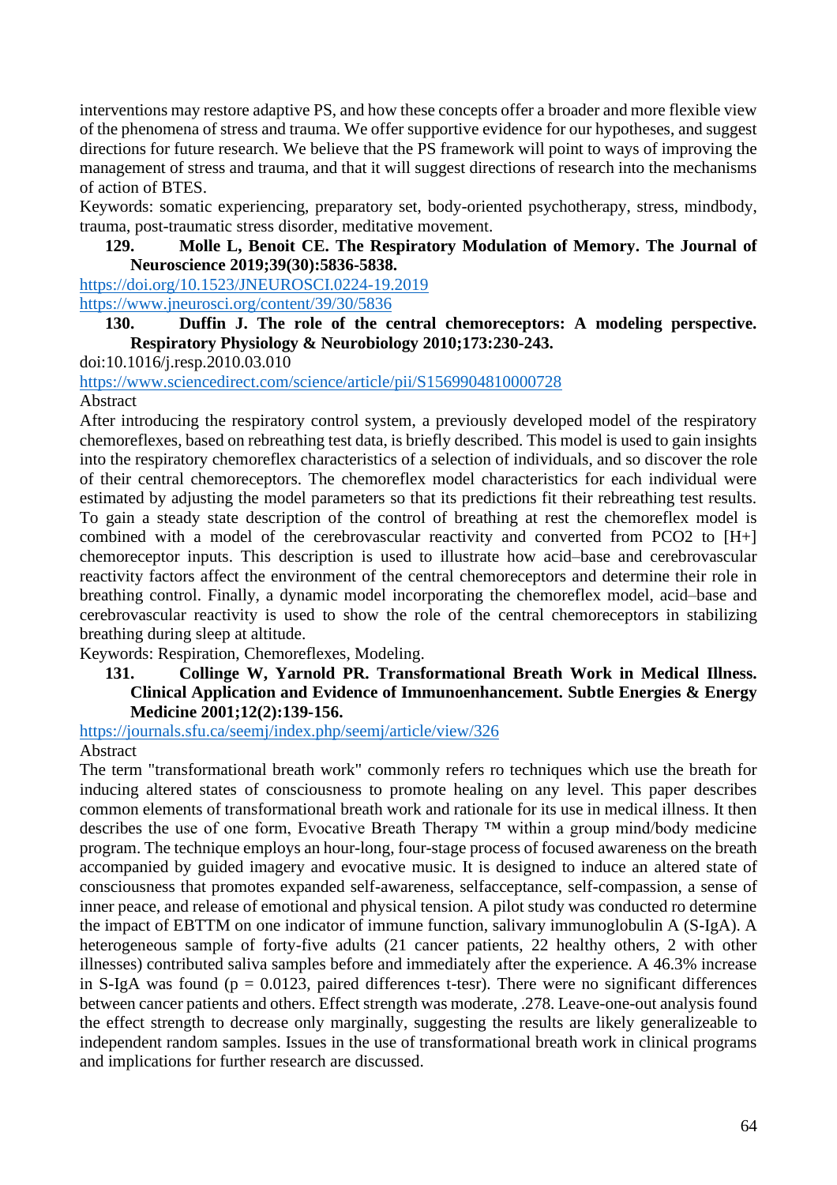interventions may restore adaptive PS, and how these concepts offer a broader and more flexible view of the phenomena of stress and trauma. We offer supportive evidence for our hypotheses, and suggest directions for future research. We believe that the PS framework will point to ways of improving the management of stress and trauma, and that it will suggest directions of research into the mechanisms of action of BTES.

Keywords: somatic experiencing, preparatory set, body-oriented psychotherapy, stress, mindbody, trauma, post-traumatic stress disorder, meditative movement.

**129. Molle L, Benoit CE. The Respiratory Modulation of Memory. The Journal of Neuroscience 2019;39(30):5836-5838.**

https://doi.org/10.1523/JNEUROSCI.0224-19.2019
https://www.jneurosci.org/content/39/30/5836

**130. Duffin J. The role of the central chemoreceptors: A modeling perspective. Respiratory Physiology & Neurobiology 2010;173:230-243.**

doi:10.1016/j.resp.2010.03.010
https://www.sciencedirect.com/science/article/pii/S1569904810000728

Abstract

After introducing the respiratory control system, a previously developed model of the respiratory chemoreflexes, based on rebreathing test data, is briefly described. This model is used to gain insights into the respiratory chemoreflex characteristics of a selection of individuals, and so discover the role of their central chemoreceptors. The chemoreflex model characteristics for each individual were estimated by adjusting the model parameters so that its predictions fit their rebreathing test results. To gain a steady state description of the control of breathing at rest the chemoreflex model is combined with a model of the cerebrovascular reactivity and converted from $PCO_2$ to $[H^+]$ chemoreceptor inputs. This description is used to illustrate how acid–base and cerebrovascular reactivity factors affect the environment of the central chemoreceptors and determine their role in breathing control. Finally, a dynamic model incorporating the chemoreflex model, acid–base and cerebrovascular reactivity is used to show the role of the central chemoreceptors in stabilizing breathing during sleep at altitude.

Keywords: Respiration, Chemoreflexes, Modeling.

**131. Collinge W, Yarnold PR. Transformational Breath Work in Medical Illness. Clinical Application and Evidence of Immunoenhancement. Subtle Energies & Energy Medicine 2001;12(2):139-156.**

https://journals.sfu.ca/seemj/index.php/seemj/article/view/326

Abstract

The term "transformational breath work" commonly refers ro techniques which use the breath for inducing altered states of consciousness to promote healing on any level. This paper describes common elements of transformational breath work and rationale for its use in medical illness. It then describes the use of one form, Evocative Breath Therapy ™ within a group mind/body medicine program. The technique employs an hour-long, four-stage process of focused awareness on the breath accompanied by guided imagery and evocative music. It is designed to induce an altered state of consciousness that promotes expanded self-awareness, selfacceptance, self-compassion, a sense of inner peace, and release of emotional and physical tension. A pilot study was conducted ro determine the impact of EBTTM on one indicator of immune function, salivary immunoglobulin A (S-IgA). A heterogeneous sample of forty-five adults (21 cancer patients, 22 healthy others, 2 with other illnesses) contributed saliva samples before and immediately after the experience. A 46.3% increase in S-IgA was found ($p = 0.0123$, paired differences t-tesr). There were no significant differences between cancer patients and others. Effect strength was moderate, .278. Leave-one-out analysis found the effect strength to decrease only marginally, suggesting the results are likely generalizeable to independent random samples. Issues in the use of transformational breath work in clinical programs and implications for further research are discussed.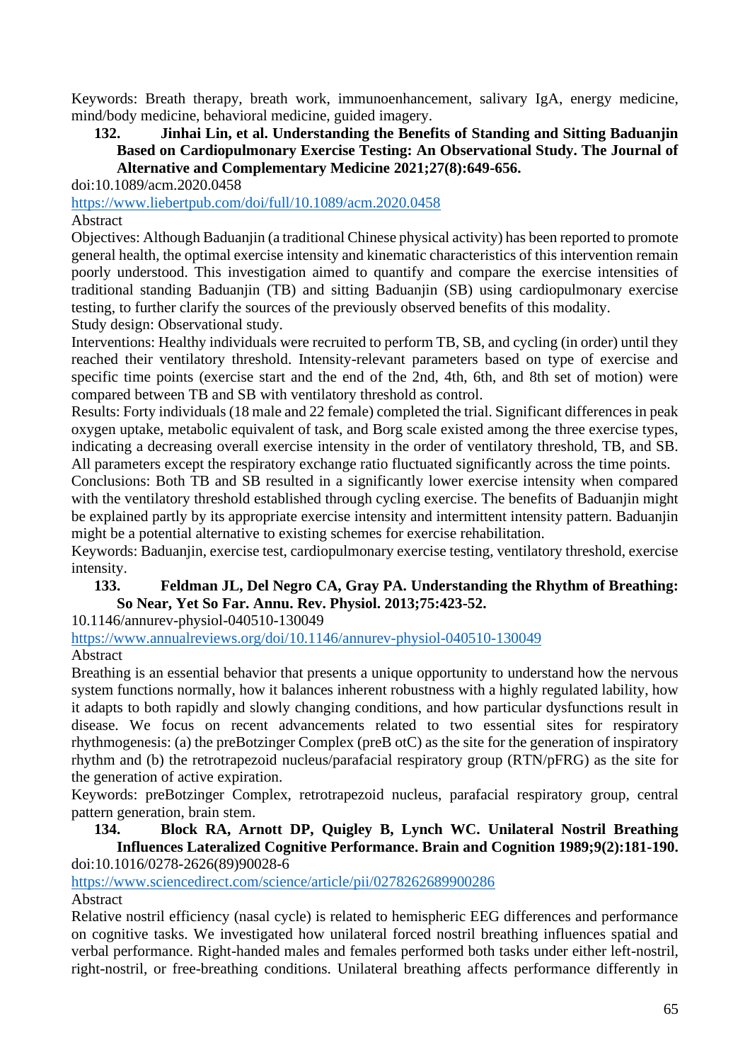Keywords: Breath therapy, breath work, immunoenhancement, salivary IgA, energy medicine, mind/body medicine, behavioral medicine, guided imagery.

**132. Jinhai Lin, et al. Understanding the Benefits of Standing and Sitting Baduanjin Based on Cardiopulmonary Exercise Testing: An Observational Study. The Journal of Alternative and Complementary Medicine 2021;27(8):649-656.**

doi:10.1089/acm.2020.0458

https://www.liebertpub.com/doi/full/10.1089/acm.2020.0458

Abstract

Objectives: Although Baduanjin (a traditional Chinese physical activity) has been reported to promote general health, the optimal exercise intensity and kinematic characteristics of this intervention remain poorly understood. This investigation aimed to quantify and compare the exercise intensities of traditional standing Baduanjin (TB) and sitting Baduanjin (SB) using cardiopulmonary exercise testing, to further clarify the sources of the previously observed benefits of this modality.

Study design: Observational study.

Interventions: Healthy individuals were recruited to perform TB, SB, and cycling (in order) until they reached their ventilatory threshold. Intensity-relevant parameters based on type of exercise and specific time points (exercise start and the end of the 2nd, 4th, 6th, and 8th set of motion) were compared between TB and SB with ventilatory threshold as control.

Results: Forty individuals (18 male and 22 female) completed the trial. Significant differences in peak oxygen uptake, metabolic equivalent of task, and Borg scale existed among the three exercise types, indicating a decreasing overall exercise intensity in the order of ventilatory threshold, TB, and SB. All parameters except the respiratory exchange ratio fluctuated significantly across the time points.

Conclusions: Both TB and SB resulted in a significantly lower exercise intensity when compared with the ventilatory threshold established through cycling exercise. The benefits of Baduanjin might be explained partly by its appropriate exercise intensity and intermittent intensity pattern. Baduanjin might be a potential alternative to existing schemes for exercise rehabilitation.

Keywords: Baduanjin, exercise test, cardiopulmonary exercise testing, ventilatory threshold, exercise intensity.

**133. Feldman JL, Del Negro CA, Gray PA. Understanding the Rhythm of Breathing: So Near, Yet So Far. Annu. Rev. Physiol. 2013;75:423-52.**

10.1146/annurev-physiol-040510-130049

https://www.annualreviews.org/doi/10.1146/annurev-physiol-040510-130049

Abstract

Breathing is an essential behavior that presents a unique opportunity to understand how the nervous system functions normally, how it balances inherent robustness with a highly regulated lability, how it adapts to both rapidly and slowly changing conditions, and how particular dysfunctions result in disease. We focus on recent advancements related to two essential sites for respiratory rhythmogenesis: (a) the preBotzinger Complex (preB otC) as the site for the generation of inspiratory rhythm and (b) the retrotrapezoid nucleus/parafacial respiratory group (RTN/pFRG) as the site for the generation of active expiration.

Keywords: preBotzinger Complex, retrotrapezoid nucleus, parafacial respiratory group, central pattern generation, brain stem.

**134. Block RA, Arnott DP, Quigley B, Lynch WC. Unilateral Nostril Breathing Influences Lateralized Cognitive Performance. Brain and Cognition 1989;9(2):181-190.**

doi:10.1016/0278-2626(89)90028-6

https://www.sciencedirect.com/science/article/pii/0278262689900286

Abstract

Relative nostril efficiency (nasal cycle) is related to hemispheric EEG differences and performance on cognitive tasks. We investigated how unilateral forced nostril breathing influences spatial and verbal performance. Right-handed males and females performed both tasks under either left-nostril, right-nostril, or free-breathing conditions. Unilateral breathing affects performance differently in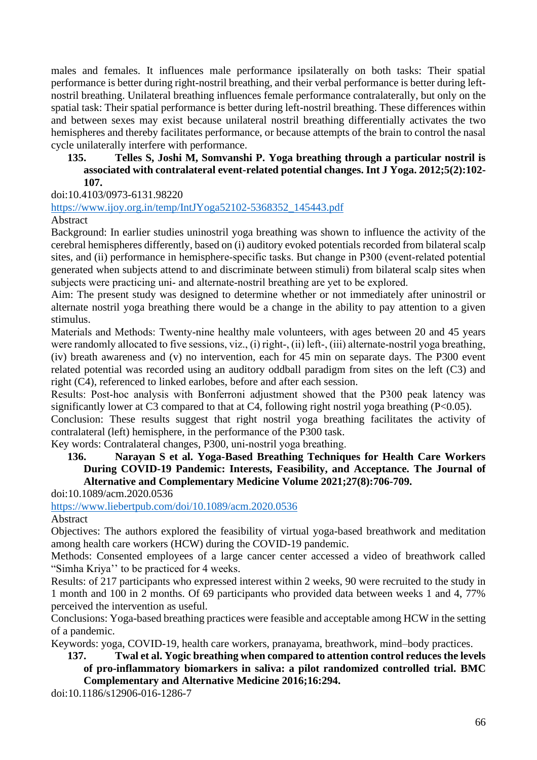males and females. It influences male performance ipsilaterally on both tasks: Their spatial performance is better during right-nostril breathing, and their verbal performance is better during left-nostril breathing. Unilateral breathing influences female performance contralaterally, but only on the spatial task: Their spatial performance is better during left-nostril breathing. These differences within and between sexes may exist because unilateral nostril breathing differentially activates the two hemispheres and thereby facilitates performance, or because attempts of the brain to control the nasal cycle unilaterally interfere with performance.

**135. Telles S, Joshi M, Somvanshi P. Yoga breathing through a particular nostril is associated with contralateral event-related potential changes. Int J Yoga. 2012;5(2):102-107.**

doi:10.4103/0973-6131.98220

https://www.ijoy.org.in/temp/IntJYoga52102-5368352_145443.pdf

Abstract

Background: In earlier studies uninostril yoga breathing was shown to influence the activity of the cerebral hemispheres differently, based on (i) auditory evoked potentials recorded from bilateral scalp sites, and (ii) performance in hemisphere-specific tasks. But change in P300 (event-related potential generated when subjects attend to and discriminate between stimuli) from bilateral scalp sites when subjects were practicing uni- and alternate-nostril breathing are yet to be explored.

Aim: The present study was designed to determine whether or not immediately after uninostril or alternate nostril yoga breathing there would be a change in the ability to pay attention to a given stimulus.

Materials and Methods: Twenty-nine healthy male volunteers, with ages between 20 and 45 years were randomly allocated to five sessions, viz., (i) right-, (ii) left-, (iii) alternate-nostril yoga breathing, (iv) breath awareness and (v) no intervention, each for 45 min on separate days. The P300 event related potential was recorded using an auditory oddball paradigm from sites on the left (C3) and right (C4), referenced to linked earlobes, before and after each session.

Results: Post-hoc analysis with Bonferroni adjustment showed that the P300 peak latency was significantly lower at C3 compared to that at C4, following right nostril yoga breathing ($P<0.05$).

Conclusion: These results suggest that right nostril yoga breathing facilitates the activity of contralateral (left) hemisphere, in the performance of the P300 task.

Key words: Contralateral changes, P300, uni-nostril yoga breathing.

**136. Narayan S et al. Yoga-Based Breathing Techniques for Health Care Workers During COVID-19 Pandemic: Interests, Feasibility, and Acceptance. The Journal of Alternative and Complementary Medicine Volume 2021;27(8):706-709.**

doi:10.1089/acm.2020.0536

https://www.liebertpub.com/doi/10.1089/acm.2020.0536

Abstract

Objectives: The authors explored the feasibility of virtual yoga-based breathwork and meditation among health care workers (HCW) during the COVID-19 pandemic.

Methods: Consented employees of a large cancer center accessed a video of breathwork called "Simha Kriya'' to be practiced for 4 weeks.

Results: of 217 participants who expressed interest within 2 weeks, 90 were recruited to the study in 1 month and 100 in 2 months. Of 69 participants who provided data between weeks 1 and 4, 77% perceived the intervention as useful.

Conclusions: Yoga-based breathing practices were feasible and acceptable among HCW in the setting of a pandemic.

Keywords: yoga, COVID-19, health care workers, pranayama, breathwork, mind–body practices.

**137. Twal et al. Yogic breathing when compared to attention control reduces the levels of pro-inflammatory biomarkers in saliva: a pilot randomized controlled trial. BMC Complementary and Alternative Medicine 2016;16:294.**

doi:10.1186/s12906-016-1286-7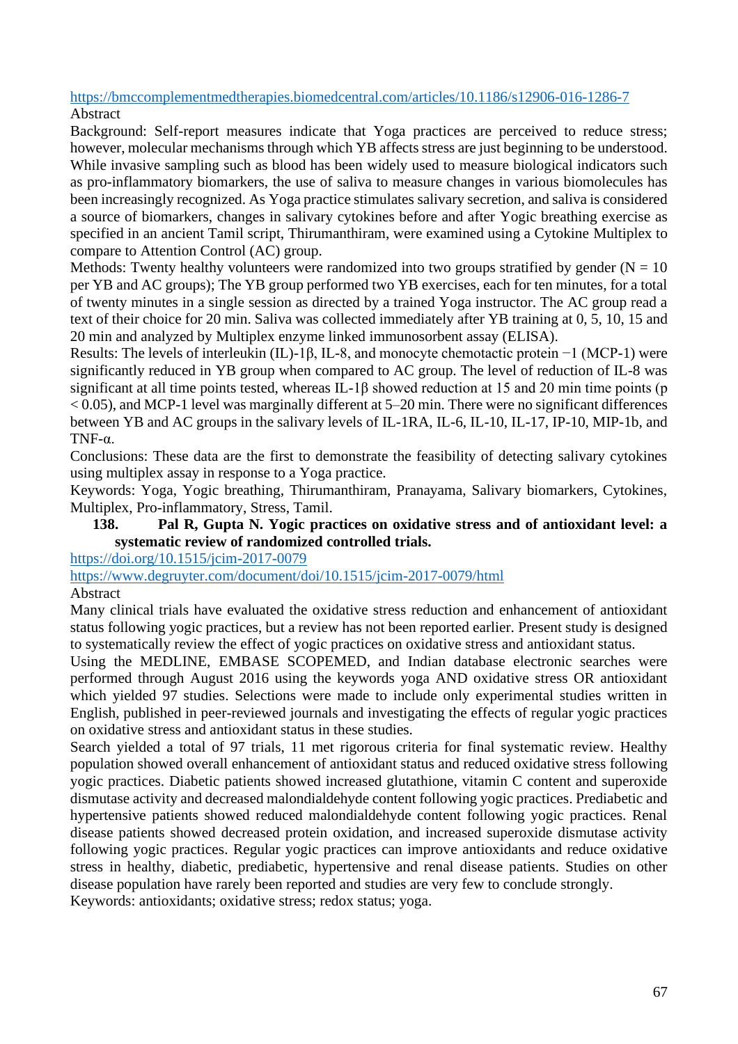https://bmccomplementmedtherapies.biomedcentral.com/articles/10.1186/s12906-016-1286-7

Abstract

Background: Self-report measures indicate that Yoga practices are perceived to reduce stress; however, molecular mechanisms through which YB affects stress are just beginning to be understood. While invasive sampling such as blood has been widely used to measure biological indicators such as pro-inflammatory biomarkers, the use of saliva to measure changes in various biomolecules has been increasingly recognized. As Yoga practice stimulates salivary secretion, and saliva is considered a source of biomarkers, changes in salivary cytokines before and after Yogic breathing exercise as specified in an ancient Tamil script, Thirumanthiram, were examined using a Cytokine Multiplex to compare to Attention Control (AC) group.

Methods: Twenty healthy volunteers were randomized into two groups stratified by gender (N = 10 per YB and AC groups); The YB group performed two YB exercises, each for ten minutes, for a total of twenty minutes in a single session as directed by a trained Yoga instructor. The AC group read a text of their choice for 20 min. Saliva was collected immediately after YB training at 0, 5, 10, 15 and 20 min and analyzed by Multiplex enzyme linked immunosorbent assay (ELISA).

Results: The levels of interleukin (IL)-1β, IL-8, and monocyte chemotactic protein −1 (MCP-1) were significantly reduced in YB group when compared to AC group. The level of reduction of IL-8 was significant at all time points tested, whereas IL-1β showed reduction at 15 and 20 min time points ($p < 0.05$), and MCP-1 level was marginally different at 5–20 min. There were no significant differences between YB and AC groups in the salivary levels of IL-1RA, IL-6, IL-10, IL-17, IP-10, MIP-1b, and TNF-α.

Conclusions: These data are the first to demonstrate the feasibility of detecting salivary cytokines using multiplex assay in response to a Yoga practice.

Keywords: Yoga, Yogic breathing, Thirumanthiram, Pranayama, Salivary biomarkers, Cytokines, Multiplex, Pro-inflammatory, Stress, Tamil.

**138. Pal R, Gupta N. Yogic practices on oxidative stress and of antioxidant level: a systematic review of randomized controlled trials.**

https://doi.org/10.1515/jcim-2017-0079

https://www.degruyter.com/document/doi/10.1515/jcim-2017-0079/html

Abstract

Many clinical trials have evaluated the oxidative stress reduction and enhancement of antioxidant status following yogic practices, but a review has not been reported earlier. Present study is designed to systematically review the effect of yogic practices on oxidative stress and antioxidant status.

Using the MEDLINE, EMBASE SCOPEMED, and Indian database electronic searches were performed through August 2016 using the keywords yoga AND oxidative stress OR antioxidant which yielded 97 studies. Selections were made to include only experimental studies written in English, published in peer-reviewed journals and investigating the effects of regular yogic practices on oxidative stress and antioxidant status in these studies.

Search yielded a total of 97 trials, 11 met rigorous criteria for final systematic review. Healthy population showed overall enhancement of antioxidant status and reduced oxidative stress following yogic practices. Diabetic patients showed increased glutathione, vitamin C content and superoxide dismutase activity and decreased malondialdehyde content following yogic practices. Prediabetic and hypertensive patients showed reduced malondialdehyde content following yogic practices. Renal disease patients showed decreased protein oxidation, and increased superoxide dismutase activity following yogic practices. Regular yogic practices can improve antioxidants and reduce oxidative stress in healthy, diabetic, prediabetic, hypertensive and renal disease patients. Studies on other disease population have rarely been reported and studies are very few to conclude strongly.

Keywords: antioxidants; oxidative stress; redox status; yoga.